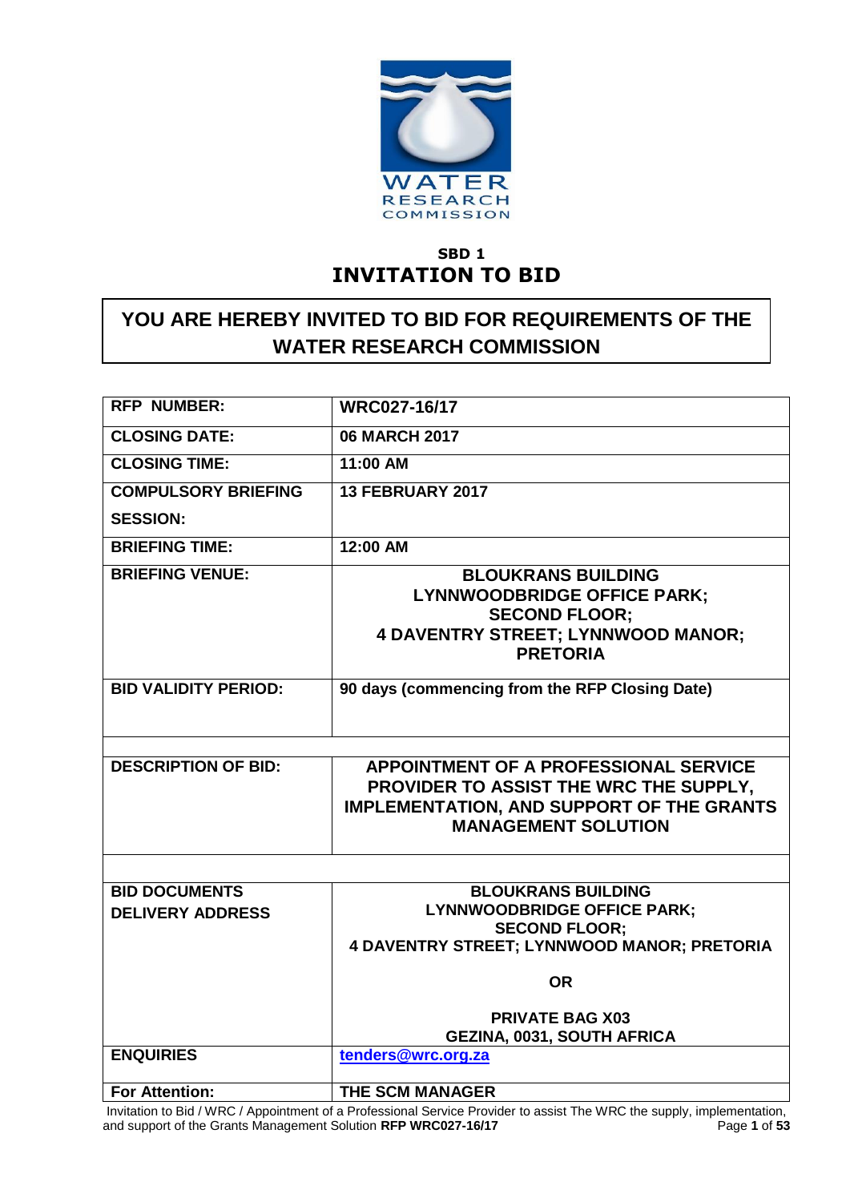WATER RESEARCH COMMISSION

**SBD 1**

# INVITATION TO BID

## YOU ARE HEREBY INVITED TO BID FOR REQUIREMENTS OF THE WATER RESEARCH COMMISSION

| | |
|---|---|
| **RFP NUMBER:** | **WRC027-16/17** |
| **CLOSING DATE:** | **06 MARCH 2017** |
| **CLOSING TIME:** | **11:00 AM** |
| **COMPULSORY BRIEFING SESSION:** | **13 FEBRUARY 2017** |
| **BRIEFING TIME:** | **12:00 AM** |
| **BRIEFING VENUE:** | **BLOUKRANS BUILDING LYNNWOODBRIDGE OFFICE PARK; SECOND FLOOR; 4 DAVENTRY STREET; LYNNWOOD MANOR; PRETORIA** |
| **BID VALIDITY PERIOD:** | **90 days (commencing from the RFP Closing Date)** |
| | |
| **DESCRIPTION OF BID:** | **APPOINTMENT OF A PROFESSIONAL SERVICE PROVIDER TO ASSIST THE WRC THE SUPPLY, IMPLEMENTATION, AND SUPPORT OF THE GRANTS MANAGEMENT SOLUTION** |
| | |
| **BID DOCUMENTS DELIVERY ADDRESS** | **BLOUKRANS BUILDING LYNNWOODBRIDGE OFFICE PARK; SECOND FLOOR; 4 DAVENTRY STREET; LYNNWOOD MANOR; PRETORIA**<br><br>**OR**<br><br>**PRIVATE BAG X03 GEZINA, 0031, SOUTH AFRICA** |
| **ENQUIRIES** | **tenders@wrc.org.za** |
| **For Attention:** | **THE SCM MANAGER** |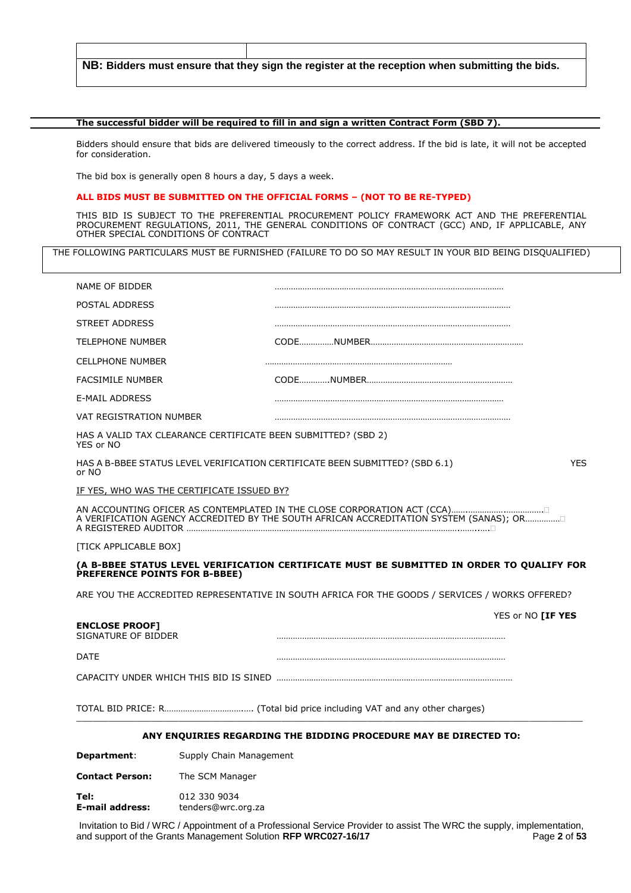| | |
|---|---|
| **NB: Bidders must ensure that they sign the register at the reception when submitting the bids.** | |

**The successful bidder will be required to fill in and sign a written Contract Form (SBD 7).**

Bidders should ensure that bids are delivered timeously to the correct address. If the bid is late, it will not be accepted for consideration.

The bid box is generally open 8 hours a day, 5 days a week.

**ALL BIDS MUST BE SUBMITTED ON THE OFFICIAL FORMS – (NOT TO BE RE-TYPED)**

THIS BID IS SUBJECT TO THE PREFERENTIAL PROCUREMENT POLICY FRAMEWORK ACT AND THE PREFERENTIAL PROCUREMENT REGULATIONS, 2011, THE GENERAL CONDITIONS OF CONTRACT (GCC) AND, IF APPLICABLE, ANY OTHER SPECIAL CONDITIONS OF CONTRACT

THE FOLLOWING PARTICULARS MUST BE FURNISHED (FAILURE TO DO SO MAY RESULT IN YOUR BID BEING DISQUALIFIED)

NAME OF BIDDER ………………………………………………………………………………………

POSTAL ADDRESS …………………………………………………………………………………………

STREET ADDRESS …………………………………………………………………………………………

TELEPHONE NUMBER CODE……………NUMBER………………………………………………………

CELLPHONE NUMBER ………………………………………………………………………

FACSIMILE NUMBER CODE…………NUMBER……………………………………………………

E-MAIL ADDRESS ………………………………………………………………………………………

VAT REGISTRATION NUMBER …………………………………………………………………………………………

HAS A VALID TAX CLEARANCE CERTIFICATE BEEN SUBMITTED? (SBD 2)
YES or NO

HAS A B-BBEE STATUS LEVEL VERIFICATION CERTIFICATE BEEN SUBMITTED? (SBD 6.1) YES or NO

IF YES, WHO WAS THE CERTIFICATE ISSUED BY?

AN ACCOUNTING OFICER AS CONTEMPLATED IN THE CLOSE CORPORATION ACT (CCA)………………………………☐
A VERIFICATION AGENCY ACCREDITED BY THE SOUTH AFRICAN ACCREDITATION SYSTEM (SANAS); OR……………☐
A REGISTERED AUDITOR ………………………………………………………………………………………………………☐

[TICK APPLICABLE BOX]

**(A B-BBEE STATUS LEVEL VERIFICATION CERTIFICATE MUST BE SUBMITTED IN ORDER TO QUALIFY FOR PREFERENCE POINTS FOR B-BBEE)**

ARE YOU THE ACCREDITED REPRESENTATIVE IN SOUTH AFRICA FOR THE GOODS / SERVICES / WORKS OFFERED?

YES or NO **[IF YES ENCLOSE PROOF]**

SIGNATURE OF BIDDER ………………………………………………………………………………………

DATE ………………………………………………………………………………………

CAPACITY UNDER WHICH THIS BID IS SINED …………………………………………………………………………………………

TOTAL BID PRICE: R………………………………. (Total bid price including VAT and any other charges)

---

**ANY ENQUIRIES REGARDING THE BIDDING PROCEDURE MAY BE DIRECTED TO:**

**Department**: Supply Chain Management

**Contact Person:** The SCM Manager

**Tel:** 012 330 9034
**E-mail address:** tenders@wrc.org.za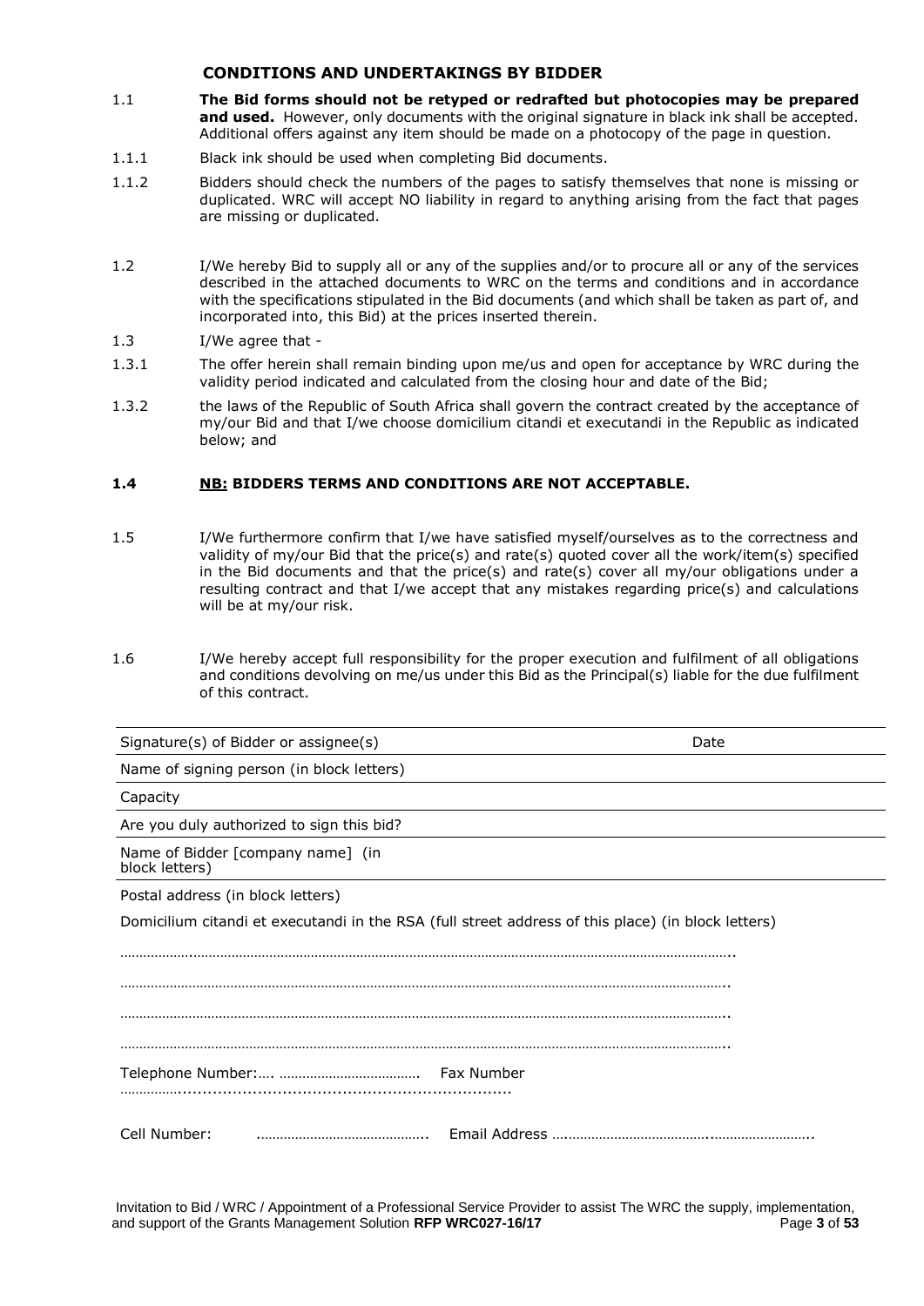## CONDITIONS AND UNDERTAKINGS BY BIDDER

1.1 **The Bid forms should not be retyped or redrafted but photocopies may be prepared and used.** However, only documents with the original signature in black ink shall be accepted. Additional offers against any item should be made on a photocopy of the page in question.

1.1.1 Black ink should be used when completing Bid documents.

1.1.2 Bidders should check the numbers of the pages to satisfy themselves that none is missing or duplicated. WRC will accept NO liability in regard to anything arising from the fact that pages are missing or duplicated.

1.2 I/We hereby Bid to supply all or any of the supplies and/or to procure all or any of the services described in the attached documents to WRC on the terms and conditions and in accordance with the specifications stipulated in the Bid documents (and which shall be taken as part of, and incorporated into, this Bid) at the prices inserted therein.

1.3 I/We agree that -

1.3.1 The offer herein shall remain binding upon me/us and open for acceptance by WRC during the validity period indicated and calculated from the closing hour and date of the Bid;

1.3.2 the laws of the Republic of South Africa shall govern the contract created by the acceptance of my/our Bid and that I/we choose domicilium citandi et executandi in the Republic as indicated below; and

**1.4 <u>NB:</u> BIDDERS TERMS AND CONDITIONS ARE NOT ACCEPTABLE.**

1.5 I/We furthermore confirm that I/we have satisfied myself/ourselves as to the correctness and validity of my/our Bid that the price(s) and rate(s) quoted cover all the work/item(s) specified in the Bid documents and that the price(s) and rate(s) cover all my/our obligations under a resulting contract and that I/we accept that any mistakes regarding price(s) and calculations will be at my/our risk.

1.6 I/We hereby accept full responsibility for the proper execution and fulfilment of all obligations and conditions devolving on me/us under this Bid as the Principal(s) liable for the due fulfilment of this contract.

| | |
|---|---|
| Signature(s) of Bidder or assignee(s) | Date |
| Name of signing person (in block letters) | |
| Capacity | |
| Are you duly authorized to sign this bid? | |
| Name of Bidder [company name] (in block letters) | |

Postal address (in block letters)

Domicilium citandi et executandi in the RSA (full street address of this place) (in block letters)

……………………………………………………………………………………………………………………………………..

……………………………………………………………………………………………………………………………………..

……………………………………………………………………………………………………………………………………..

……………………………………………………………………………………………………………………………………..

Telephone Number:…. ………………………………. Fax Number ……………..................................................................

Cell Number: …………………………………….. Email Address ….…………………………….……………………..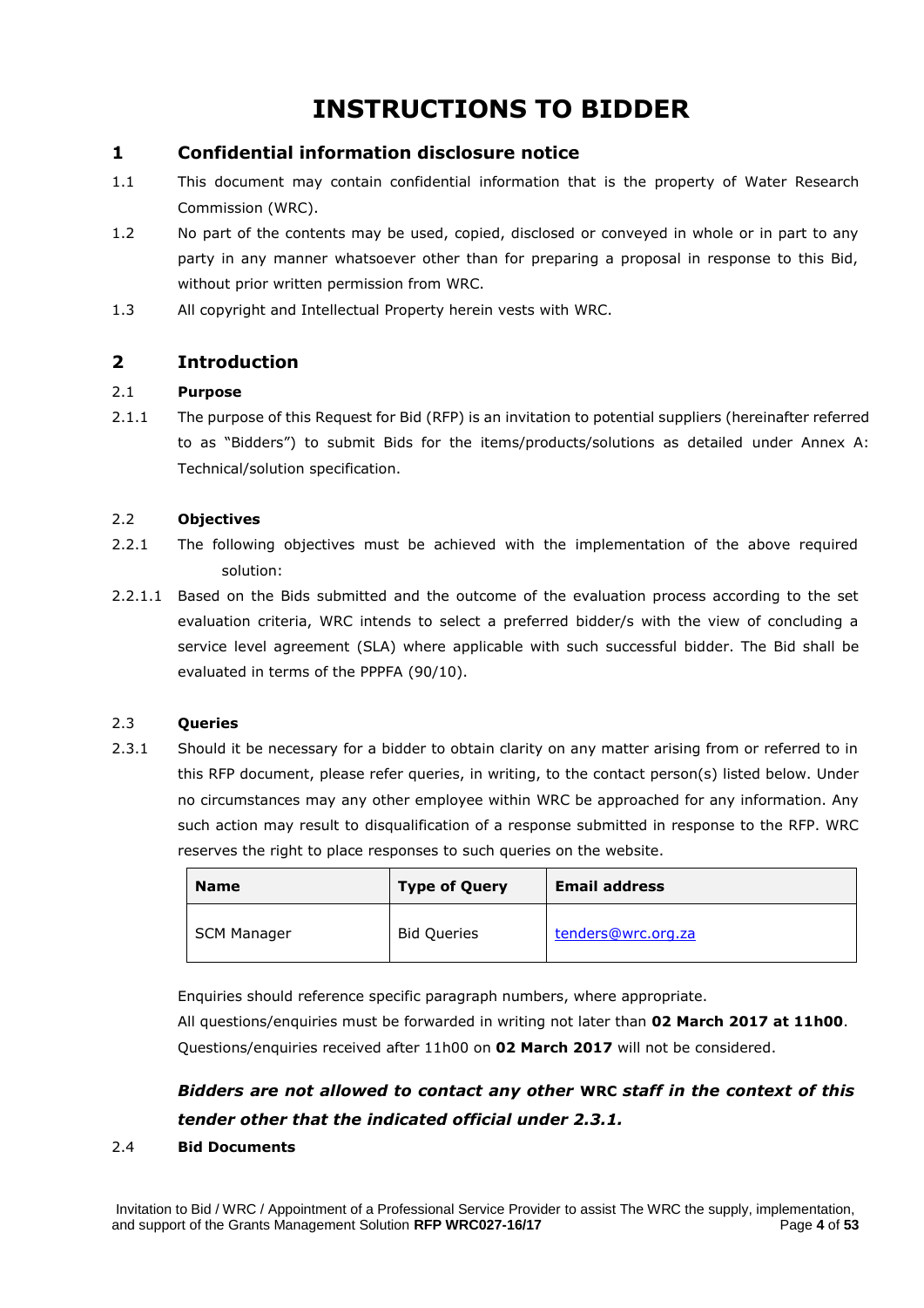# INSTRUCTIONS TO BIDDER

## 1 Confidential information disclosure notice

1.1 This document may contain confidential information that is the property of Water Research Commission (WRC).

1.2 No part of the contents may be used, copied, disclosed or conveyed in whole or in part to any party in any manner whatsoever other than for preparing a proposal in response to this Bid, without prior written permission from WRC.

1.3 All copyright and Intellectual Property herein vests with WRC.

## 2 Introduction

### 2.1 Purpose

2.1.1 The purpose of this Request for Bid (RFP) is an invitation to potential suppliers (hereinafter referred to as "Bidders") to submit Bids for the items/products/solutions as detailed under Annex A: Technical/solution specification.

### 2.2 Objectives

2.2.1 The following objectives must be achieved with the implementation of the above required solution:

2.2.1.1 Based on the Bids submitted and the outcome of the evaluation process according to the set evaluation criteria, WRC intends to select a preferred bidder/s with the view of concluding a service level agreement (SLA) where applicable with such successful bidder. The Bid shall be evaluated in terms of the PPPFA (90/10).

### 2.3 Queries

2.3.1 Should it be necessary for a bidder to obtain clarity on any matter arising from or referred to in this RFP document, please refer queries, in writing, to the contact person(s) listed below. Under no circumstances may any other employee within WRC be approached for any information. Any such action may result to disqualification of a response submitted in response to the RFP. WRC reserves the right to place responses to such queries on the website.

| Name | Type of Query | Email address |
|---|---|---|
| SCM Manager | Bid Queries | tenders@wrc.org.za |

Enquiries should reference specific paragraph numbers, where appropriate.
All questions/enquiries must be forwarded in writing not later than **02 March 2017 at 11h00**. Questions/enquiries received after 11h00 on **02 March 2017** will not be considered.

***Bidders are not allowed to contact any other WRC staff in the context of this tender other that the indicated official under 2.3.1.***

### 2.4 Bid Documents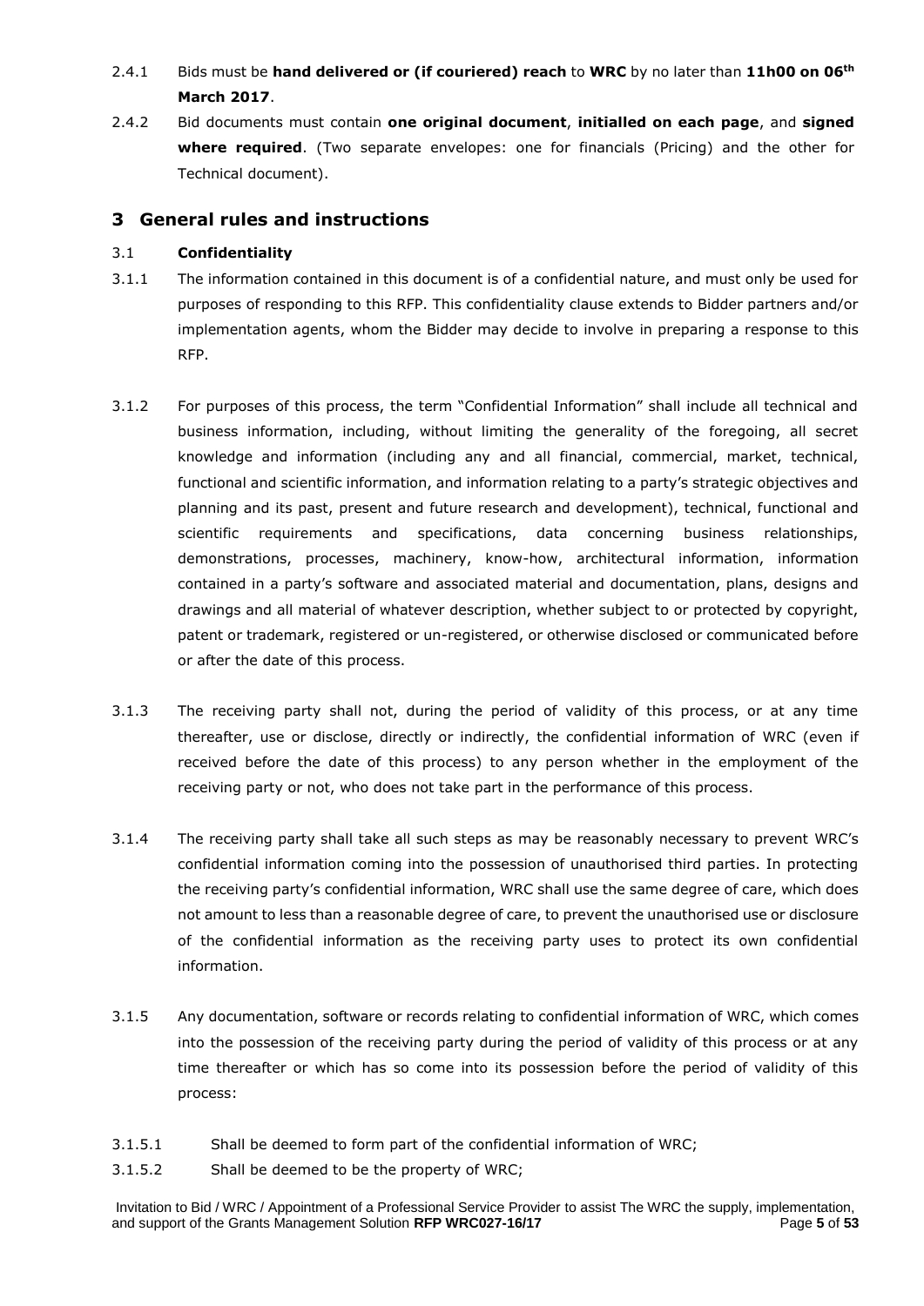2.4.1 Bids must be **hand delivered or (if couriered) reach** to **WRC** by no later than **11h00 on 06th March 2017**.

2.4.2 Bid documents must contain **one original document**, **initialled on each page**, and **signed where required**. (Two separate envelopes: one for financials (Pricing) and the other for Technical document).

## 3 General rules and instructions

### 3.1 Confidentiality

3.1.1 The information contained in this document is of a confidential nature, and must only be used for purposes of responding to this RFP. This confidentiality clause extends to Bidder partners and/or implementation agents, whom the Bidder may decide to involve in preparing a response to this RFP.

3.1.2 For purposes of this process, the term "Confidential Information" shall include all technical and business information, including, without limiting the generality of the foregoing, all secret knowledge and information (including any and all financial, commercial, market, technical, functional and scientific information, and information relating to a party's strategic objectives and planning and its past, present and future research and development), technical, functional and scientific requirements and specifications, data concerning business relationships, demonstrations, processes, machinery, know-how, architectural information, information contained in a party's software and associated material and documentation, plans, designs and drawings and all material of whatever description, whether subject to or protected by copyright, patent or trademark, registered or un-registered, or otherwise disclosed or communicated before or after the date of this process.

3.1.3 The receiving party shall not, during the period of validity of this process, or at any time thereafter, use or disclose, directly or indirectly, the confidential information of WRC (even if received before the date of this process) to any person whether in the employment of the receiving party or not, who does not take part in the performance of this process.

3.1.4 The receiving party shall take all such steps as may be reasonably necessary to prevent WRC's confidential information coming into the possession of unauthorised third parties. In protecting the receiving party's confidential information, WRC shall use the same degree of care, which does not amount to less than a reasonable degree of care, to prevent the unauthorised use or disclosure of the confidential information as the receiving party uses to protect its own confidential information.

3.1.5 Any documentation, software or records relating to confidential information of WRC, which comes into the possession of the receiving party during the period of validity of this process or at any time thereafter or which has so come into its possession before the period of validity of this process:

3.1.5.1 Shall be deemed to form part of the confidential information of WRC;

3.1.5.2 Shall be deemed to be the property of WRC;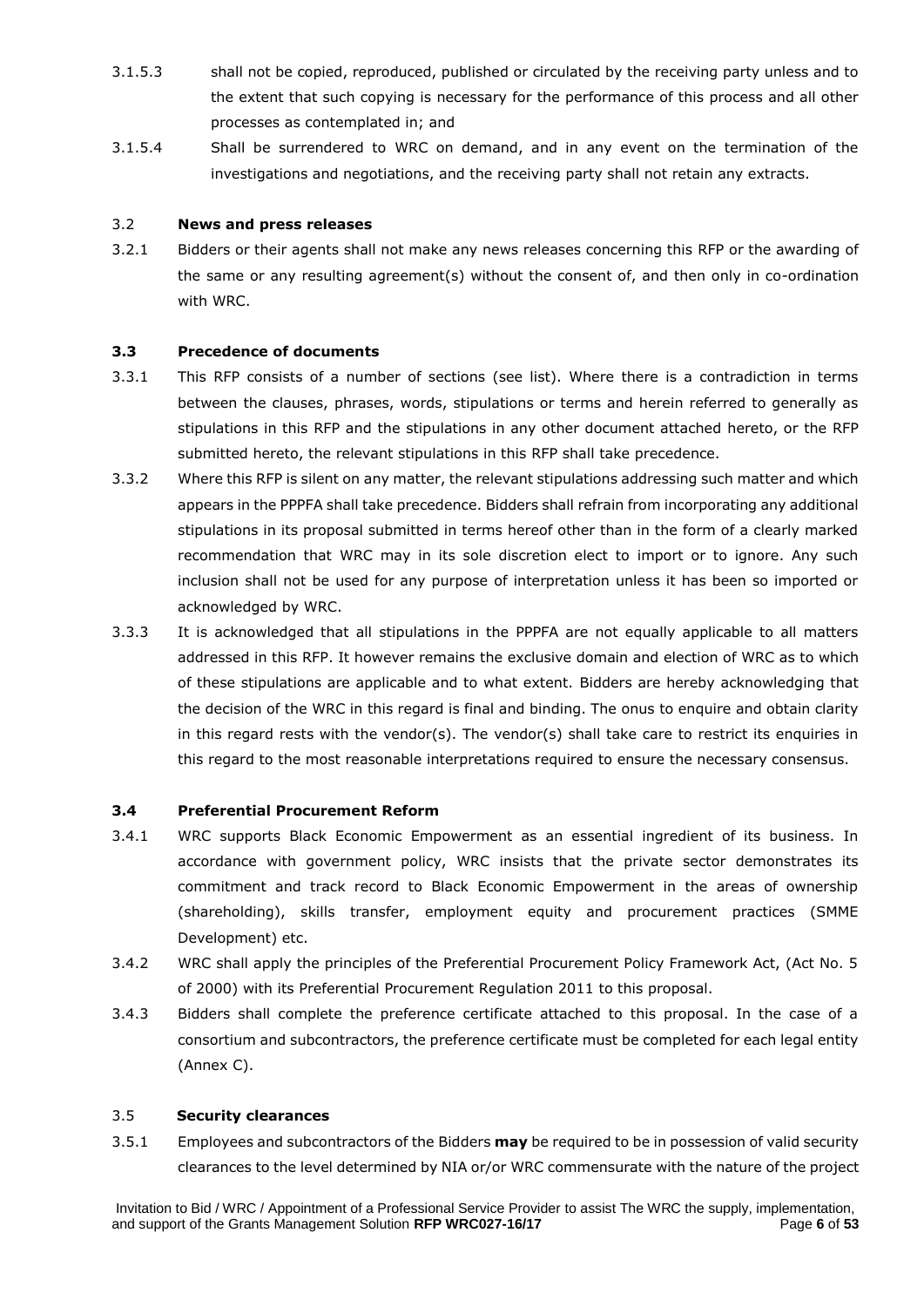3.1.5.3 shall not be copied, reproduced, published or circulated by the receiving party unless and to the extent that such copying is necessary for the performance of this process and all other processes as contemplated in; and

3.1.5.4 Shall be surrendered to WRC on demand, and in any event on the termination of the investigations and negotiations, and the receiving party shall not retain any extracts.

### 3.2 News and press releases

3.2.1 Bidders or their agents shall not make any news releases concerning this RFP or the awarding of the same or any resulting agreement(s) without the consent of, and then only in co-ordination with WRC.

### 3.3 Precedence of documents

3.3.1 This RFP consists of a number of sections (see list). Where there is a contradiction in terms between the clauses, phrases, words, stipulations or terms and herein referred to generally as stipulations in this RFP and the stipulations in any other document attached hereto, or the RFP submitted hereto, the relevant stipulations in this RFP shall take precedence.

3.3.2 Where this RFP is silent on any matter, the relevant stipulations addressing such matter and which appears in the PPPFA shall take precedence. Bidders shall refrain from incorporating any additional stipulations in its proposal submitted in terms hereof other than in the form of a clearly marked recommendation that WRC may in its sole discretion elect to import or to ignore. Any such inclusion shall not be used for any purpose of interpretation unless it has been so imported or acknowledged by WRC.

3.3.3 It is acknowledged that all stipulations in the PPPFA are not equally applicable to all matters addressed in this RFP. It however remains the exclusive domain and election of WRC as to which of these stipulations are applicable and to what extent. Bidders are hereby acknowledging that the decision of the WRC in this regard is final and binding. The onus to enquire and obtain clarity in this regard rests with the vendor(s). The vendor(s) shall take care to restrict its enquiries in this regard to the most reasonable interpretations required to ensure the necessary consensus.

### 3.4 Preferential Procurement Reform

3.4.1 WRC supports Black Economic Empowerment as an essential ingredient of its business. In accordance with government policy, WRC insists that the private sector demonstrates its commitment and track record to Black Economic Empowerment in the areas of ownership (shareholding), skills transfer, employment equity and procurement practices (SMME Development) etc.

3.4.2 WRC shall apply the principles of the Preferential Procurement Policy Framework Act, (Act No. 5 of 2000) with its Preferential Procurement Regulation 2011 to this proposal.

3.4.3 Bidders shall complete the preference certificate attached to this proposal. In the case of a consortium and subcontractors, the preference certificate must be completed for each legal entity (Annex C).

### 3.5 Security clearances

3.5.1 Employees and subcontractors of the Bidders **may** be required to be in possession of valid security clearances to the level determined by NIA or/or WRC commensurate with the nature of the project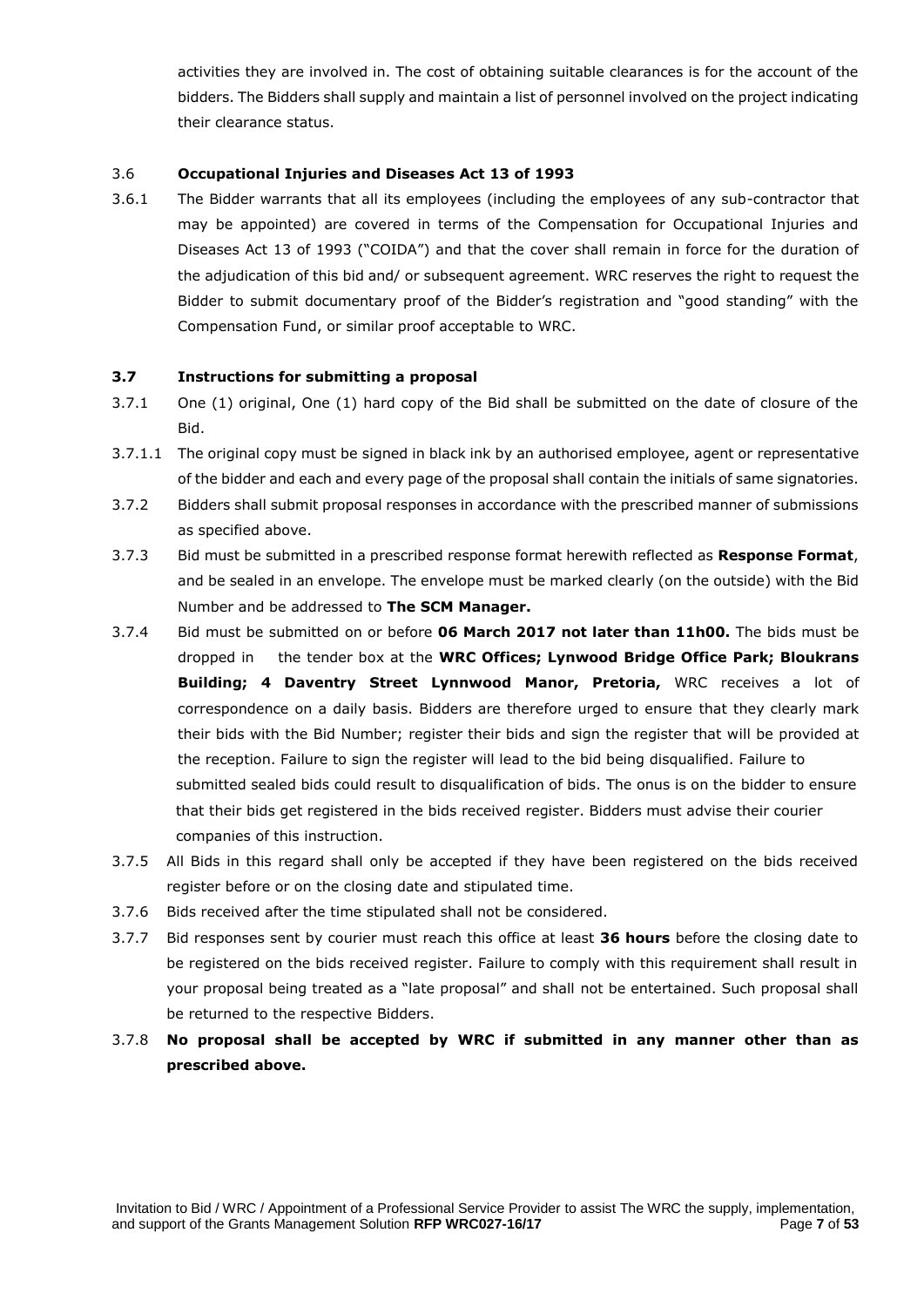activities they are involved in. The cost of obtaining suitable clearances is for the account of the bidders. The Bidders shall supply and maintain a list of personnel involved on the project indicating their clearance status.

3.6 **Occupational Injuries and Diseases Act 13 of 1993**

3.6.1 The Bidder warrants that all its employees (including the employees of any sub-contractor that may be appointed) are covered in terms of the Compensation for Occupational Injuries and Diseases Act 13 of 1993 ("COIDA") and that the cover shall remain in force for the duration of the adjudication of this bid and/ or subsequent agreement. WRC reserves the right to request the Bidder to submit documentary proof of the Bidder's registration and "good standing" with the Compensation Fund, or similar proof acceptable to WRC.

**3.7 Instructions for submitting a proposal**

3.7.1 One (1) original, One (1) hard copy of the Bid shall be submitted on the date of closure of the Bid.

3.7.1.1 The original copy must be signed in black ink by an authorised employee, agent or representative of the bidder and each and every page of the proposal shall contain the initials of same signatories.

3.7.2 Bidders shall submit proposal responses in accordance with the prescribed manner of submissions as specified above.

3.7.3 Bid must be submitted in a prescribed response format herewith reflected as **Response Format**, and be sealed in an envelope. The envelope must be marked clearly (on the outside) with the Bid Number and be addressed to **The SCM Manager.**

3.7.4 Bid must be submitted on or before **06 March 2017 not later than 11h00.** The bids must be dropped in the tender box at the **WRC Offices; Lynwood Bridge Office Park; Bloukrans Building; 4 Daventry Street Lynnwood Manor, Pretoria,** WRC receives a lot of correspondence on a daily basis. Bidders are therefore urged to ensure that they clearly mark their bids with the Bid Number; register their bids and sign the register that will be provided at the reception. Failure to sign the register will lead to the bid being disqualified. Failure to submitted sealed bids could result to disqualification of bids. The onus is on the bidder to ensure that their bids get registered in the bids received register. Bidders must advise their courier companies of this instruction.

3.7.5 All Bids in this regard shall only be accepted if they have been registered on the bids received register before or on the closing date and stipulated time.

3.7.6 Bids received after the time stipulated shall not be considered.

3.7.7 Bid responses sent by courier must reach this office at least **36 hours** before the closing date to be registered on the bids received register. Failure to comply with this requirement shall result in your proposal being treated as a "late proposal" and shall not be entertained. Such proposal shall be returned to the respective Bidders.

3.7.8 **No proposal shall be accepted by WRC if submitted in any manner other than as prescribed above.**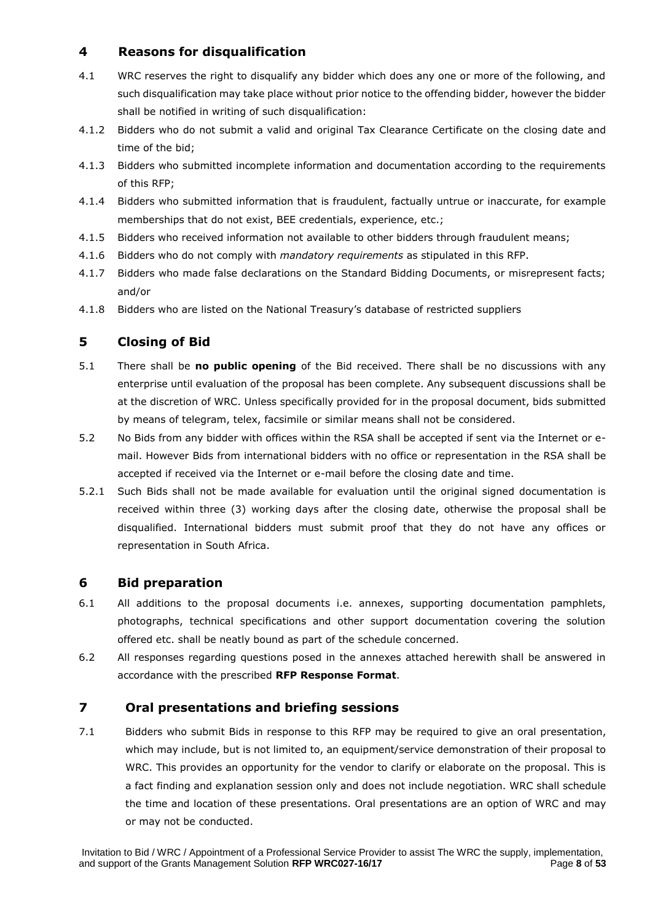## 4 Reasons for disqualification

4.1 WRC reserves the right to disqualify any bidder which does any one or more of the following, and such disqualification may take place without prior notice to the offending bidder, however the bidder shall be notified in writing of such disqualification:

4.1.2 Bidders who do not submit a valid and original Tax Clearance Certificate on the closing date and time of the bid;

4.1.3 Bidders who submitted incomplete information and documentation according to the requirements of this RFP;

4.1.4 Bidders who submitted information that is fraudulent, factually untrue or inaccurate, for example memberships that do not exist, BEE credentials, experience, etc.;

4.1.5 Bidders who received information not available to other bidders through fraudulent means;

4.1.6 Bidders who do not comply with *mandatory requirements* as stipulated in this RFP.

4.1.7 Bidders who made false declarations on the Standard Bidding Documents, or misrepresent facts; and/or

4.1.8 Bidders who are listed on the National Treasury's database of restricted suppliers

## 5 Closing of Bid

5.1 There shall be **no public opening** of the Bid received. There shall be no discussions with any enterprise until evaluation of the proposal has been complete. Any subsequent discussions shall be at the discretion of WRC. Unless specifically provided for in the proposal document, bids submitted by means of telegram, telex, facsimile or similar means shall not be considered.

5.2 No Bids from any bidder with offices within the RSA shall be accepted if sent via the Internet or e-mail. However Bids from international bidders with no office or representation in the RSA shall be accepted if received via the Internet or e-mail before the closing date and time.

5.2.1 Such Bids shall not be made available for evaluation until the original signed documentation is received within three (3) working days after the closing date, otherwise the proposal shall be disqualified. International bidders must submit proof that they do not have any offices or representation in South Africa.

## 6 Bid preparation

6.1 All additions to the proposal documents i.e. annexes, supporting documentation pamphlets, photographs, technical specifications and other support documentation covering the solution offered etc. shall be neatly bound as part of the schedule concerned.

6.2 All responses regarding questions posed in the annexes attached herewith shall be answered in accordance with the prescribed **RFP Response Format**.

## 7 Oral presentations and briefing sessions

7.1 Bidders who submit Bids in response to this RFP may be required to give an oral presentation, which may include, but is not limited to, an equipment/service demonstration of their proposal to WRC. This provides an opportunity for the vendor to clarify or elaborate on the proposal. This is a fact finding and explanation session only and does not include negotiation. WRC shall schedule the time and location of these presentations. Oral presentations are an option of WRC and may or may not be conducted.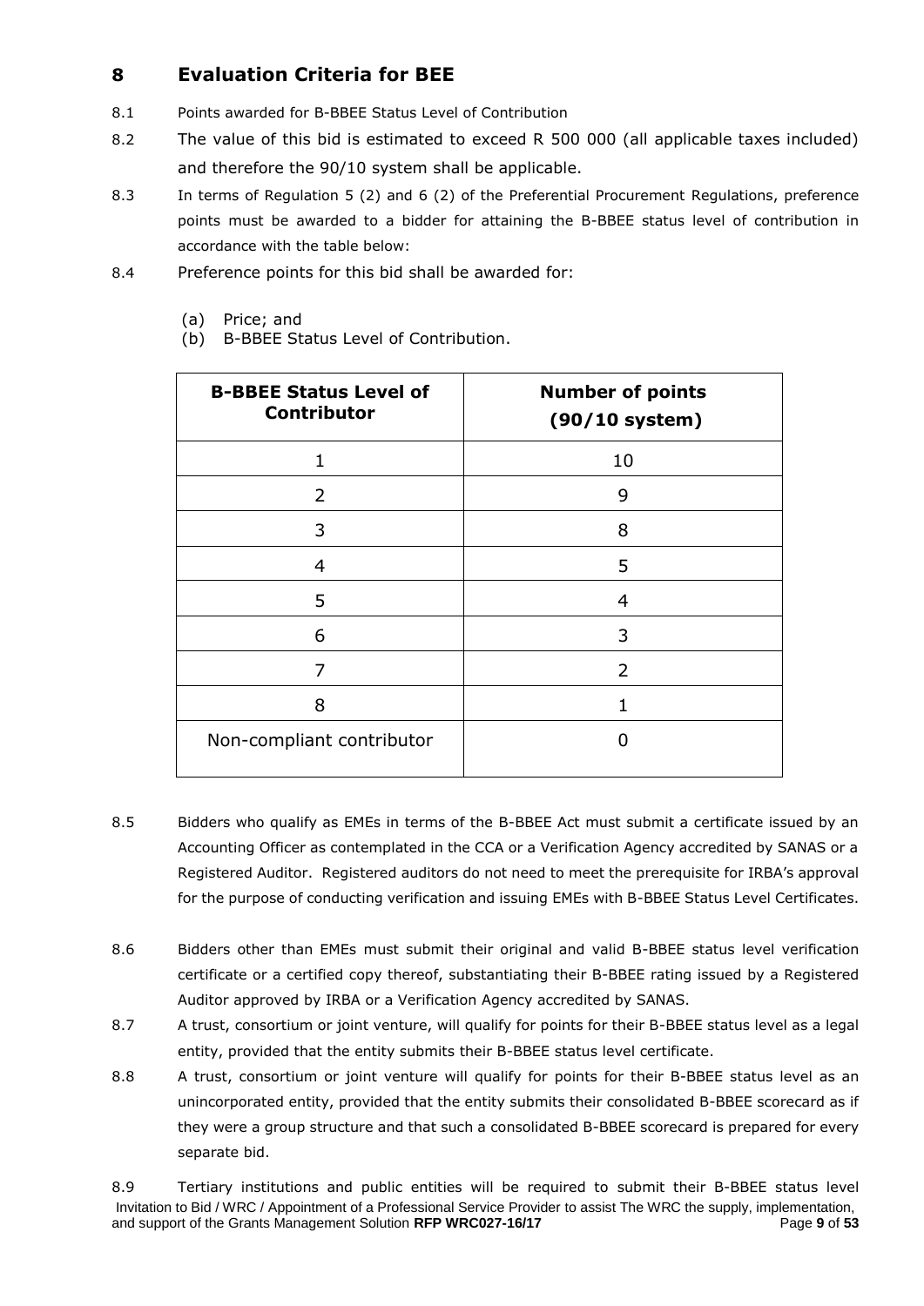# 8 Evaluation Criteria for BEE

8.1 Points awarded for B-BBEE Status Level of Contribution

8.2 The value of this bid is estimated to exceed R 500 000 (all applicable taxes included) and therefore the 90/10 system shall be applicable.

8.3 In terms of Regulation 5 (2) and 6 (2) of the Preferential Procurement Regulations, preference points must be awarded to a bidder for attaining the B-BBEE status level of contribution in accordance with the table below:

8.4 Preference points for this bid shall be awarded for:

(a) Price; and
(b) B-BBEE Status Level of Contribution.

| B-BBEE Status Level of Contributor | Number of points (90/10 system) |
|---|---|
| 1 | 10 |
| 2 | 9 |
| 3 | 8 |
| 4 | 5 |
| 5 | 4 |
| 6 | 3 |
| 7 | 2 |
| 8 | 1 |
| Non-compliant contributor | 0 |

8.5 Bidders who qualify as EMEs in terms of the B-BBEE Act must submit a certificate issued by an Accounting Officer as contemplated in the CCA or a Verification Agency accredited by SANAS or a Registered Auditor. Registered auditors do not need to meet the prerequisite for IRBA's approval for the purpose of conducting verification and issuing EMEs with B-BBEE Status Level Certificates.

8.6 Bidders other than EMEs must submit their original and valid B-BBEE status level verification certificate or a certified copy thereof, substantiating their B-BBEE rating issued by a Registered Auditor approved by IRBA or a Verification Agency accredited by SANAS.

8.7 A trust, consortium or joint venture, will qualify for points for their B-BBEE status level as a legal entity, provided that the entity submits their B-BBEE status level certificate.

8.8 A trust, consortium or joint venture will qualify for points for their B-BBEE status level as an unincorporated entity, provided that the entity submits their consolidated B-BBEE scorecard as if they were a group structure and that such a consolidated B-BBEE scorecard is prepared for every separate bid.

8.9 Tertiary institutions and public entities will be required to submit their B-BBEE status level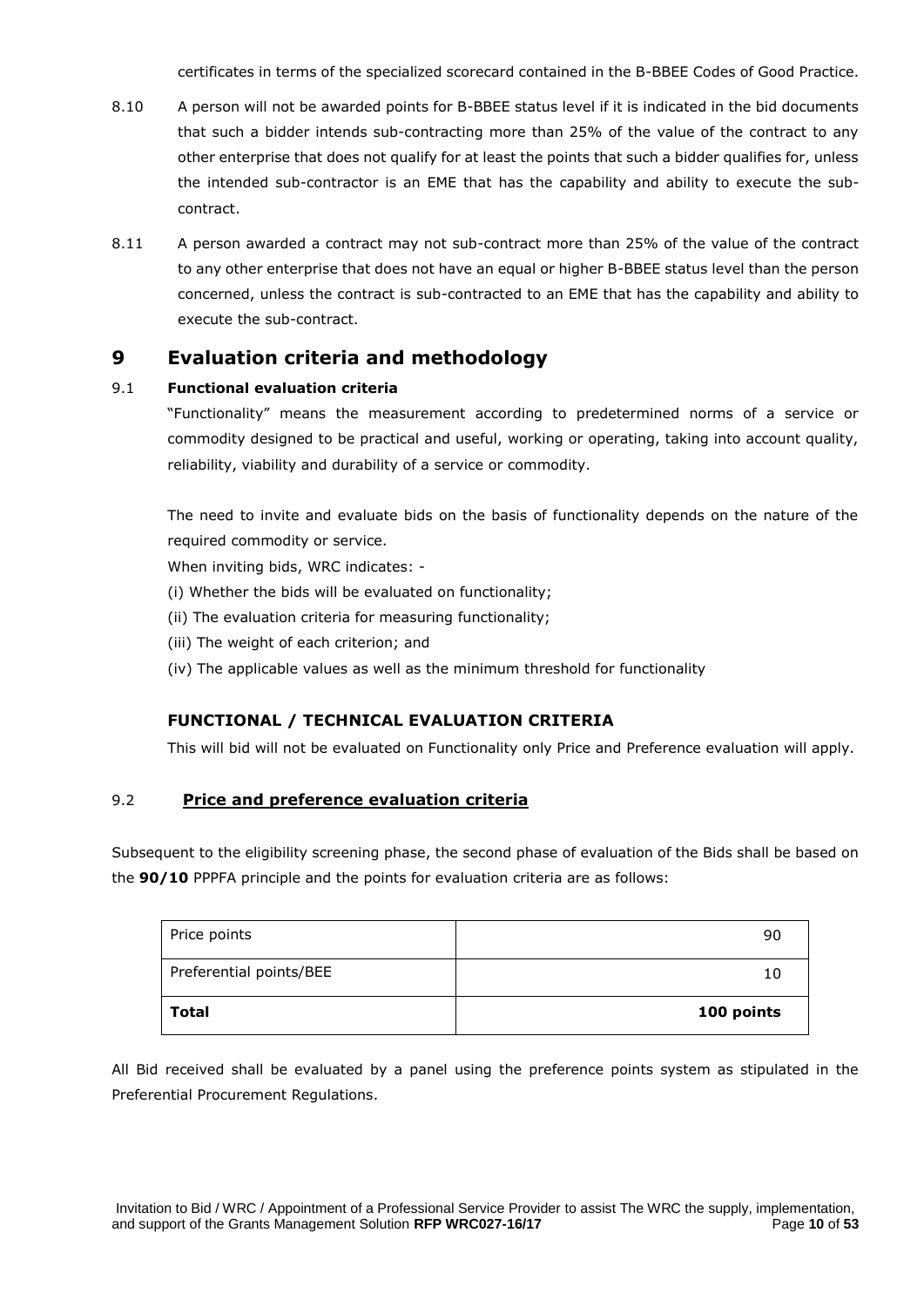certificates in terms of the specialized scorecard contained in the B-BBEE Codes of Good Practice.

8.10 A person will not be awarded points for B-BBEE status level if it is indicated in the bid documents that such a bidder intends sub-contracting more than 25% of the value of the contract to any other enterprise that does not qualify for at least the points that such a bidder qualifies for, unless the intended sub-contractor is an EME that has the capability and ability to execute the sub-contract.

8.11 A person awarded a contract may not sub-contract more than 25% of the value of the contract to any other enterprise that does not have an equal or higher B-BBEE status level than the person concerned, unless the contract is sub-contracted to an EME that has the capability and ability to execute the sub-contract.

## 9 Evaluation criteria and methodology

### 9.1 Functional evaluation criteria

"Functionality" means the measurement according to predetermined norms of a service or commodity designed to be practical and useful, working or operating, taking into account quality, reliability, viability and durability of a service or commodity.

The need to invite and evaluate bids on the basis of functionality depends on the nature of the required commodity or service.

When inviting bids, WRC indicates: -

(i) Whether the bids will be evaluated on functionality;

(ii) The evaluation criteria for measuring functionality;

(iii) The weight of each criterion; and

(iv) The applicable values as well as the minimum threshold for functionality

**FUNCTIONAL / TECHNICAL EVALUATION CRITERIA**

This will bid will not be evaluated on Functionality only Price and Preference evaluation will apply.

### 9.2 Price and preference evaluation criteria

Subsequent to the eligibility screening phase, the second phase of evaluation of the Bids shall be based on the **90/10** PPPFA principle and the points for evaluation criteria are as follows:

| Price points | 90 |
|---|---|
| Preferential points/BEE | 10 |
| **Total** | **100 points** |

All Bid received shall be evaluated by a panel using the preference points system as stipulated in the Preferential Procurement Regulations.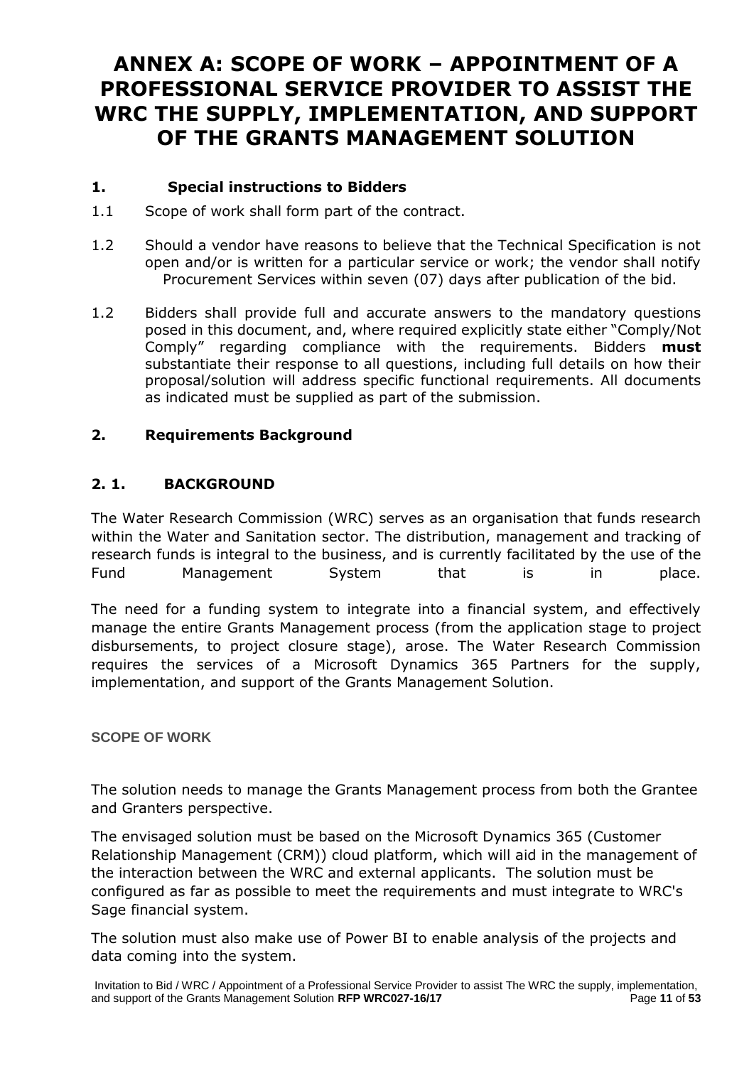# ANNEX A: SCOPE OF WORK – APPOINTMENT OF A PROFESSIONAL SERVICE PROVIDER TO ASSIST THE WRC THE SUPPLY, IMPLEMENTATION, AND SUPPORT OF THE GRANTS MANAGEMENT SOLUTION

## 1. Special instructions to Bidders

1.1 Scope of work shall form part of the contract.

1.2 Should a vendor have reasons to believe that the Technical Specification is not open and/or is written for a particular service or work; the vendor shall notify Procurement Services within seven (07) days after publication of the bid.

1.2 Bidders shall provide full and accurate answers to the mandatory questions posed in this document, and, where required explicitly state either "Comply/Not Comply" regarding compliance with the requirements. Bidders **must** substantiate their response to all questions, including full details on how their proposal/solution will address specific functional requirements. All documents as indicated must be supplied as part of the submission.

## 2. Requirements Background

### 2. 1. BACKGROUND

The Water Research Commission (WRC) serves as an organisation that funds research within the Water and Sanitation sector. The distribution, management and tracking of research funds is integral to the business, and is currently facilitated by the use of the Fund Management System that is in place.

The need for a funding system to integrate into a financial system, and effectively manage the entire Grants Management process (from the application stage to project disbursements, to project closure stage), arose. The Water Research Commission requires the services of a Microsoft Dynamics 365 Partners for the supply, implementation, and support of the Grants Management Solution.

### SCOPE OF WORK

The solution needs to manage the Grants Management process from both the Grantee and Granters perspective.

The envisaged solution must be based on the Microsoft Dynamics 365 (Customer Relationship Management (CRM)) cloud platform, which will aid in the management of the interaction between the WRC and external applicants. The solution must be configured as far as possible to meet the requirements and must integrate to WRC's Sage financial system.

The solution must also make use of Power BI to enable analysis of the projects and data coming into the system.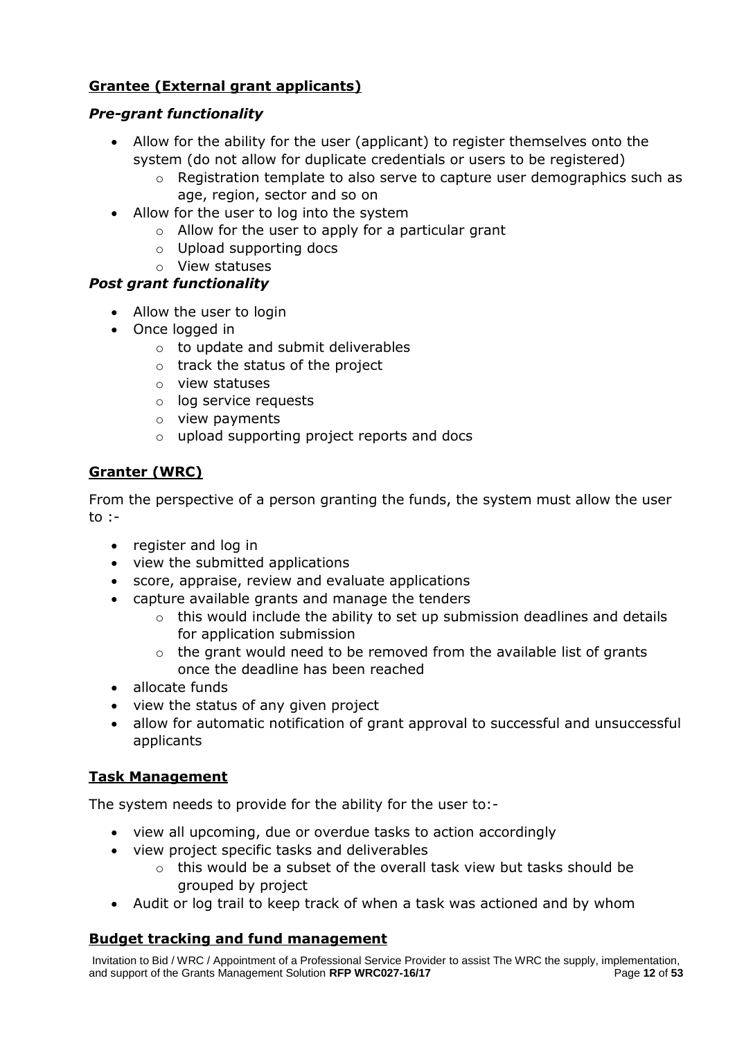**Grantee (External grant applicants)**

***Pre-grant functionality***

- Allow for the ability for the user (applicant) to register themselves onto the system (do not allow for duplicate credentials or users to be registered)
  - Registration template to also serve to capture user demographics such as age, region, sector and so on
- Allow for the user to log into the system
  - Allow for the user to apply for a particular grant
  - Upload supporting docs
  - View statuses

***Post grant functionality***

- Allow the user to login
- Once logged in
  - to update and submit deliverables
  - track the status of the project
  - view statuses
  - log service requests
  - view payments
  - upload supporting project reports and docs

**Granter (WRC)**

From the perspective of a person granting the funds, the system must allow the user to :-

- register and log in
- view the submitted applications
- score, appraise, review and evaluate applications
- capture available grants and manage the tenders
  - this would include the ability to set up submission deadlines and details for application submission
  - the grant would need to be removed from the available list of grants once the deadline has been reached
- allocate funds
- view the status of any given project
- allow for automatic notification of grant approval to successful and unsuccessful applicants

**Task Management**

The system needs to provide for the ability for the user to:-

- view all upcoming, due or overdue tasks to action accordingly
- view project specific tasks and deliverables
  - this would be a subset of the overall task view but tasks should be grouped by project
- Audit or log trail to keep track of when a task was actioned and by whom

**Budget tracking and fund management**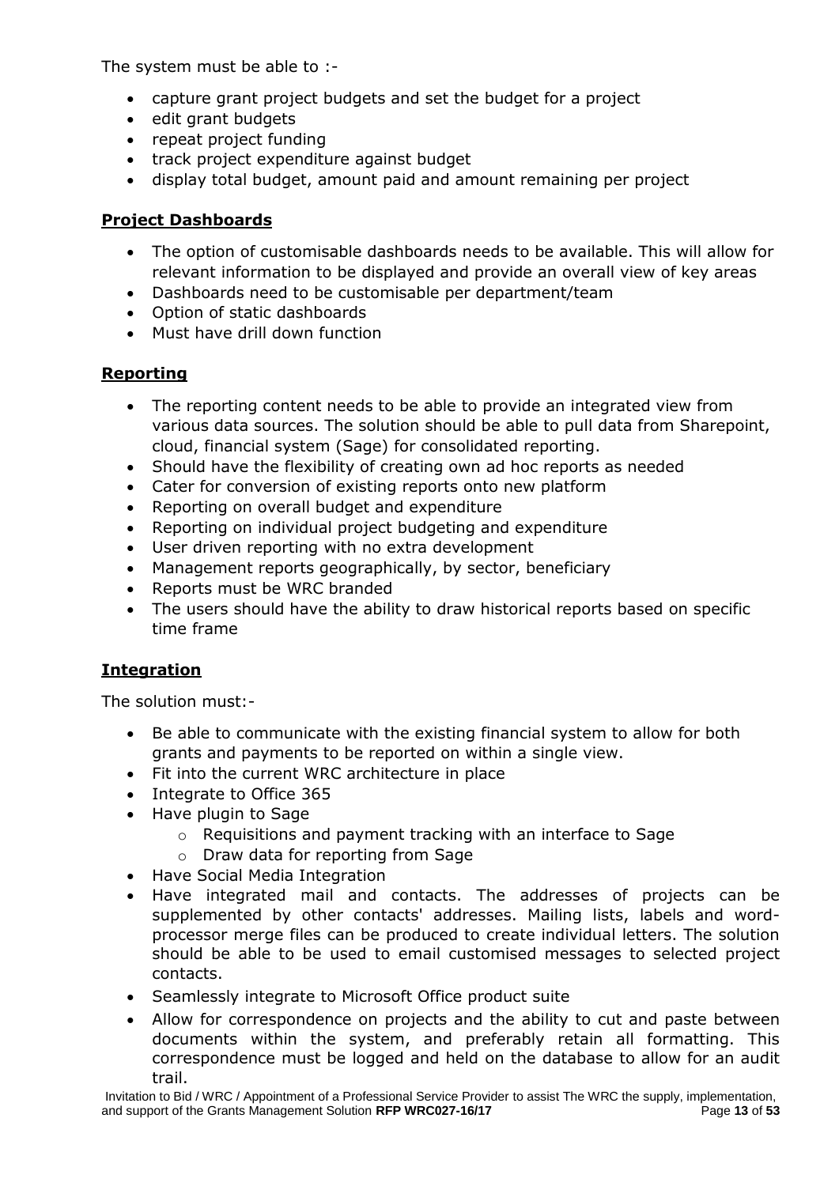The system must be able to :-

- capture grant project budgets and set the budget for a project
- edit grant budgets
- repeat project funding
- track project expenditure against budget
- display total budget, amount paid and amount remaining per project

**Project Dashboards**

- The option of customisable dashboards needs to be available. This will allow for relevant information to be displayed and provide an overall view of key areas
- Dashboards need to be customisable per department/team
- Option of static dashboards
- Must have drill down function

**Reporting**

- The reporting content needs to be able to provide an integrated view from various data sources. The solution should be able to pull data from Sharepoint, cloud, financial system (Sage) for consolidated reporting.
- Should have the flexibility of creating own ad hoc reports as needed
- Cater for conversion of existing reports onto new platform
- Reporting on overall budget and expenditure
- Reporting on individual project budgeting and expenditure
- User driven reporting with no extra development
- Management reports geographically, by sector, beneficiary
- Reports must be WRC branded
- The users should have the ability to draw historical reports based on specific time frame

**Integration**

The solution must:-

- Be able to communicate with the existing financial system to allow for both grants and payments to be reported on within a single view.
- Fit into the current WRC architecture in place
- Integrate to Office 365
- Have plugin to Sage
  - Requisitions and payment tracking with an interface to Sage
  - Draw data for reporting from Sage
- Have Social Media Integration
- Have integrated mail and contacts. The addresses of projects can be supplemented by other contacts' addresses. Mailing lists, labels and word-processor merge files can be produced to create individual letters. The solution should be able to be used to email customised messages to selected project contacts.
- Seamlessly integrate to Microsoft Office product suite
- Allow for correspondence on projects and the ability to cut and paste between documents within the system, and preferably retain all formatting. This correspondence must be logged and held on the database to allow for an audit trail.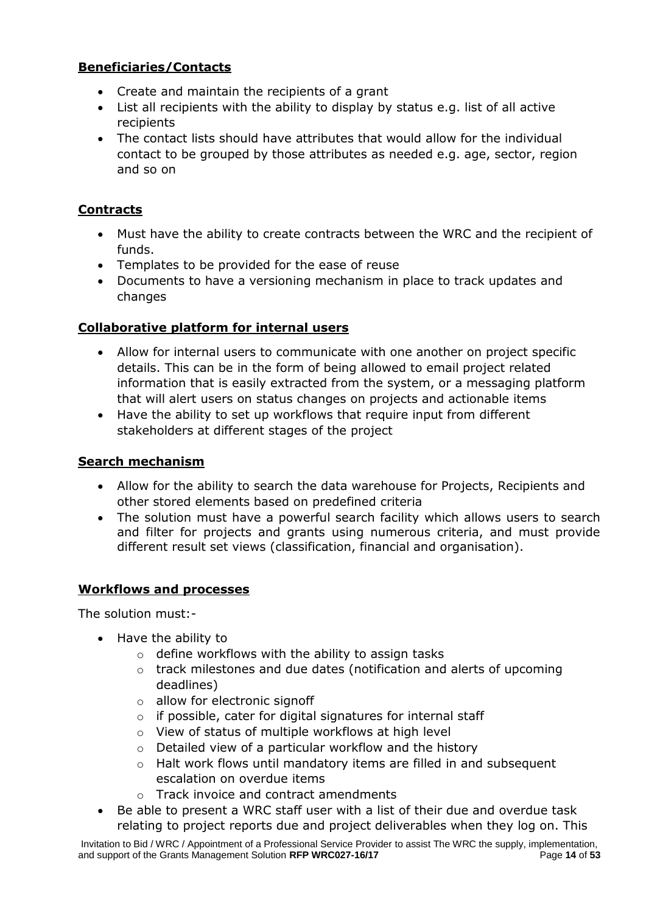**Beneficiaries/Contacts**

- Create and maintain the recipients of a grant
- List all recipients with the ability to display by status e.g. list of all active recipients
- The contact lists should have attributes that would allow for the individual contact to be grouped by those attributes as needed e.g. age, sector, region and so on

**Contracts**

- Must have the ability to create contracts between the WRC and the recipient of funds.
- Templates to be provided for the ease of reuse
- Documents to have a versioning mechanism in place to track updates and changes

**Collaborative platform for internal users**

- Allow for internal users to communicate with one another on project specific details. This can be in the form of being allowed to email project related information that is easily extracted from the system, or a messaging platform that will alert users on status changes on projects and actionable items
- Have the ability to set up workflows that require input from different stakeholders at different stages of the project

**Search mechanism**

- Allow for the ability to search the data warehouse for Projects, Recipients and other stored elements based on predefined criteria
- The solution must have a powerful search facility which allows users to search and filter for projects and grants using numerous criteria, and must provide different result set views (classification, financial and organisation).

**Workflows and processes**

The solution must:-

- Have the ability to
  - define workflows with the ability to assign tasks
  - track milestones and due dates (notification and alerts of upcoming deadlines)
  - allow for electronic signoff
  - if possible, cater for digital signatures for internal staff
  - View of status of multiple workflows at high level
  - Detailed view of a particular workflow and the history
  - Halt work flows until mandatory items are filled in and subsequent escalation on overdue items
  - Track invoice and contract amendments
- Be able to present a WRC staff user with a list of their due and overdue task relating to project reports due and project deliverables when they log on. This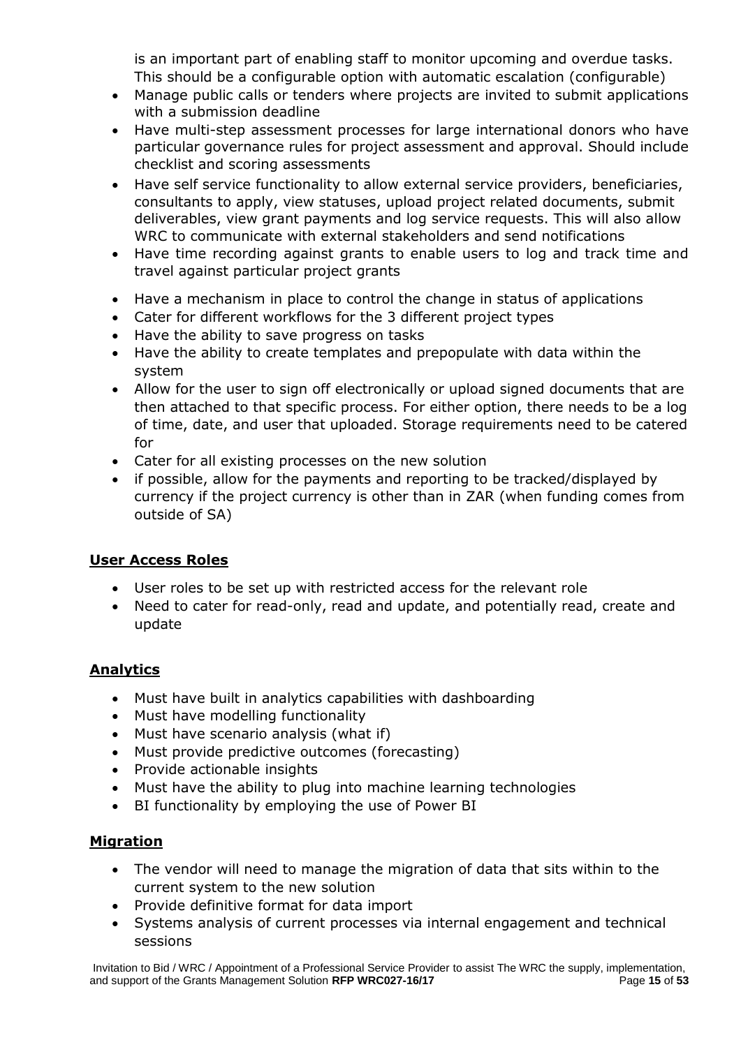is an important part of enabling staff to monitor upcoming and overdue tasks. This should be a configurable option with automatic escalation (configurable)

- Manage public calls or tenders where projects are invited to submit applications with a submission deadline
- Have multi-step assessment processes for large international donors who have particular governance rules for project assessment and approval. Should include checklist and scoring assessments
- Have self service functionality to allow external service providers, beneficiaries, consultants to apply, view statuses, upload project related documents, submit deliverables, view grant payments and log service requests. This will also allow WRC to communicate with external stakeholders and send notifications
- Have time recording against grants to enable users to log and track time and travel against particular project grants
- Have a mechanism in place to control the change in status of applications
- Cater for different workflows for the 3 different project types
- Have the ability to save progress on tasks
- Have the ability to create templates and prepopulate with data within the system
- Allow for the user to sign off electronically or upload signed documents that are then attached to that specific process. For either option, there needs to be a log of time, date, and user that uploaded. Storage requirements need to be catered for
- Cater for all existing processes on the new solution
- if possible, allow for the payments and reporting to be tracked/displayed by currency if the project currency is other than in ZAR (when funding comes from outside of SA)

**User Access Roles**

- User roles to be set up with restricted access for the relevant role
- Need to cater for read-only, read and update, and potentially read, create and update

**Analytics**

- Must have built in analytics capabilities with dashboarding
- Must have modelling functionality
- Must have scenario analysis (what if)
- Must provide predictive outcomes (forecasting)
- Provide actionable insights
- Must have the ability to plug into machine learning technologies
- BI functionality by employing the use of Power BI

**Migration**

- The vendor will need to manage the migration of data that sits within to the current system to the new solution
- Provide definitive format for data import
- Systems analysis of current processes via internal engagement and technical sessions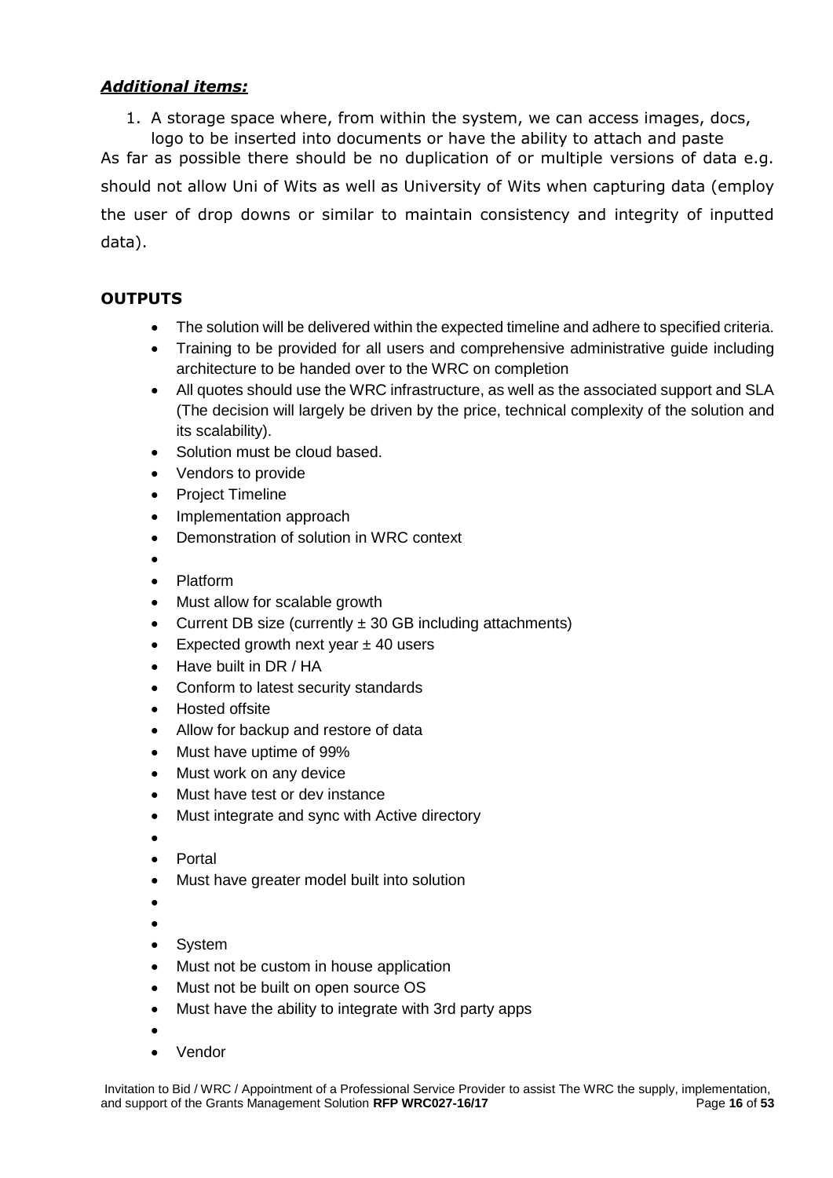***Additional items:***

1. A storage space where, from within the system, we can access images, docs, logo to be inserted into documents or have the ability to attach and paste

As far as possible there should be no duplication of or multiple versions of data e.g. should not allow Uni of Wits as well as University of Wits when capturing data (employ the user of drop downs or similar to maintain consistency and integrity of inputted data).

**OUTPUTS**

- The solution will be delivered within the expected timeline and adhere to specified criteria.
- Training to be provided for all users and comprehensive administrative guide including architecture to be handed over to the WRC on completion
- All quotes should use the WRC infrastructure, as well as the associated support and SLA (The decision will largely be driven by the price, technical complexity of the solution and its scalability).
- Solution must be cloud based.
- Vendors to provide
- Project Timeline
- Implementation approach
- Demonstration of solution in WRC context
- 
- Platform
- Must allow for scalable growth
- Current DB size (currently ± 30 GB including attachments)
- Expected growth next year ± 40 users
- Have built in DR / HA
- Conform to latest security standards
- Hosted offsite
- Allow for backup and restore of data
- Must have uptime of 99%
- Must work on any device
- Must have test or dev instance
- Must integrate and sync with Active directory
- 
- Portal
- Must have greater model built into solution
- 
- 
- System
- Must not be custom in house application
- Must not be built on open source OS
- Must have the ability to integrate with 3rd party apps
- 
- Vendor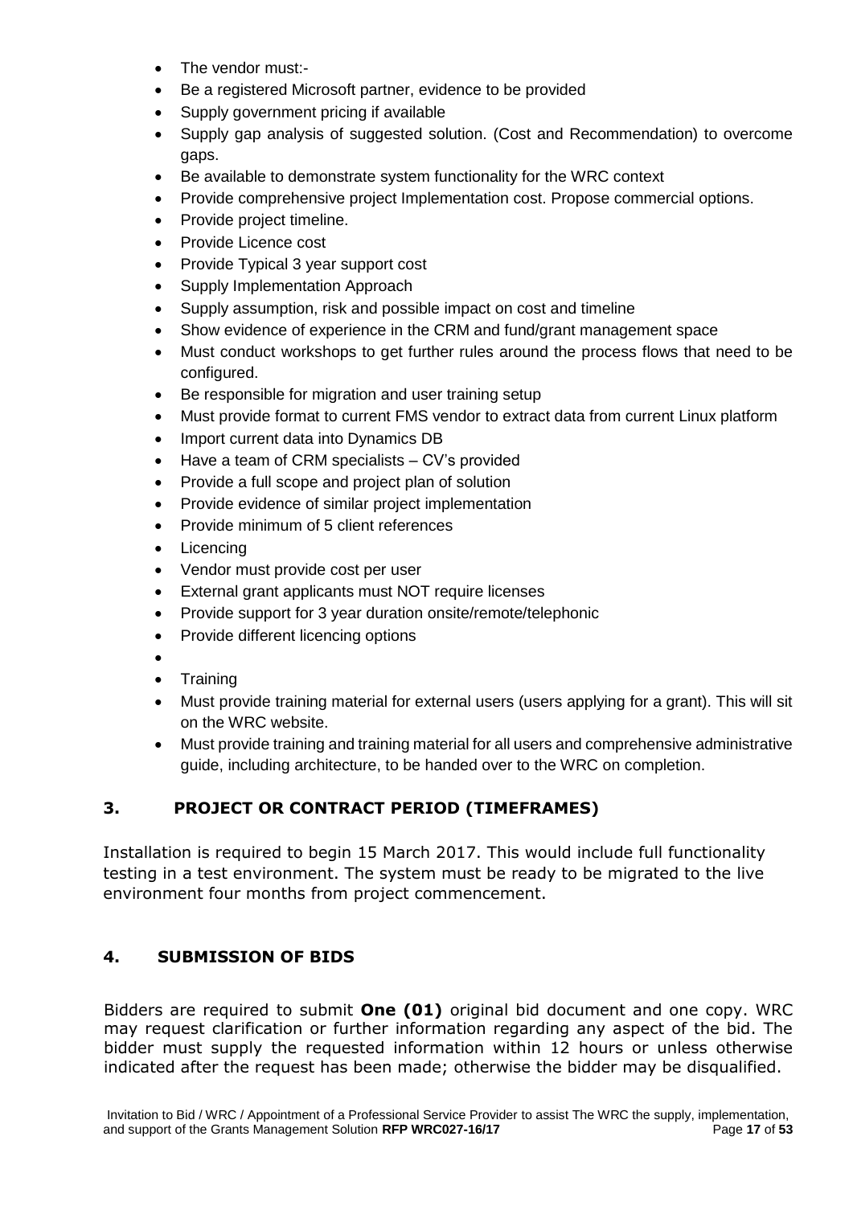- The vendor must:-
- Be a registered Microsoft partner, evidence to be provided
- Supply government pricing if available
- Supply gap analysis of suggested solution. (Cost and Recommendation) to overcome gaps.
- Be available to demonstrate system functionality for the WRC context
- Provide comprehensive project Implementation cost. Propose commercial options.
- Provide project timeline.
- Provide Licence cost
- Provide Typical 3 year support cost
- Supply Implementation Approach
- Supply assumption, risk and possible impact on cost and timeline
- Show evidence of experience in the CRM and fund/grant management space
- Must conduct workshops to get further rules around the process flows that need to be configured.
- Be responsible for migration and user training setup
- Must provide format to current FMS vendor to extract data from current Linux platform
- Import current data into Dynamics DB
- Have a team of CRM specialists – CV's provided
- Provide a full scope and project plan of solution
- Provide evidence of similar project implementation
- Provide minimum of 5 client references
- Licencing
- Vendor must provide cost per user
- External grant applicants must NOT require licenses
- Provide support for 3 year duration onsite/remote/telephonic
- Provide different licencing options
- 
- Training
- Must provide training material for external users (users applying for a grant). This will sit on the WRC website.
- Must provide training and training material for all users and comprehensive administrative guide, including architecture, to be handed over to the WRC on completion.

## 3. PROJECT OR CONTRACT PERIOD (TIMEFRAMES)

Installation is required to begin 15 March 2017. This would include full functionality testing in a test environment. The system must be ready to be migrated to the live environment four months from project commencement.

## 4. SUBMISSION OF BIDS

Bidders are required to submit **One (01)** original bid document and one copy. WRC may request clarification or further information regarding any aspect of the bid. The bidder must supply the requested information within 12 hours or unless otherwise indicated after the request has been made; otherwise the bidder may be disqualified.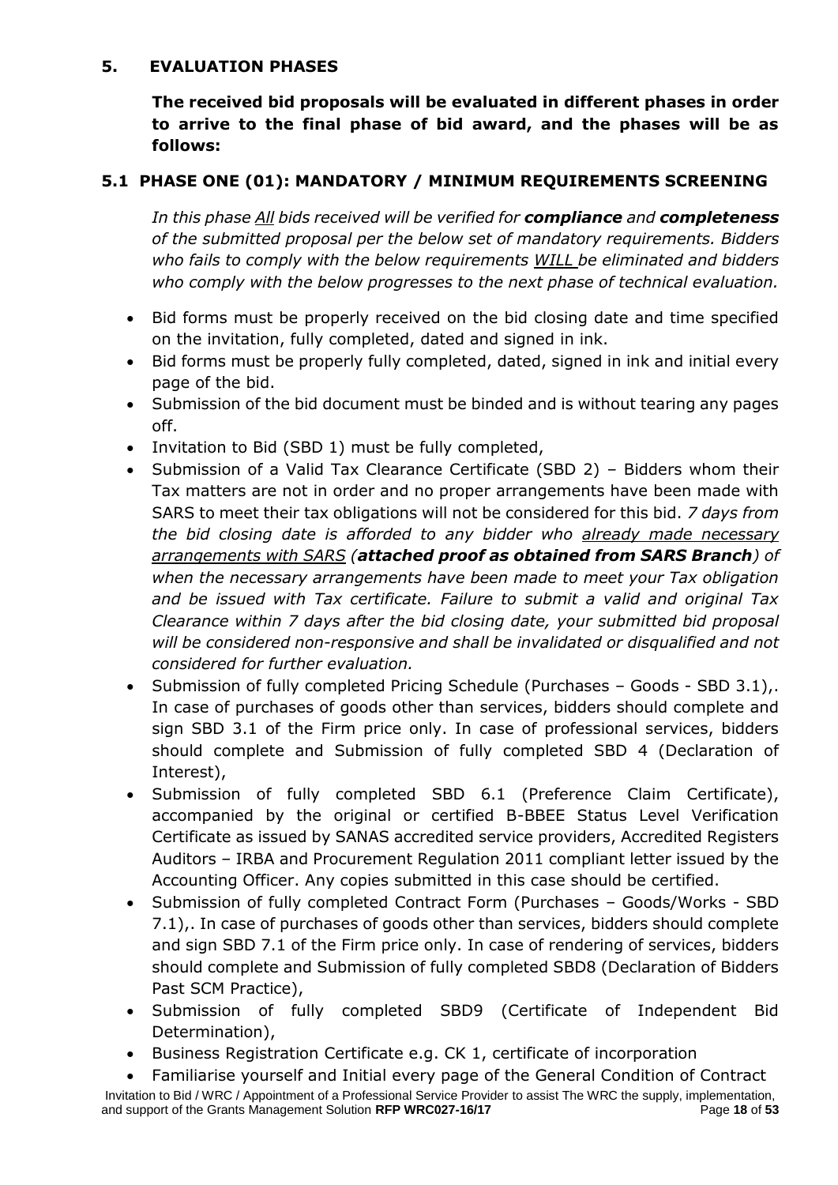## 5. EVALUATION PHASES

**The received bid proposals will be evaluated in different phases in order to arrive to the final phase of bid award, and the phases will be as follows:**

### 5.1 PHASE ONE (01): MANDATORY / MINIMUM REQUIREMENTS SCREENING

*In this phase All bids received will be verified for **compliance** and **completeness** of the submitted proposal per the below set of mandatory requirements. Bidders who fails to comply with the below requirements WILL be eliminated and bidders who comply with the below progresses to the next phase of technical evaluation.*

- Bid forms must be properly received on the bid closing date and time specified on the invitation, fully completed, dated and signed in ink.
- Bid forms must be properly fully completed, dated, signed in ink and initial every page of the bid.
- Submission of the bid document must be binded and is without tearing any pages off.
- Invitation to Bid (SBD 1) must be fully completed,
- Submission of a Valid Tax Clearance Certificate (SBD 2) – Bidders whom their Tax matters are not in order and no proper arrangements have been made with SARS to meet their tax obligations will not be considered for this bid. *7 days from the bid closing date is afforded to any bidder who already made necessary arrangements with SARS (**attached proof as obtained from SARS Branch**) of when the necessary arrangements have been made to meet your Tax obligation and be issued with Tax certificate. Failure to submit a valid and original Tax Clearance within 7 days after the bid closing date, your submitted bid proposal will be considered non-responsive and shall be invalidated or disqualified and not considered for further evaluation.*
- Submission of fully completed Pricing Schedule (Purchases – Goods - SBD 3.1),. In case of purchases of goods other than services, bidders should complete and sign SBD 3.1 of the Firm price only. In case of professional services, bidders should complete and Submission of fully completed SBD 4 (Declaration of Interest),
- Submission of fully completed SBD 6.1 (Preference Claim Certificate), accompanied by the original or certified B-BBEE Status Level Verification Certificate as issued by SANAS accredited service providers, Accredited Registers Auditors – IRBA and Procurement Regulation 2011 compliant letter issued by the Accounting Officer. Any copies submitted in this case should be certified.
- Submission of fully completed Contract Form (Purchases – Goods/Works - SBD 7.1),. In case of purchases of goods other than services, bidders should complete and sign SBD 7.1 of the Firm price only. In case of rendering of services, bidders should complete and Submission of fully completed SBD8 (Declaration of Bidders Past SCM Practice),
- Submission of fully completed SBD9 (Certificate of Independent Bid Determination),
- Business Registration Certificate e.g. CK 1, certificate of incorporation
- Familiarise yourself and Initial every page of the General Condition of Contract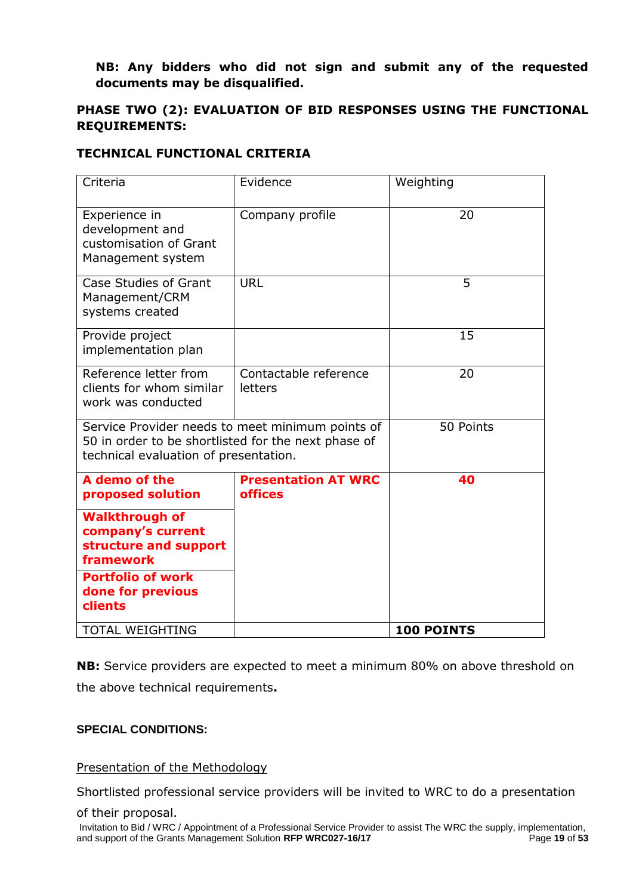**NB: Any bidders who did not sign and submit any of the requested documents may be disqualified.**

**PHASE TWO (2): EVALUATION OF BID RESPONSES USING THE FUNCTIONAL REQUIREMENTS:**

**TECHNICAL FUNCTIONAL CRITERIA**

| Criteria | Evidence | Weighting |
|---|---|---|
| Experience in development and customisation of Grant Management system | Company profile | 20 |
| Case Studies of Grant Management/CRM systems created | URL | 5 |
| Provide project implementation plan | | 15 |
| Reference letter from clients for whom similar work was conducted | Contactable reference letters | 20 |
| Service Provider needs to meet minimum points of 50 in order to be shortlisted for the next phase of technical evaluation of presentation. | | 50 Points |
| **A demo of the proposed solution** | **Presentation AT WRC offices** | **40** |
| **Walkthrough of company's current structure and support framework** | | |
| **Portfolio of work done for previous clients** | | |
| TOTAL WEIGHTING | | **100 POINTS** |

**NB:** Service providers are expected to meet a minimum 80% on above threshold on the above technical requirements**.**

**SPECIAL CONDITIONS:**

Presentation of the Methodology

Shortlisted professional service providers will be invited to WRC to do a presentation of their proposal.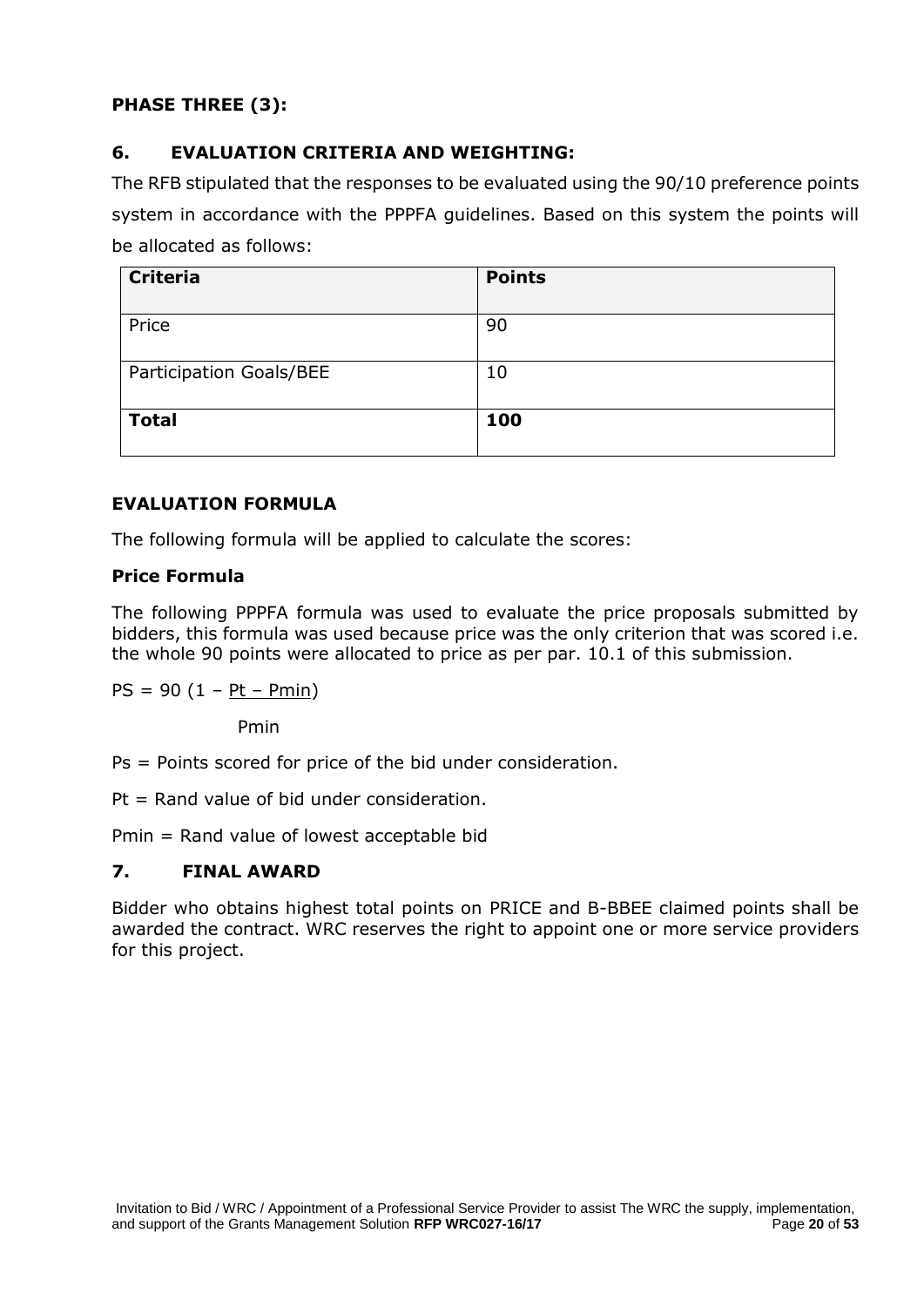**PHASE THREE (3):**

## 6. EVALUATION CRITERIA AND WEIGHTING:

The RFB stipulated that the responses to be evaluated using the 90/10 preference points system in accordance with the PPPFA guidelines. Based on this system the points will be allocated as follows:

| Criteria | Points |
|---|---|
| Price | 90 |
| Participation Goals/BEE | 10 |
| **Total** | **100** |

### EVALUATION FORMULA

The following formula will be applied to calculate the scores:

**Price Formula**

The following PPPFA formula was used to evaluate the price proposals submitted by bidders, this formula was used because price was the only criterion that was scored i.e. the whole 90 points were allocated to price as per par. 10.1 of this submission.

$$PS = 90\left(1 - \frac{Pt - Pmin}{Pmin}\right)$$

Ps = Points scored for price of the bid under consideration.

Pt = Rand value of bid under consideration.

Pmin = Rand value of lowest acceptable bid

## 7. FINAL AWARD

Bidder who obtains highest total points on PRICE and B-BBEE claimed points shall be awarded the contract. WRC reserves the right to appoint one or more service providers for this project.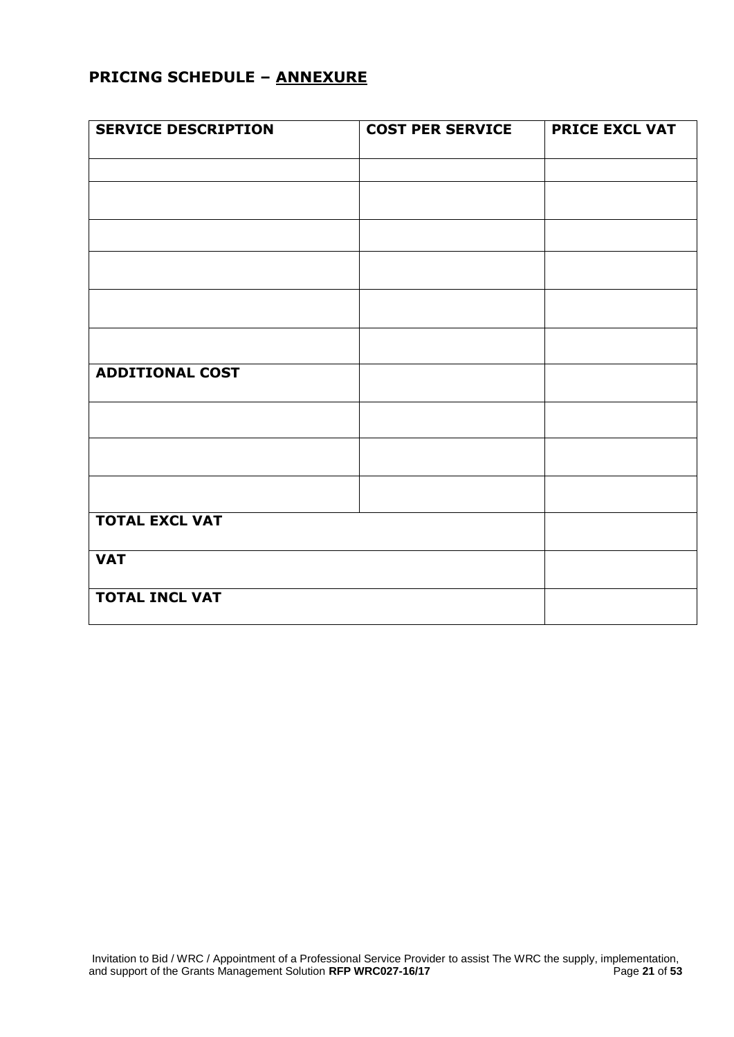## PRICING SCHEDULE – ANNEXURE

| SERVICE DESCRIPTION | COST PER SERVICE | PRICE EXCL VAT |
|---|---|---|
| | | |
| | | |
| | | |
| | | |
| | | |
| | | |
| **ADDITIONAL COST** | | |
| | | |
| | | |
| | | |
| **TOTAL EXCL VAT** | | |
| **VAT** | | |
| **TOTAL INCL VAT** | | |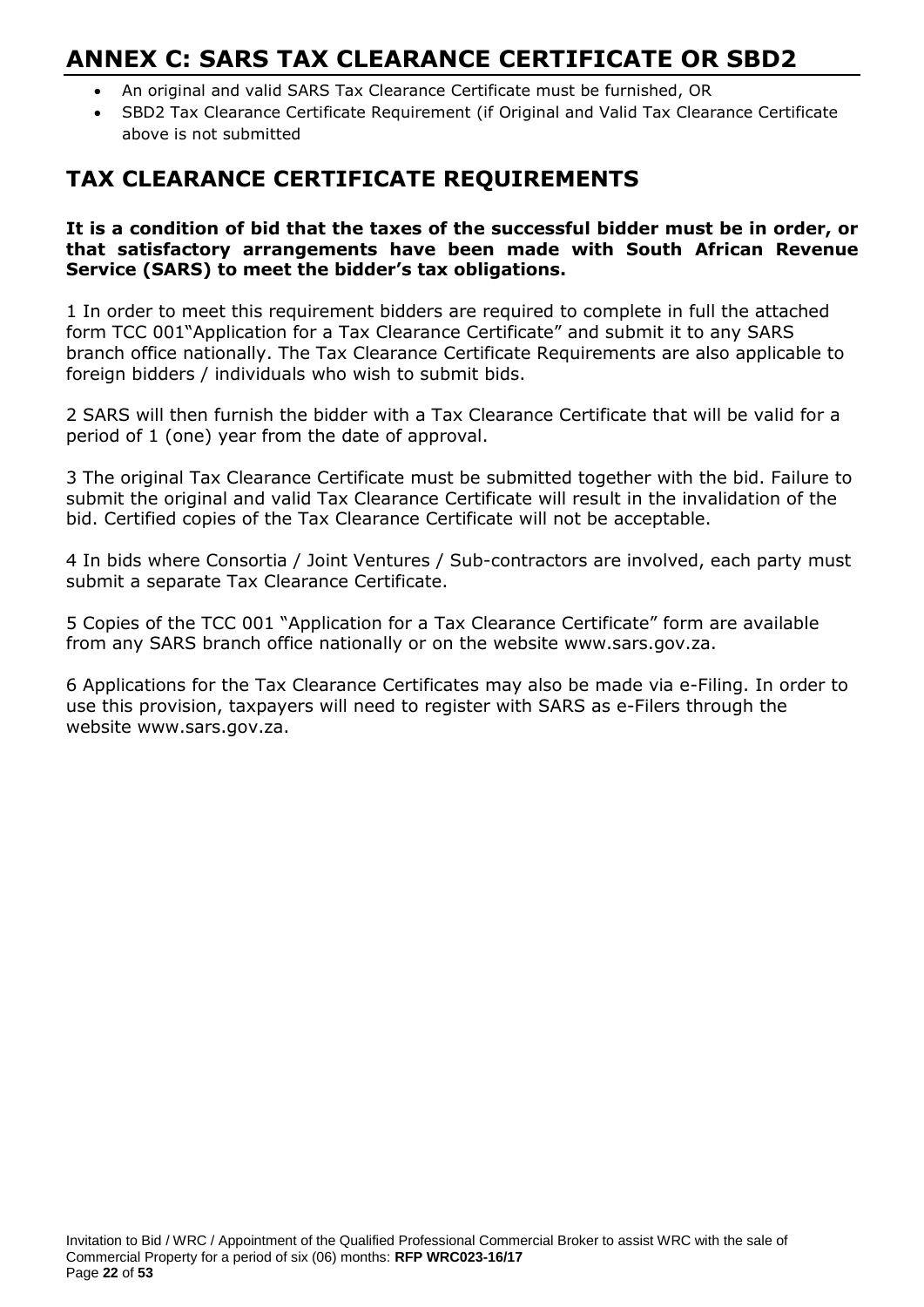# ANNEX C: SARS TAX CLEARANCE CERTIFICATE OR SBD2

- An original and valid SARS Tax Clearance Certificate must be furnished, OR
- SBD2 Tax Clearance Certificate Requirement (if Original and Valid Tax Clearance Certificate above is not submitted

## TAX CLEARANCE CERTIFICATE REQUIREMENTS

**It is a condition of bid that the taxes of the successful bidder must be in order, or that satisfactory arrangements have been made with South African Revenue Service (SARS) to meet the bidder's tax obligations.**

1 In order to meet this requirement bidders are required to complete in full the attached form TCC 001"Application for a Tax Clearance Certificate" and submit it to any SARS branch office nationally. The Tax Clearance Certificate Requirements are also applicable to foreign bidders / individuals who wish to submit bids.

2 SARS will then furnish the bidder with a Tax Clearance Certificate that will be valid for a period of 1 (one) year from the date of approval.

3 The original Tax Clearance Certificate must be submitted together with the bid. Failure to submit the original and valid Tax Clearance Certificate will result in the invalidation of the bid. Certified copies of the Tax Clearance Certificate will not be acceptable.

4 In bids where Consortia / Joint Ventures / Sub-contractors are involved, each party must submit a separate Tax Clearance Certificate.

5 Copies of the TCC 001 "Application for a Tax Clearance Certificate" form are available from any SARS branch office nationally or on the website www.sars.gov.za.

6 Applications for the Tax Clearance Certificates may also be made via e-Filing. In order to use this provision, taxpayers will need to register with SARS as e-Filers through the website www.sars.gov.za.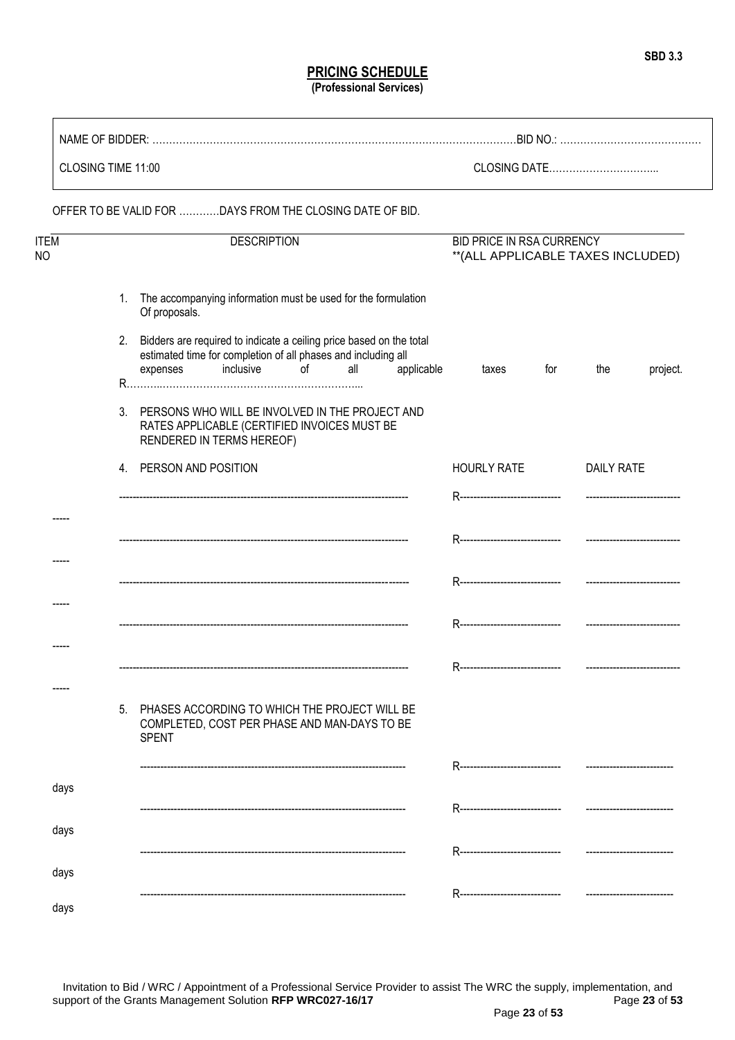SBD 3.3

## PRICING SCHEDULE
**(Professional Services)**

NAME OF BIDDER: ………………………………………………………………………………………………BID NO.: …………………………………….

CLOSING TIME 11:00 CLOSING DATE…………………………...

OFFER TO BE VALID FOR …………DAYS FROM THE CLOSING DATE OF BID.

| ITEM NO | DESCRIPTION | BID PRICE IN RSA CURRENCY **(ALL APPLICABLE TAXES INCLUDED) | |
|---|---|---|---|

1. The accompanying information must be used for the formulation Of proposals.
2. Bidders are required to indicate a ceiling price based on the total estimated time for completion of all phases and including all expenses inclusive of all applicable taxes for the project. R………..……………………………………………………...
3. PERSONS WHO WILL BE INVOLVED IN THE PROJECT AND RATES APPLICABLE (CERTIFIED INVOICES MUST BE RENDERED IN TERMS HEREOF)
4. PERSON AND POSITION

| ITEM NO | PERSON AND POSITION | HOURLY RATE | DAILY RATE |
|---|---|---|---|
| ----- | ------------------------------------------------------------------------------------- | R------------------------------ | ---------------------------- |
| ----- | ------------------------------------------------------------------------------------- | R------------------------------ | ---------------------------- |
| ----- | ------------------------------------------------------------------------------------- | R------------------------------ | ---------------------------- |
| ----- | ------------------------------------------------------------------------------------- | R------------------------------ | ---------------------------- |
| ----- | ------------------------------------------------------------------------------------- | R------------------------------ | ---------------------------- |

5. PHASES ACCORDING TO WHICH THE PROJECT WILL BE COMPLETED, COST PER PHASE AND MAN-DAYS TO BE SPENT

| | | | |
|---|---|---|---|
| days | ------------------------------------------------------------------------------- | R------------------------------ | -------------------------- |
| days | ------------------------------------------------------------------------------- | R------------------------------ | -------------------------- |
| days | ------------------------------------------------------------------------------- | R------------------------------ | -------------------------- |
| days | ------------------------------------------------------------------------------- | R------------------------------ | -------------------------- |

Invitation to Bid / WRC / Appointment of a Professional Service Provider to assist The WRC the supply, implementation, and support of the Grants Management Solution **RFP WRC027-16/17**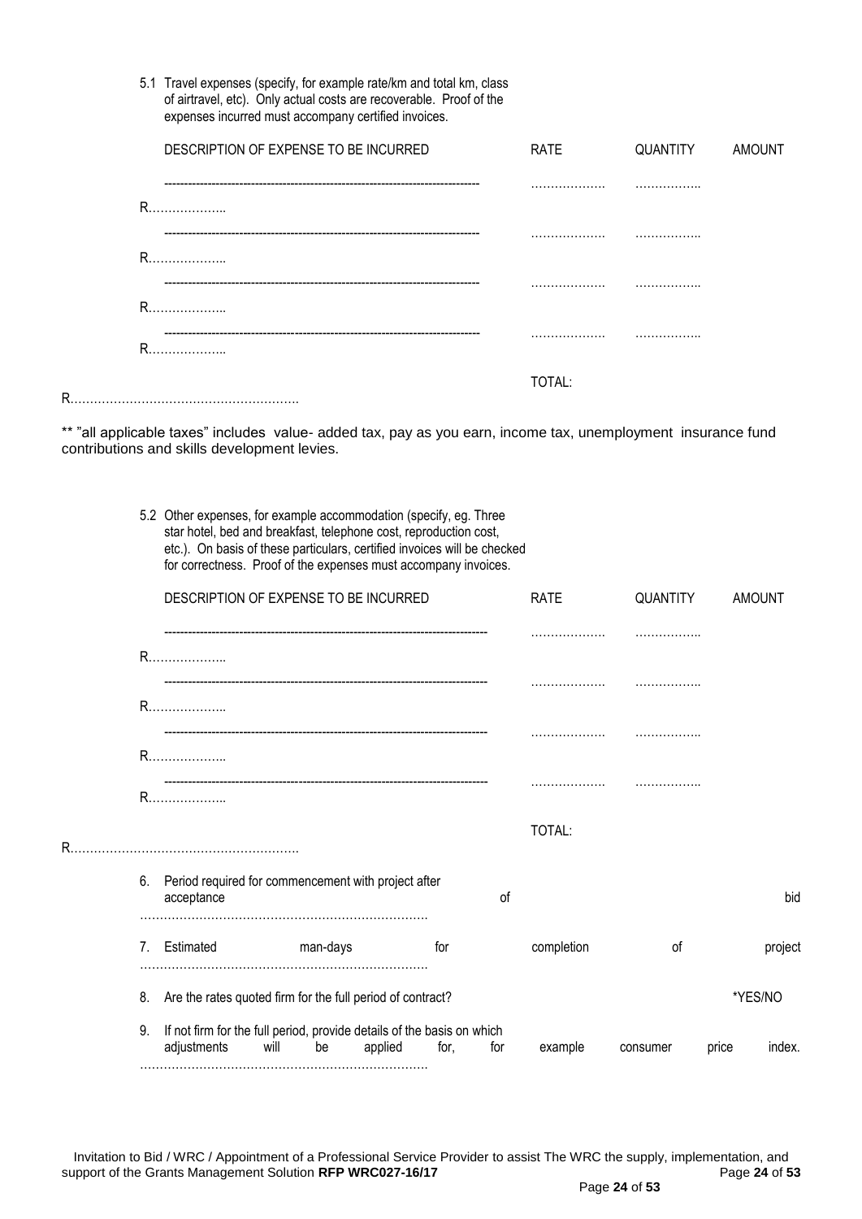5.1 Travel expenses (specify, for example rate/km and total km, class of airtravel, etc). Only actual costs are recoverable. Proof of the expenses incurred must accompany certified invoices.

| DESCRIPTION OF EXPENSE TO BE INCURRED | RATE | QUANTITY | AMOUNT |
|---|---|---|---|
| ------------------------------------------------------------------------------- | ………………. | …………….. | R……………….. |
| ------------------------------------------------------------------------------- | ………………. | …………….. | R……………….. |
| ------------------------------------------------------------------------------- | ………………. | …………….. | R……………….. |
| ------------------------------------------------------------------------------- | ………………. | …………….. | R……………….. |
| | TOTAL: | | R………………………………………………. |

** "all applicable taxes" includes value- added tax, pay as you earn, income tax, unemployment insurance fund contributions and skills development levies.

5.2 Other expenses, for example accommodation (specify, eg. Three star hotel, bed and breakfast, telephone cost, reproduction cost, etc.). On basis of these particulars, certified invoices will be checked for correctness. Proof of the expenses must accompany invoices.

| DESCRIPTION OF EXPENSE TO BE INCURRED | RATE | QUANTITY | AMOUNT |
|---|---|---|---|
| ------------------------------------------------------------------------------- | ………………. | …………….. | R……………….. |
| ------------------------------------------------------------------------------- | ………………. | …………….. | R……………….. |
| ------------------------------------------------------------------------------- | ………………. | …………….. | R……………….. |
| ------------------------------------------------------------------------------- | ………………. | …………….. | R……………….. |
| | TOTAL: | | R………………………………………………. |

6. Period required for commencement with project after acceptance of bid ……………………………………………………………….

7. Estimated man-days for completion of project ……………………………………………………………….

8. Are the rates quoted firm for the full period of contract? *YES/NO

9. If not firm for the full period, provide details of the basis on which adjustments will be applied for, for example consumer price index. ……………………………………………………………….

Invitation to Bid / WRC / Appointment of a Professional Service Provider to assist The WRC the supply, implementation, and support of the Grants Management Solution **RFP WRC027-16/17**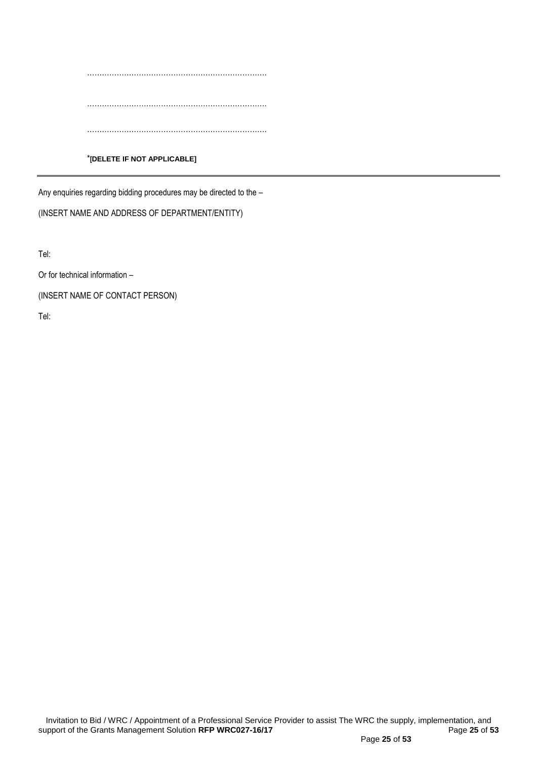………………………………………………………………

………………………………………………………………

………………………………………………………………

*[DELETE IF NOT APPLICABLE]

---

Any enquiries regarding bidding procedures may be directed to the –

(INSERT NAME AND ADDRESS OF DEPARTMENT/ENTITY)

Tel:

Or for technical information –

(INSERT NAME OF CONTACT PERSON)

Tel: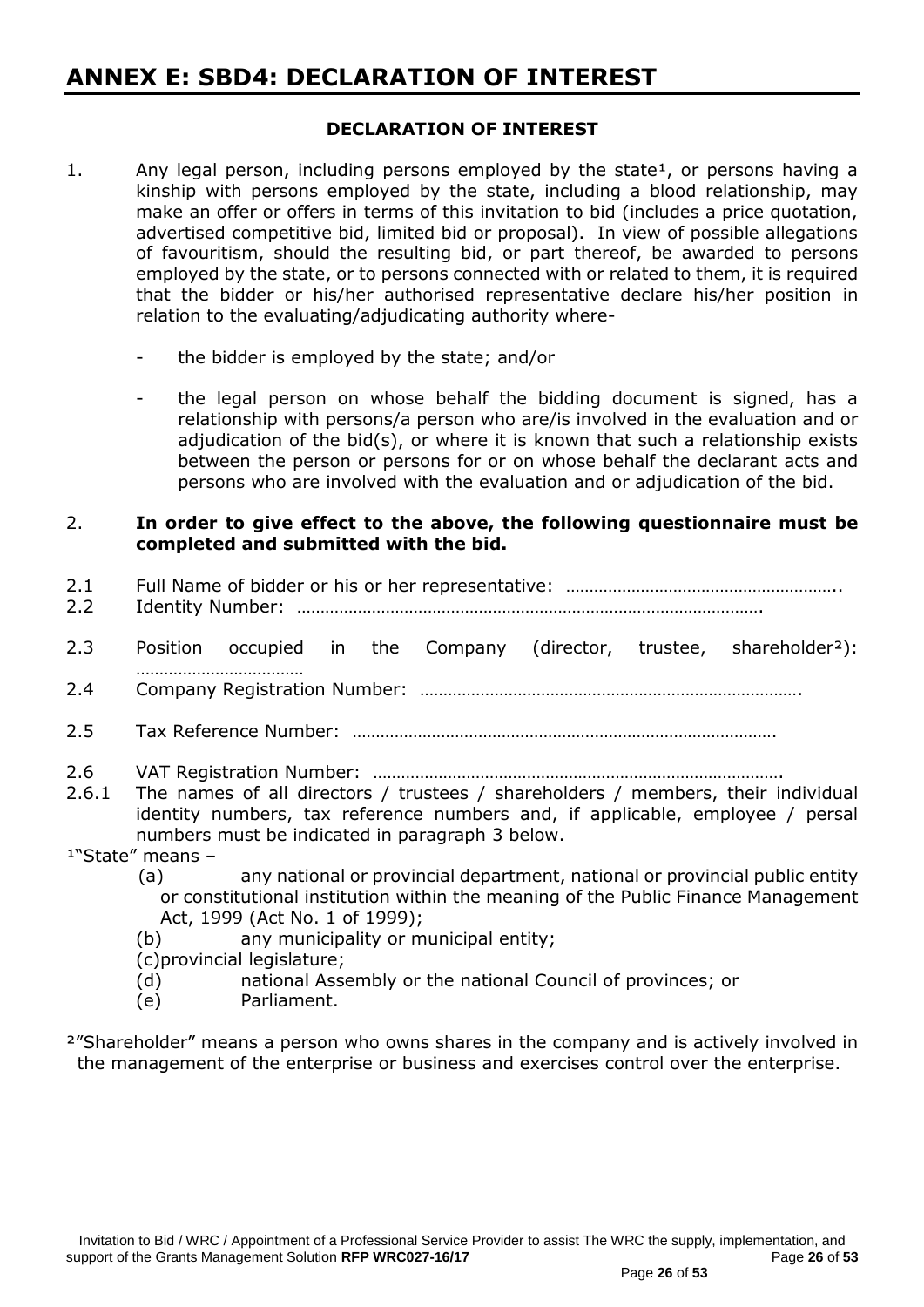# ANNEX E: SBD4: DECLARATION OF INTEREST

**DECLARATION OF INTEREST**

1. Any legal person, including persons employed by the state[1], or persons having a kinship with persons employed by the state, including a blood relationship, may make an offer or offers in terms of this invitation to bid (includes a price quotation, advertised competitive bid, limited bid or proposal). In view of possible allegations of favouritism, should the resulting bid, or part thereof, be awarded to persons employed by the state, or to persons connected with or related to them, it is required that the bidder or his/her authorised representative declare his/her position in relation to the evaluating/adjudicating authority where-

   - the bidder is employed by the state; and/or

   - the legal person on whose behalf the bidding document is signed, has a relationship with persons/a person who are/is involved in the evaluation and or adjudication of the bid(s), or where it is known that such a relationship exists between the person or persons for or on whose behalf the declarant acts and persons who are involved with the evaluation and or adjudication of the bid.

2. **In order to give effect to the above, the following questionnaire must be completed and submitted with the bid.**

2.1 Full Name of bidder or his or her representative: …………………………………………………..

2.2 Identity Number: ……………………………………………………………………………………….

2.3 Position occupied in the Company (director, trustee, shareholder[2]): ………………………………

2.4 Company Registration Number: ……………………………………………………………………….

2.5 Tax Reference Number: ……………………………………………………………………………….

2.6 VAT Registration Number: …………………………………………………………………………….

2.6.1 The names of all directors / trustees / shareholders / members, their individual identity numbers, tax reference numbers and, if applicable, employee / persal numbers must be indicated in paragraph 3 below.

[1]"State" means –

(a) any national or provincial department, national or provincial public entity or constitutional institution within the meaning of the Public Finance Management Act, 1999 (Act No. 1 of 1999);

(b) any municipality or municipal entity;

(c) provincial legislature;

(d) national Assembly or the national Council of provinces; or

(e) Parliament.

[2]"Shareholder" means a person who owns shares in the company and is actively involved in the management of the enterprise or business and exercises control over the enterprise.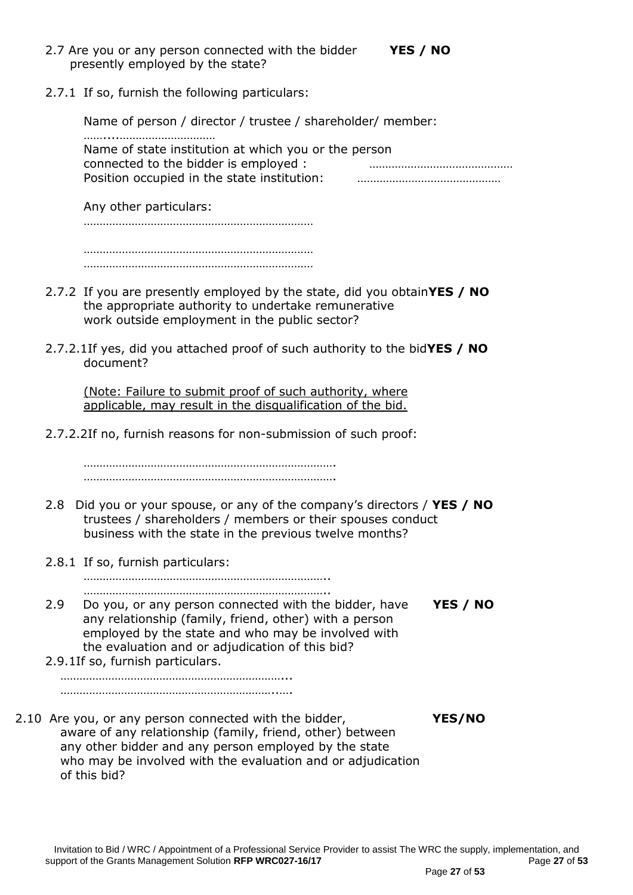2.7 Are you or any person connected with the bidder presently employed by the state? **YES / NO**

2.7.1 If so, furnish the following particulars:

Name of person / director / trustee / shareholder/ member: ……..…………………………

Name of state institution at which you or the person connected to the bidder is employed : ………………………………………

Position occupied in the state institution: ………………………………………

Any other particulars:

………………………………………………………………

………………………………………………………………

………………………………………………………………

2.7.2 If you are presently employed by the state, did you obtain the appropriate authority to undertake remunerative work outside employment in the public sector? **YES / NO**

2.7.2.1 If yes, did you attached proof of such authority to the bid document? **YES / NO**

(Note: Failure to submit proof of such authority, where applicable, may result in the disqualification of the bid.

2.7.2.2 If no, furnish reasons for non-submission of such proof:

…………………………………………………………………….

…………………………………………………………………….

2.8 Did you or your spouse, or any of the company's directors / trustees / shareholders / members or their spouses conduct business with the state in the previous twelve months? **YES / NO**

2.8.1 If so, furnish particulars:

…………………………………………………………………..

…………………………………………………………………..

2.9 Do you, or any person connected with the bidder, have any relationship (family, friend, other) with a person employed by the state and who may be involved with the evaluation and or adjudication of this bid? **YES / NO**

2.9.1 If so, furnish particulars.

……………………………………………………………...

…………………………………………………………..….

2.10 Are you, or any person connected with the bidder, aware of any relationship (family, friend, other) between any other bidder and any person employed by the state who may be involved with the evaluation and or adjudication of this bid? **YES/NO**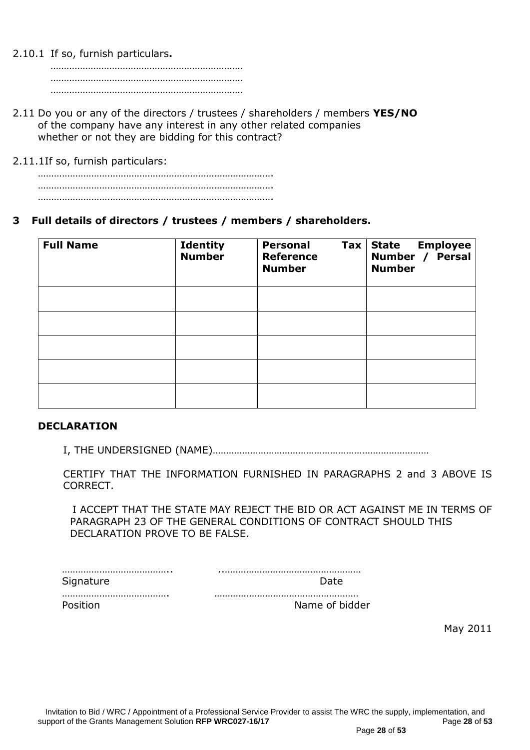2.10.1 If so, furnish particulars**.**

………………………………………………………………
………………………………………………………………
………………………………………………………………

2.11 Do you or any of the directors / trustees / shareholders / members **YES/NO** of the company have any interest in any other related companies whether or not they are bidding for this contract?

2.11.1 If so, furnish particulars:

…………………………………………………………………………….
…………………………………………………………………………….
…………………………………………………………………………….

**3 Full details of directors / trustees / members / shareholders.**

| **Full Name** | **Identity Number** | **Personal Tax Reference Number** | **State Employee Number / Persal Number** |
|---|---|---|---|
| | | | |
| | | | |
| | | | |
| | | | |
| | | | |

**DECLARATION**

I, THE UNDERSIGNED (NAME)………………………………………………………………………

CERTIFY THAT THE INFORMATION FURNISHED IN PARAGRAPHS 2 and 3 ABOVE IS CORRECT.

I ACCEPT THAT THE STATE MAY REJECT THE BID OR ACT AGAINST ME IN TERMS OF PARAGRAPH 23 OF THE GENERAL CONDITIONS OF CONTRACT SHOULD THIS DECLARATION PROVE TO BE FALSE.

………………………………….. ..……………………………………………
Signature Date

…………………………………. ……………………………………………
Position Name of bidder

May 2011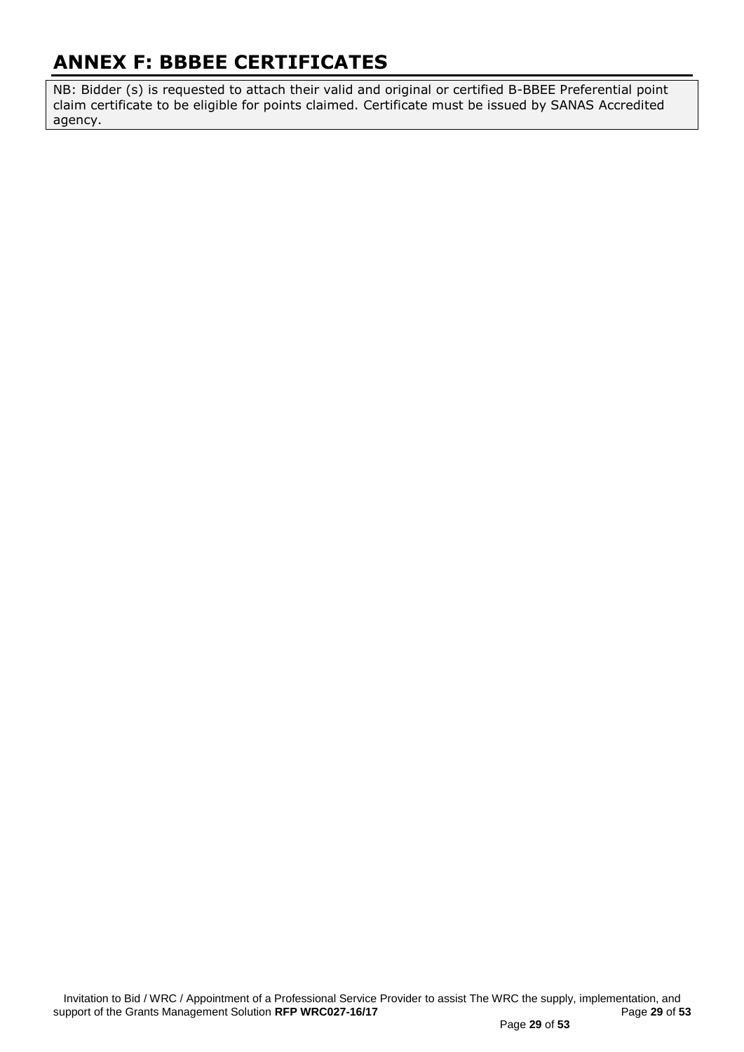# ANNEX F: BBBEE CERTIFICATES

NB: Bidder (s) is requested to attach their valid and original or certified B-BBEE Preferential point claim certificate to be eligible for points claimed. Certificate must be issued by SANAS Accredited agency.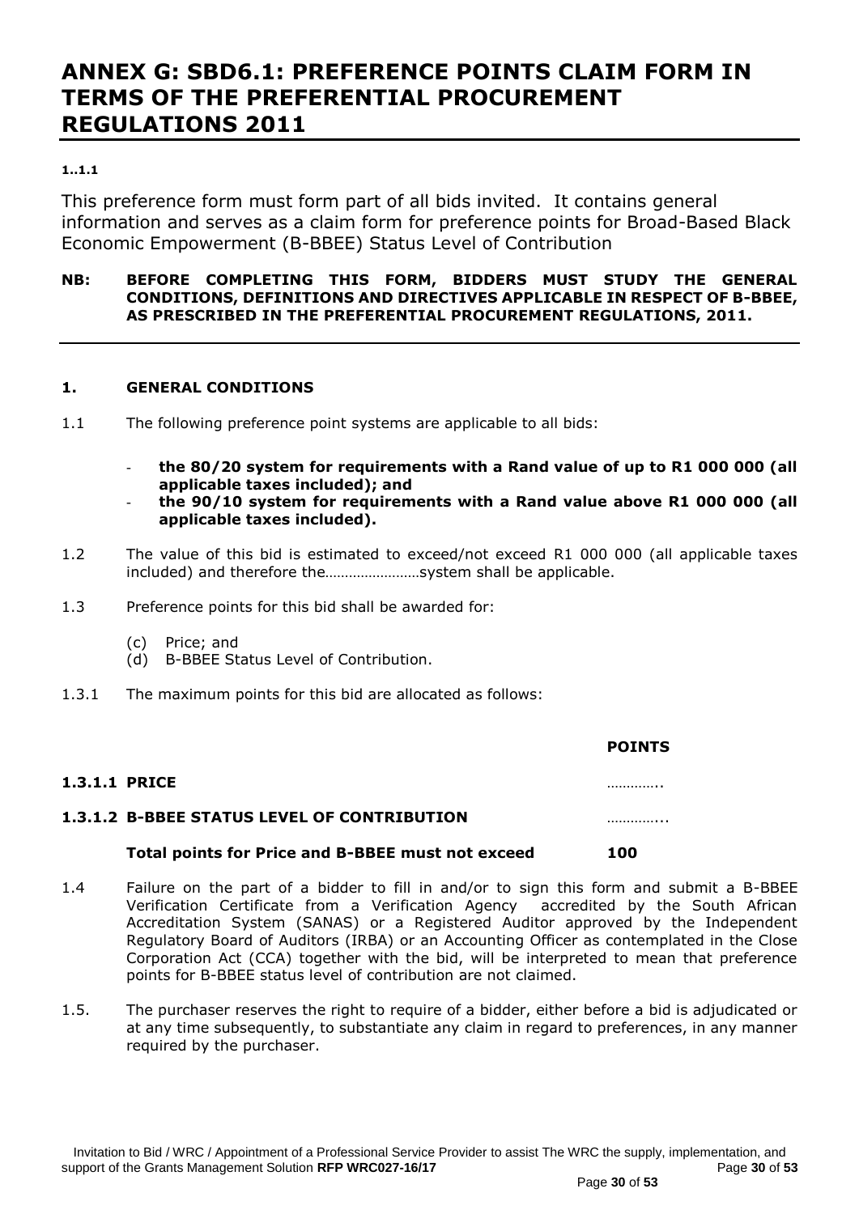# ANNEX G: SBD6.1: PREFERENCE POINTS CLAIM FORM IN TERMS OF THE PREFERENTIAL PROCUREMENT REGULATIONS 2011

**1..1.1**

This preference form must form part of all bids invited. It contains general information and serves as a claim form for preference points for Broad-Based Black Economic Empowerment (B-BBEE) Status Level of Contribution

**NB: BEFORE COMPLETING THIS FORM, BIDDERS MUST STUDY THE GENERAL CONDITIONS, DEFINITIONS AND DIRECTIVES APPLICABLE IN RESPECT OF B-BBEE, AS PRESCRIBED IN THE PREFERENTIAL PROCUREMENT REGULATIONS, 2011.**

---

**1. GENERAL CONDITIONS**

1.1 The following preference point systems are applicable to all bids:

- **the 80/20 system for requirements with a Rand value of up to R1 000 000 (all applicable taxes included); and**
- **the 90/10 system for requirements with a Rand value above R1 000 000 (all applicable taxes included).**

1.2 The value of this bid is estimated to exceed/not exceed R1 000 000 (all applicable taxes included) and therefore the……………………system shall be applicable.

1.3 Preference points for this bid shall be awarded for:

(c) Price; and
(d) B-BBEE Status Level of Contribution.

1.3.1 The maximum points for this bid are allocated as follows:

| | POINTS |
|---|---|
| **1.3.1.1 PRICE** | ………….. |
| **1.3.1.2 B-BBEE STATUS LEVEL OF CONTRIBUTION** | …………... |
| **Total points for Price and B-BBEE must not exceed** | **100** |

1.4 Failure on the part of a bidder to fill in and/or to sign this form and submit a B-BBEE Verification Certificate from a Verification Agency accredited by the South African Accreditation System (SANAS) or a Registered Auditor approved by the Independent Regulatory Board of Auditors (IRBA) or an Accounting Officer as contemplated in the Close Corporation Act (CCA) together with the bid, will be interpreted to mean that preference points for B-BBEE status level of contribution are not claimed.

1.5. The purchaser reserves the right to require of a bidder, either before a bid is adjudicated or at any time subsequently, to substantiate any claim in regard to preferences, in any manner required by the purchaser.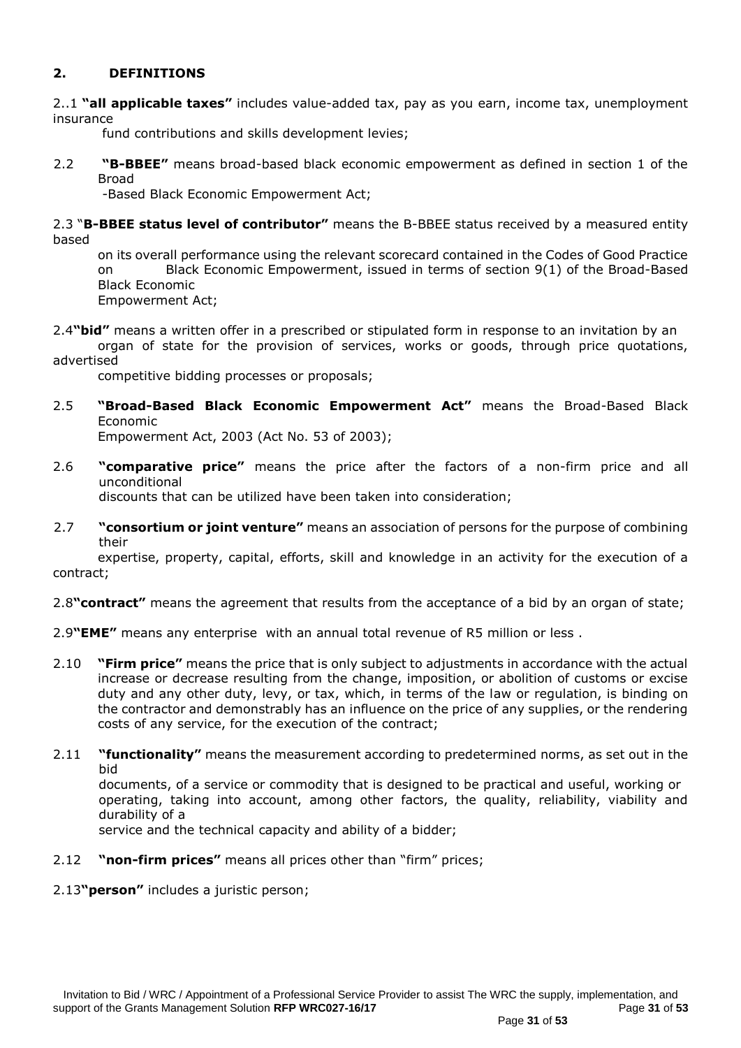## 2. DEFINITIONS

2..1 **"all applicable taxes"** includes value-added tax, pay as you earn, income tax, unemployment insurance fund contributions and skills development levies;

2.2 **"B-BBEE"** means broad-based black economic empowerment as defined in section 1 of the Broad -Based Black Economic Empowerment Act;

2.3 "**B-BBEE status level of contributor"** means the B-BBEE status received by a measured entity based on its overall performance using the relevant scorecard contained in the Codes of Good Practice on Black Economic Empowerment, issued in terms of section 9(1) of the Broad-Based Black Economic Empowerment Act;

2.4**"bid"** means a written offer in a prescribed or stipulated form in response to an invitation by an organ of state for the provision of services, works or goods, through price quotations, advertised competitive bidding processes or proposals;

2.5 **"Broad-Based Black Economic Empowerment Act"** means the Broad-Based Black Economic Empowerment Act, 2003 (Act No. 53 of 2003);

2.6 **"comparative price"** means the price after the factors of a non-firm price and all unconditional discounts that can be utilized have been taken into consideration;

2.7 **"consortium or joint venture"** means an association of persons for the purpose of combining their expertise, property, capital, efforts, skill and knowledge in an activity for the execution of a contract;

2.8**"contract"** means the agreement that results from the acceptance of a bid by an organ of state;

2.9**"EME"** means any enterprise with an annual total revenue of R5 million or less .

2.10 **"Firm price"** means the price that is only subject to adjustments in accordance with the actual increase or decrease resulting from the change, imposition, or abolition of customs or excise duty and any other duty, levy, or tax, which, in terms of the law or regulation, is binding on the contractor and demonstrably has an influence on the price of any supplies, or the rendering costs of any service, for the execution of the contract;

2.11 **"functionality"** means the measurement according to predetermined norms, as set out in the bid documents, of a service or commodity that is designed to be practical and useful, working or operating, taking into account, among other factors, the quality, reliability, viability and durability of a service and the technical capacity and ability of a bidder;

2.12 **"non-firm prices"** means all prices other than "firm" prices;

2.13**"person"** includes a juristic person;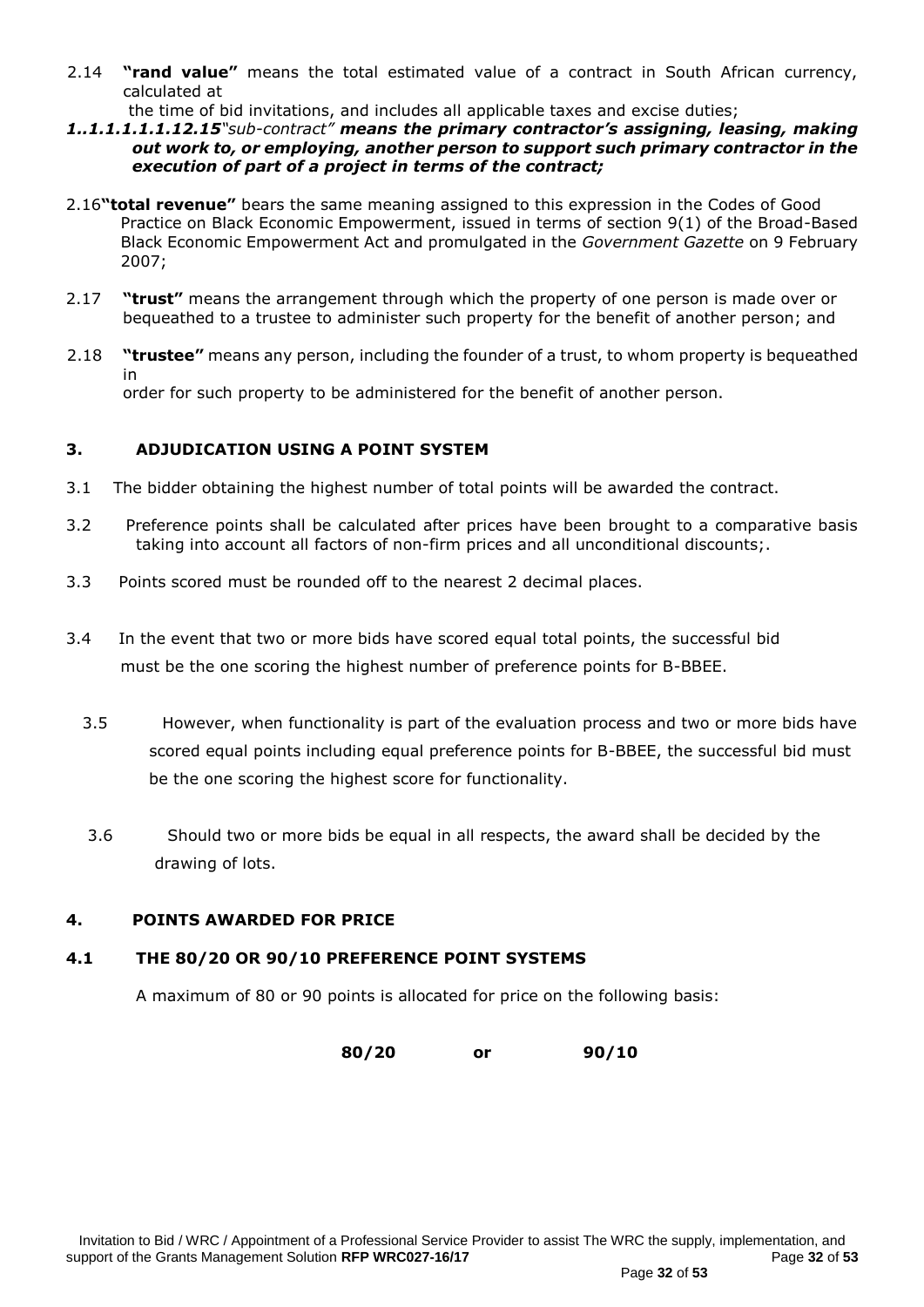2.14 **"rand value"** means the total estimated value of a contract in South African currency, calculated at
the time of bid invitations, and includes all applicable taxes and excise duties;

***1..1.1.1.1.1.12.15****"sub-contract"* ***means the primary contractor's assigning, leasing, making out work to, or employing, another person to support such primary contractor in the execution of part of a project in terms of the contract;***

2.16**"total revenue"** bears the same meaning assigned to this expression in the Codes of Good Practice on Black Economic Empowerment, issued in terms of section 9(1) of the Broad-Based Black Economic Empowerment Act and promulgated in the *Government Gazette* on 9 February 2007;

2.17 **"trust"** means the arrangement through which the property of one person is made over or bequeathed to a trustee to administer such property for the benefit of another person; and

2.18 **"trustee"** means any person, including the founder of a trust, to whom property is bequeathed in
order for such property to be administered for the benefit of another person.

## 3. ADJUDICATION USING A POINT SYSTEM

3.1 The bidder obtaining the highest number of total points will be awarded the contract.

3.2 Preference points shall be calculated after prices have been brought to a comparative basis taking into account all factors of non-firm prices and all unconditional discounts;.

3.3 Points scored must be rounded off to the nearest 2 decimal places.

3.4 In the event that two or more bids have scored equal total points, the successful bid must be the one scoring the highest number of preference points for B-BBEE.

3.5 However, when functionality is part of the evaluation process and two or more bids have scored equal points including equal preference points for B-BBEE, the successful bid must be the one scoring the highest score for functionality.

3.6 Should two or more bids be equal in all respects, the award shall be decided by the drawing of lots.

## 4. POINTS AWARDED FOR PRICE

### 4.1 THE 80/20 OR 90/10 PREFERENCE POINT SYSTEMS

A maximum of 80 or 90 points is allocated for price on the following basis:

**80/20** **or** **90/10**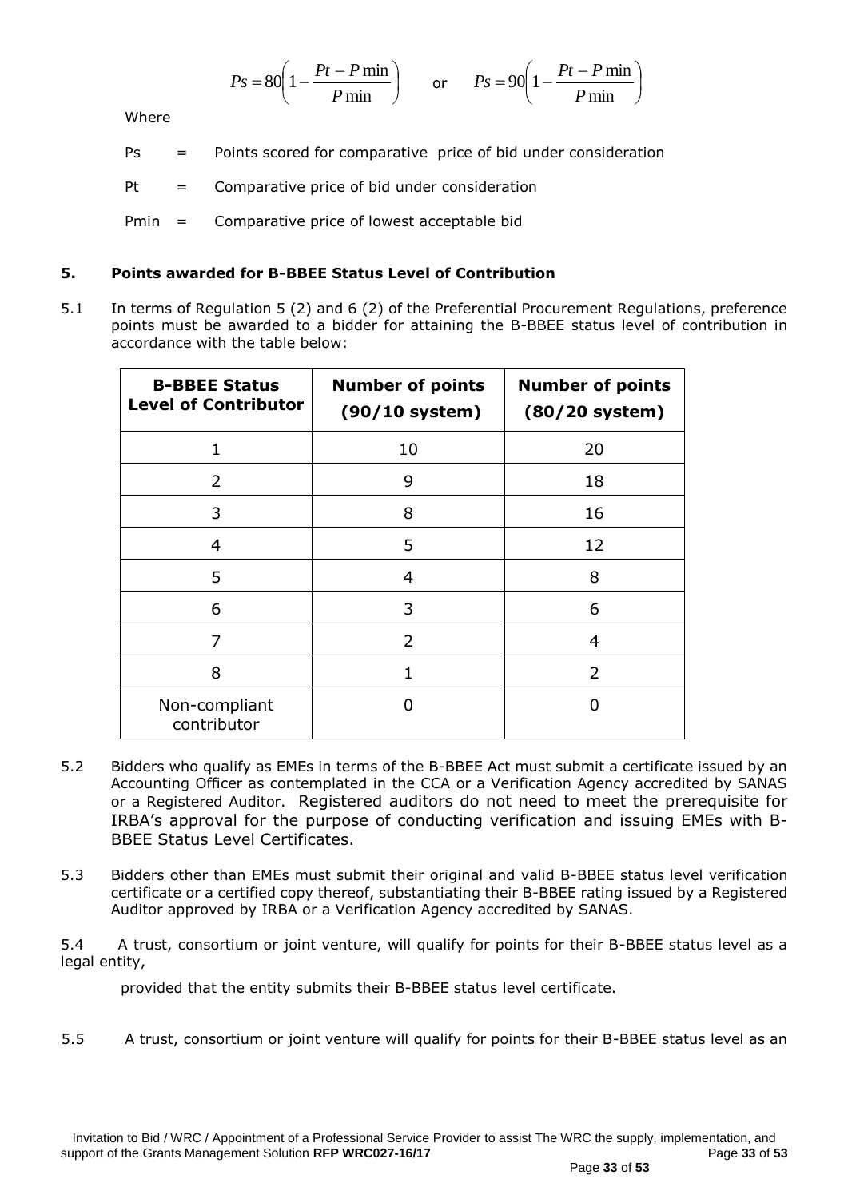$$Ps = 80\left(1 - \frac{Pt - P\min}{P\min}\right) \quad \text{or} \quad Ps = 90\left(1 - \frac{Pt - P\min}{P\min}\right)$$

Where

Ps = Points scored for comparative price of bid under consideration

Pt = Comparative price of bid under consideration

Pmin = Comparative price of lowest acceptable bid

## 5. Points awarded for B-BBEE Status Level of Contribution

5.1 In terms of Regulation 5 (2) and 6 (2) of the Preferential Procurement Regulations, preference points must be awarded to a bidder for attaining the B-BBEE status level of contribution in accordance with the table below:

| B-BBEE Status Level of Contributor | Number of points (90/10 system) | Number of points (80/20 system) |
|---|---|---|
| 1 | 10 | 20 |
| 2 | 9 | 18 |
| 3 | 8 | 16 |
| 4 | 5 | 12 |
| 5 | 4 | 8 |
| 6 | 3 | 6 |
| 7 | 2 | 4 |
| 8 | 1 | 2 |
| Non-compliant contributor | 0 | 0 |

5.2 Bidders who qualify as EMEs in terms of the B-BBEE Act must submit a certificate issued by an Accounting Officer as contemplated in the CCA or a Verification Agency accredited by SANAS or a Registered Auditor. Registered auditors do not need to meet the prerequisite for IRBA's approval for the purpose of conducting verification and issuing EMEs with B-BBEE Status Level Certificates.

5.3 Bidders other than EMEs must submit their original and valid B-BBEE status level verification certificate or a certified copy thereof, substantiating their B-BBEE rating issued by a Registered Auditor approved by IRBA or a Verification Agency accredited by SANAS.

5.4 A trust, consortium or joint venture, will qualify for points for their B-BBEE status level as a legal entity,

provided that the entity submits their B-BBEE status level certificate.

5.5 A trust, consortium or joint venture will qualify for points for their B-BBEE status level as an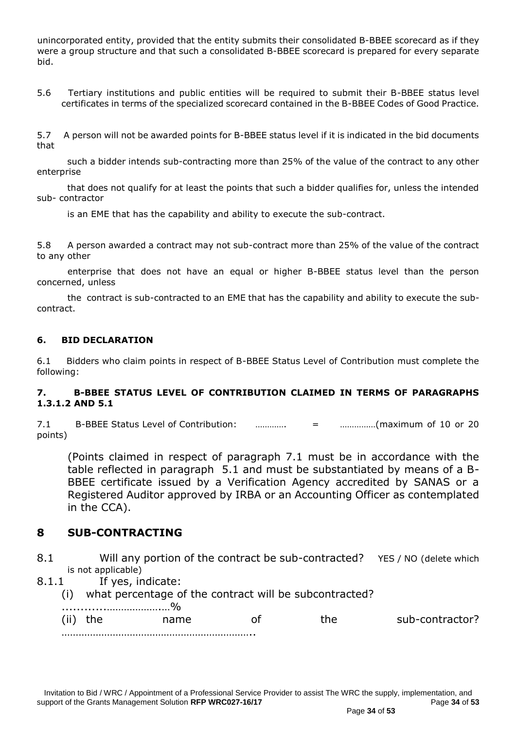unincorporated entity, provided that the entity submits their consolidated B-BBEE scorecard as if they were a group structure and that such a consolidated B-BBEE scorecard is prepared for every separate bid.

5.6 Tertiary institutions and public entities will be required to submit their B-BBEE status level certificates in terms of the specialized scorecard contained in the B-BBEE Codes of Good Practice.

5.7 A person will not be awarded points for B-BBEE status level if it is indicated in the bid documents that such a bidder intends sub-contracting more than 25% of the value of the contract to any other enterprise that does not qualify for at least the points that such a bidder qualifies for, unless the intended sub- contractor is an EME that has the capability and ability to execute the sub-contract.

5.8 A person awarded a contract may not sub-contract more than 25% of the value of the contract to any other enterprise that does not have an equal or higher B-BBEE status level than the person concerned, unless the contract is sub-contracted to an EME that has the capability and ability to execute the sub-contract.

### 6. BID DECLARATION

6.1 Bidders who claim points in respect of B-BBEE Status Level of Contribution must complete the following:

### 7. B-BBEE STATUS LEVEL OF CONTRIBUTION CLAIMED IN TERMS OF PARAGRAPHS 1.3.1.2 AND 5.1

7.1 B-BBEE Status Level of Contribution: …………. = ……………(maximum of 10 or 20 points)

(Points claimed in respect of paragraph 7.1 must be in accordance with the table reflected in paragraph 5.1 and must be substantiated by means of a B-BBEE certificate issued by a Verification Agency accredited by SANAS or a Registered Auditor approved by IRBA or an Accounting Officer as contemplated in the CCA).

## 8 SUB-CONTRACTING

8.1 Will any portion of the contract be sub-contracted? YES / NO (delete which is not applicable)

8.1.1 If yes, indicate:

(i) what percentage of the contract will be subcontracted? ..............………………..%

(ii) the name of the sub-contractor? …………………………………………………………..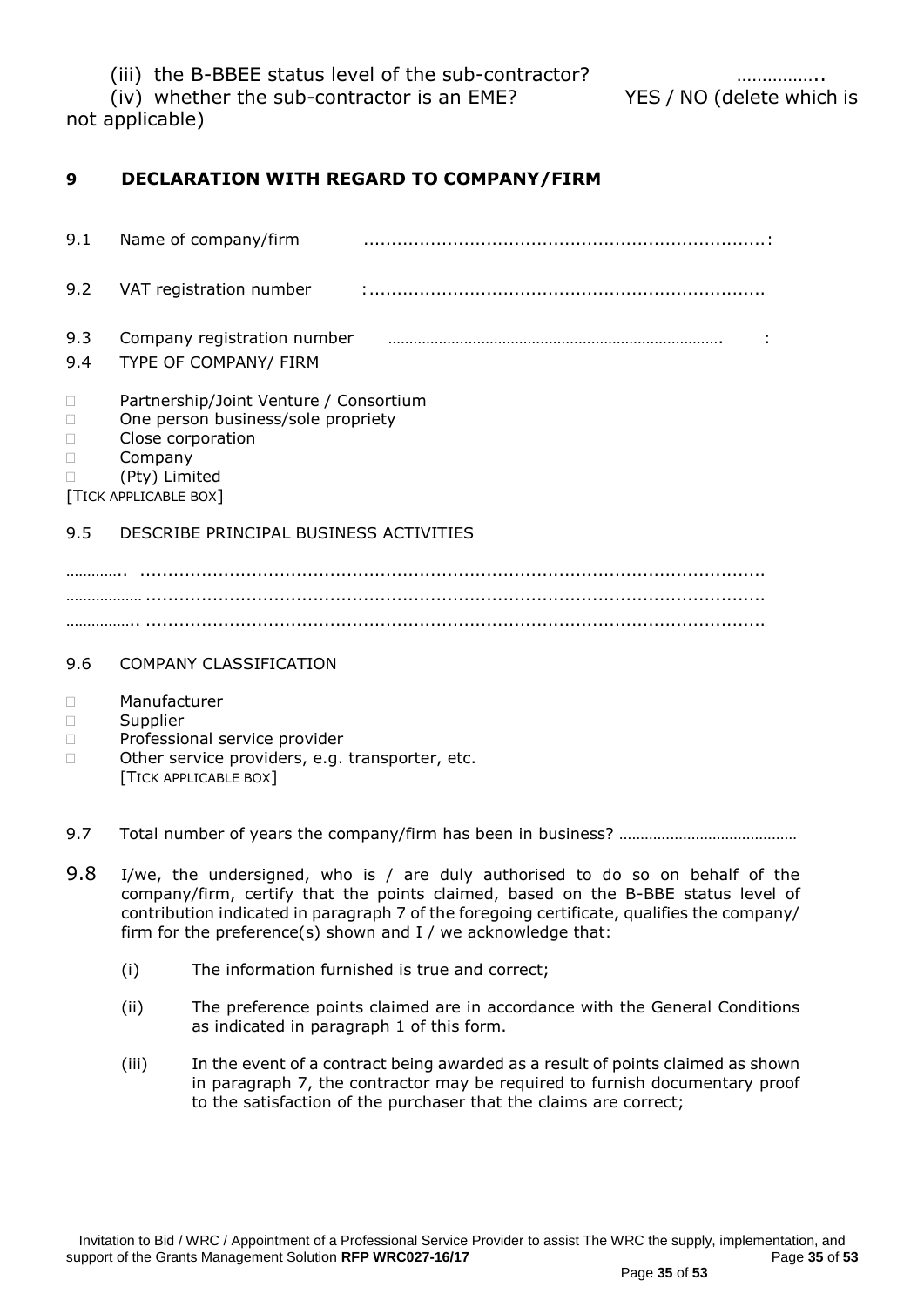(iii) the B-BBEE status level of the sub-contractor? ……………..

(iv) whether the sub-contractor is an EME? YES / NO (delete which is not applicable)

## 9 DECLARATION WITH REGARD TO COMPANY/FIRM

9.1 Name of company/firm ......................................................................:

9.2 VAT registration number :......................................................................

9.3 Company registration number ……………………………………………………………………. :

9.4 TYPE OF COMPANY/ FIRM

- □ Partnership/Joint Venture / Consortium
- □ One person business/sole propriety
- □ Close corporation
- □ Company
- □ (Pty) Limited

[TICK APPLICABLE BOX]

9.5 DESCRIBE PRINCIPAL BUSINESS ACTIVITIES

…………. ...............................................................................................................
……………… ...............................................................................................................
……………. ...............................................................................................................

9.6 COMPANY CLASSIFICATION

- □ Manufacturer
- □ Supplier
- □ Professional service provider
- □ Other service providers, e.g. transporter, etc.

[TICK APPLICABLE BOX]

9.7 Total number of years the company/firm has been in business? ……………………………………

9.8 I/we, the undersigned, who is / are duly authorised to do so on behalf of the company/firm, certify that the points claimed, based on the B-BBE status level of contribution indicated in paragraph 7 of the foregoing certificate, qualifies the company/ firm for the preference(s) shown and I / we acknowledge that:

(i) The information furnished is true and correct;

(ii) The preference points claimed are in accordance with the General Conditions as indicated in paragraph 1 of this form.

(iii) In the event of a contract being awarded as a result of points claimed as shown in paragraph 7, the contractor may be required to furnish documentary proof to the satisfaction of the purchaser that the claims are correct;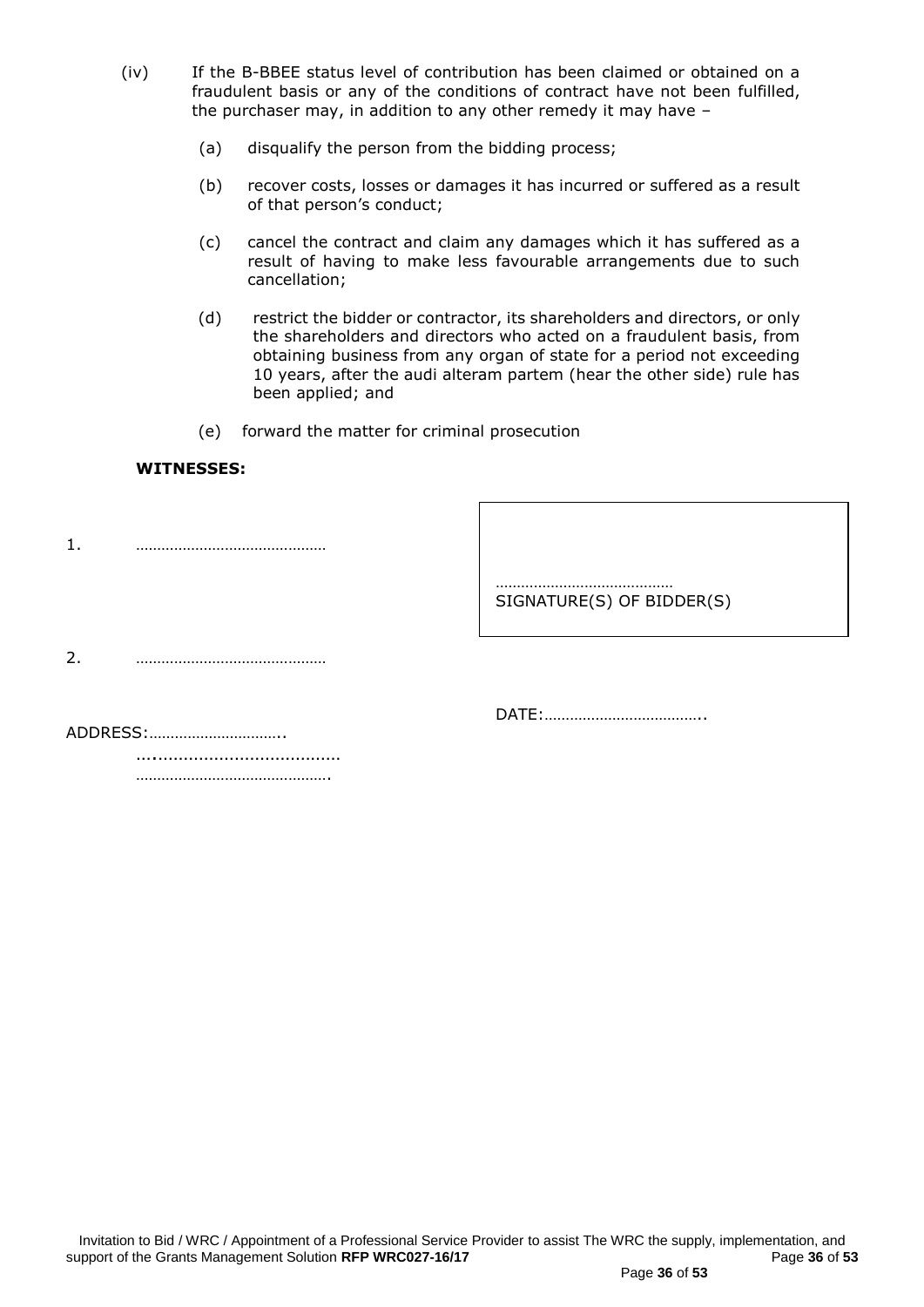(iv) If the B-BBEE status level of contribution has been claimed or obtained on a fraudulent basis or any of the conditions of contract have not been fulfilled, the purchaser may, in addition to any other remedy it may have –

(a) disqualify the person from the bidding process;

(b) recover costs, losses or damages it has incurred or suffered as a result of that person's conduct;

(c) cancel the contract and claim any damages which it has suffered as a result of having to make less favourable arrangements due to such cancellation;

(d) restrict the bidder or contractor, its shareholders and directors, or only the shareholders and directors who acted on a fraudulent basis, from obtaining business from any organ of state for a period not exceeding 10 years, after the audi alteram partem (hear the other side) rule has been applied; and

(e) forward the matter for criminal prosecution

**WITNESSES:**

1. ………………………………………

……………………………………
SIGNATURE(S) OF BIDDER(S)

2. ………………………………………

DATE:………………………………..

ADDRESS:…………………………..
…......................................
……………………………………….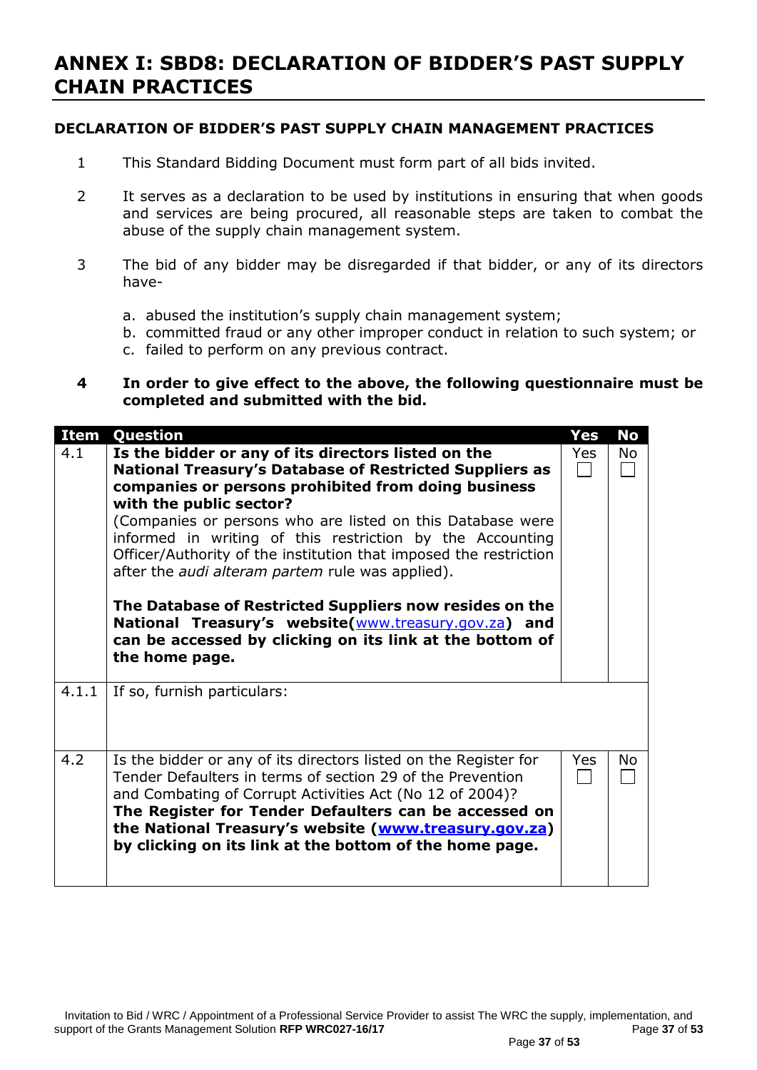# ANNEX I: SBD8: DECLARATION OF BIDDER'S PAST SUPPLY CHAIN PRACTICES

**DECLARATION OF BIDDER'S PAST SUPPLY CHAIN MANAGEMENT PRACTICES**

1 This Standard Bidding Document must form part of all bids invited.

2 It serves as a declaration to be used by institutions in ensuring that when goods and services are being procured, all reasonable steps are taken to combat the abuse of the supply chain management system.

3 The bid of any bidder may be disregarded if that bidder, or any of its directors have-

a. abused the institution's supply chain management system;
b. committed fraud or any other improper conduct in relation to such system; or
c. failed to perform on any previous contract.

**4 In order to give effect to the above, the following questionnaire must be completed and submitted with the bid.**

| Item | Question | Yes | No |
|---|---|---|---|
| 4.1 | **Is the bidder or any of its directors listed on the National Treasury's Database of Restricted Suppliers as companies or persons prohibited from doing business with the public sector?** (Companies or persons who are listed on this Database were informed in writing of this restriction by the Accounting Officer/Authority of the institution that imposed the restriction after the *audi alteram partem* rule was applied). **The Database of Restricted Suppliers now resides on the National Treasury's website(www.treasury.gov.za) and can be accessed by clicking on its link at the bottom of the home page.** | Yes ☐ | No ☐ |
| 4.1.1 | If so, furnish particulars: | | |
| 4.2 | Is the bidder or any of its directors listed on the Register for Tender Defaulters in terms of section 29 of the Prevention and Combating of Corrupt Activities Act (No 12 of 2004)? **The Register for Tender Defaulters can be accessed on the National Treasury's website (www.treasury.gov.za) by clicking on its link at the bottom of the home page.** | Yes ☐ | No ☐ |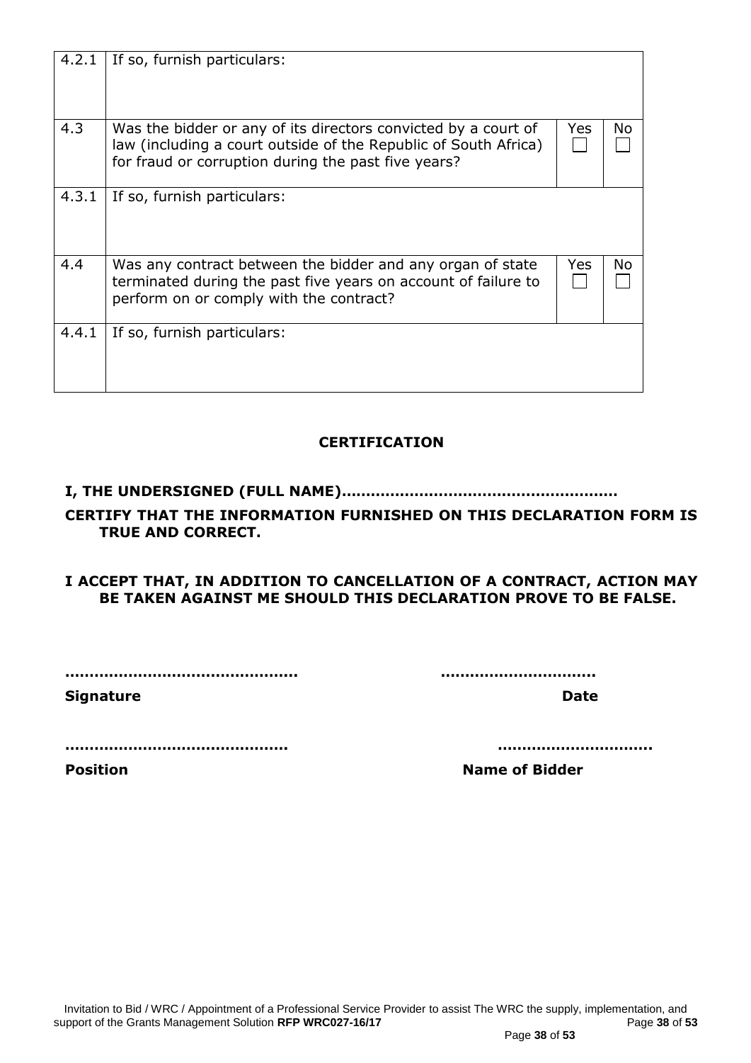| | | | |
|---|---|---|---|
| 4.2.1 | If so, furnish particulars: | | |
| 4.3 | Was the bidder or any of its directors convicted by a court of law (including a court outside of the Republic of South Africa) for fraud or corruption during the past five years? | Yes ☐ | No ☐ |
| 4.3.1 | If so, furnish particulars: | | |
| 4.4 | Was any contract between the bidder and any organ of state terminated during the past five years on account of failure to perform on or comply with the contract? | Yes ☐ | No ☐ |
| 4.4.1 | If so, furnish particulars: | | |

## CERTIFICATION

**I, THE UNDERSIGNED (FULL NAME)………………………………………………**

**CERTIFY THAT THE INFORMATION FURNISHED ON THIS DECLARATION FORM IS TRUE AND CORRECT.**

**I ACCEPT THAT, IN ADDITION TO CANCELLATION OF A CONTRACT, ACTION MAY BE TAKEN AGAINST ME SHOULD THIS DECLARATION PROVE TO BE FALSE.**

**………………………………………** **…………………………**

**Signature** **Date**

**………………………………………** **…………………………**

**Position** **Name of Bidder**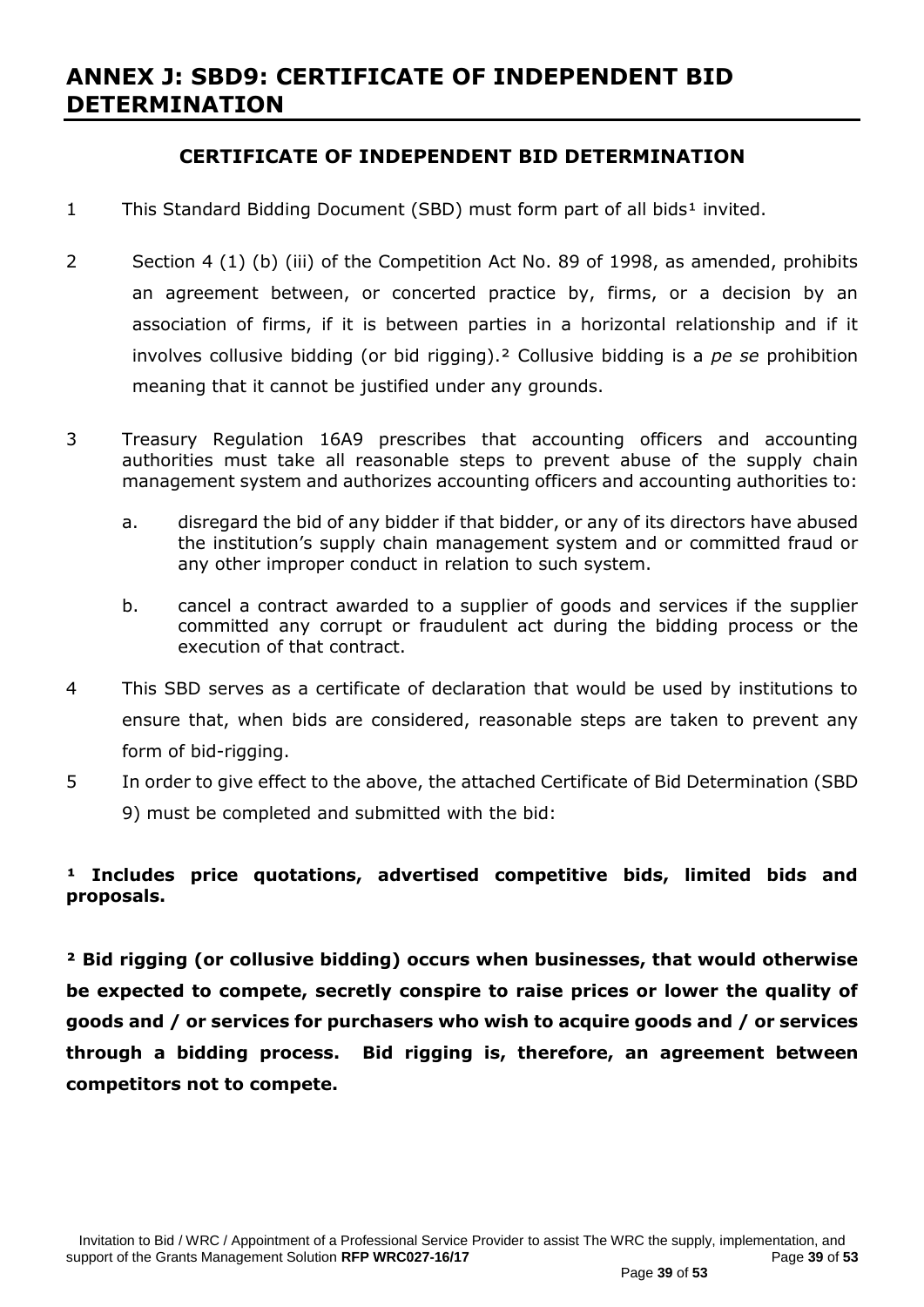# ANNEX J: SBD9: CERTIFICATE OF INDEPENDENT BID DETERMINATION

## CERTIFICATE OF INDEPENDENT BID DETERMINATION

1. This Standard Bidding Document (SBD) must form part of all bids[1] invited.

2. Section 4 (1) (b) (iii) of the Competition Act No. 89 of 1998, as amended, prohibits an agreement between, or concerted practice by, firms, or a decision by an association of firms, if it is between parties in a horizontal relationship and if it involves collusive bidding (or bid rigging).[2] Collusive bidding is a *pe se* prohibition meaning that it cannot be justified under any grounds.

3. Treasury Regulation 16A9 prescribes that accounting officers and accounting authorities must take all reasonable steps to prevent abuse of the supply chain management system and authorizes accounting officers and accounting authorities to:

   a. disregard the bid of any bidder if that bidder, or any of its directors have abused the institution's supply chain management system and or committed fraud or any other improper conduct in relation to such system.

   b. cancel a contract awarded to a supplier of goods and services if the supplier committed any corrupt or fraudulent act during the bidding process or the execution of that contract.

4. This SBD serves as a certificate of declaration that would be used by institutions to ensure that, when bids are considered, reasonable steps are taken to prevent any form of bid-rigging.

5. In order to give effect to the above, the attached Certificate of Bid Determination (SBD 9) must be completed and submitted with the bid:

**[1] Includes price quotations, advertised competitive bids, limited bids and proposals.**

**[2] Bid rigging (or collusive bidding) occurs when businesses, that would otherwise be expected to compete, secretly conspire to raise prices or lower the quality of goods and / or services for purchasers who wish to acquire goods and / or services through a bidding process. Bid rigging is, therefore, an agreement between competitors not to compete.**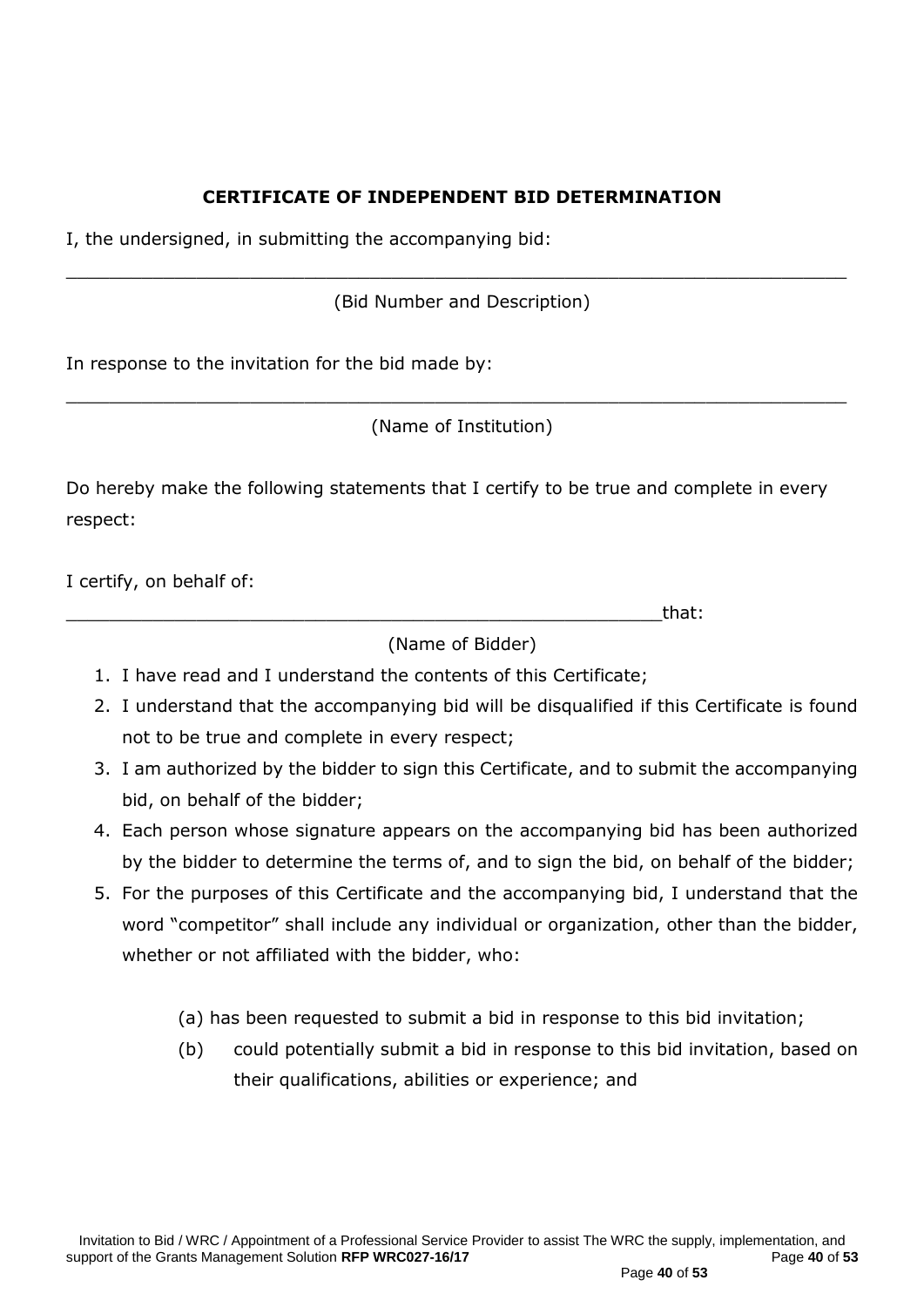## CERTIFICATE OF INDEPENDENT BID DETERMINATION

I, the undersigned, in submitting the accompanying bid:

_________________________________________________________________________

(Bid Number and Description)

In response to the invitation for the bid made by:

_________________________________________________________________________

(Name of Institution)

Do hereby make the following statements that I certify to be true and complete in every respect:

I certify, on behalf of:

_______________________________________________________that:

(Name of Bidder)

1. I have read and I understand the contents of this Certificate;
2. I understand that the accompanying bid will be disqualified if this Certificate is found not to be true and complete in every respect;
3. I am authorized by the bidder to sign this Certificate, and to submit the accompanying bid, on behalf of the bidder;
4. Each person whose signature appears on the accompanying bid has been authorized by the bidder to determine the terms of, and to sign the bid, on behalf of the bidder;
5. For the purposes of this Certificate and the accompanying bid, I understand that the word "competitor" shall include any individual or organization, other than the bidder, whether or not affiliated with the bidder, who:

   (a) has been requested to submit a bid in response to this bid invitation;

   (b) could potentially submit a bid in response to this bid invitation, based on their qualifications, abilities or experience; and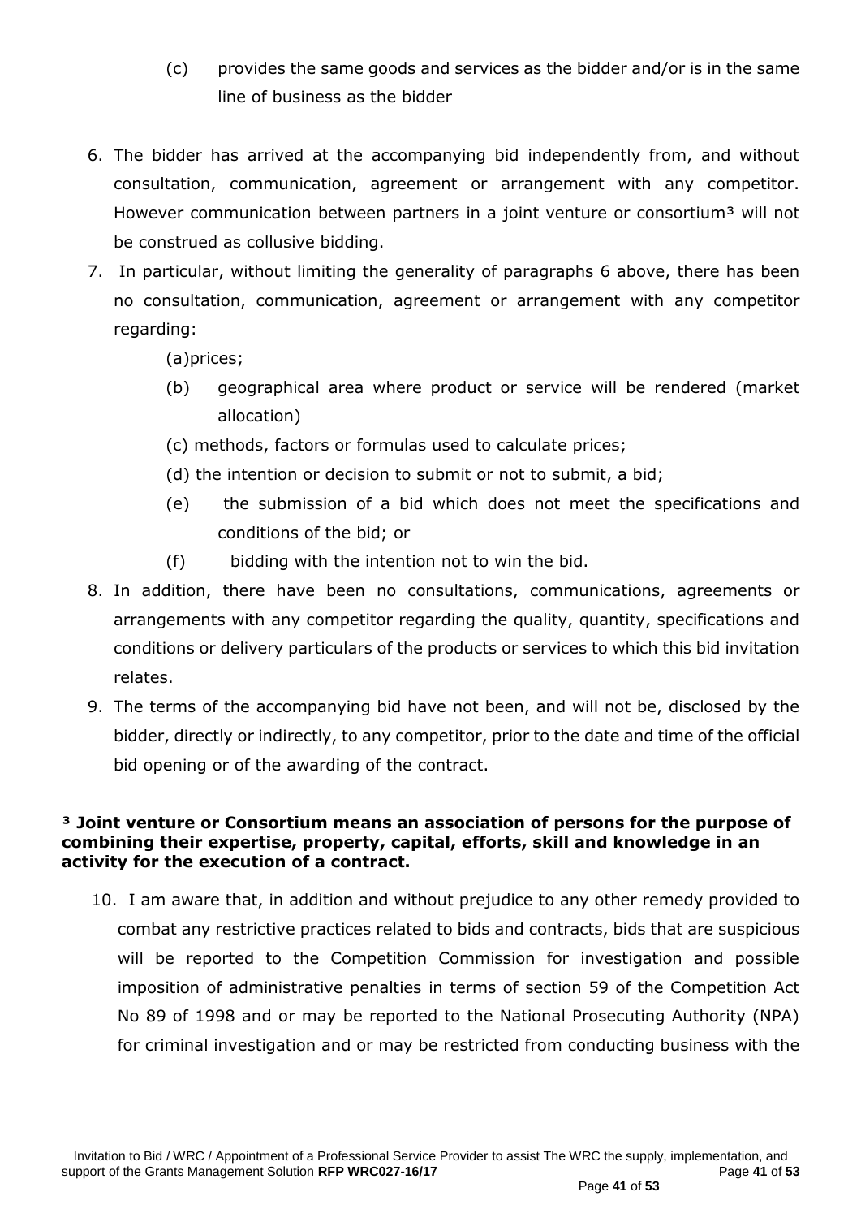(c) provides the same goods and services as the bidder and/or is in the same line of business as the bidder

6. The bidder has arrived at the accompanying bid independently from, and without consultation, communication, agreement or arrangement with any competitor. However communication between partners in a joint venture or consortium[3] will not be construed as collusive bidding.
7. In particular, without limiting the generality of paragraphs 6 above, there has been no consultation, communication, agreement or arrangement with any competitor regarding:

   (a)prices;

   (b) geographical area where product or service will be rendered (market allocation)

   (c) methods, factors or formulas used to calculate prices;

   (d) the intention or decision to submit or not to submit, a bid;

   (e) the submission of a bid which does not meet the specifications and conditions of the bid; or

   (f) bidding with the intention not to win the bid.
8. In addition, there have been no consultations, communications, agreements or arrangements with any competitor regarding the quality, quantity, specifications and conditions or delivery particulars of the products or services to which this bid invitation relates.
9. The terms of the accompanying bid have not been, and will not be, disclosed by the bidder, directly or indirectly, to any competitor, prior to the date and time of the official bid opening or of the awarding of the contract.

**[3] Joint venture or Consortium means an association of persons for the purpose of combining their expertise, property, capital, efforts, skill and knowledge in an activity for the execution of a contract.**

10. I am aware that, in addition and without prejudice to any other remedy provided to combat any restrictive practices related to bids and contracts, bids that are suspicious will be reported to the Competition Commission for investigation and possible imposition of administrative penalties in terms of section 59 of the Competition Act No 89 of 1998 and or may be reported to the National Prosecuting Authority (NPA) for criminal investigation and or may be restricted from conducting business with the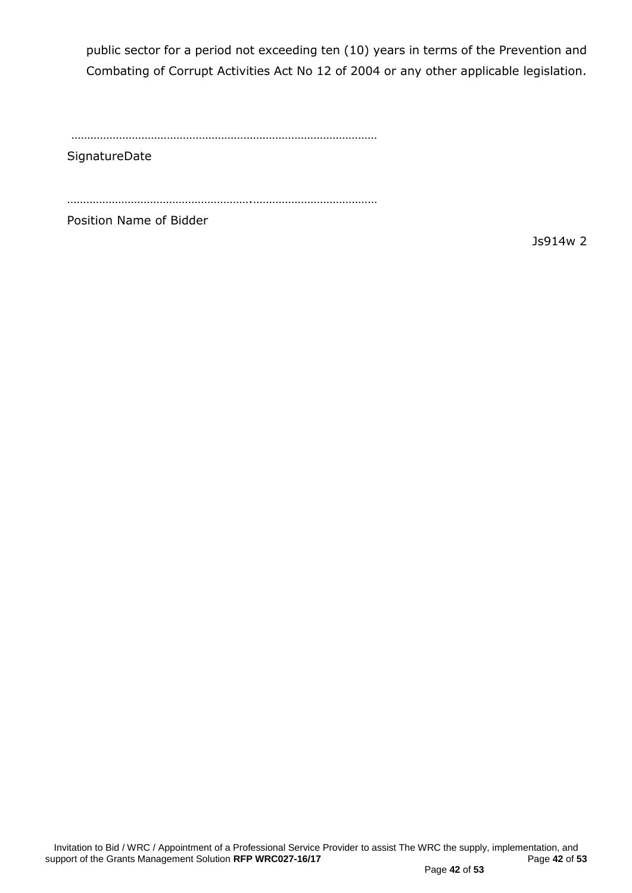public sector for a period not exceeding ten (10) years in terms of the Prevention and Combating of Corrupt Activities Act No 12 of 2004 or any other applicable legislation.

…………………………………………………………………………………

SignatureDate

……………………………………………….…………………………………

Position Name of Bidder

Js914w 2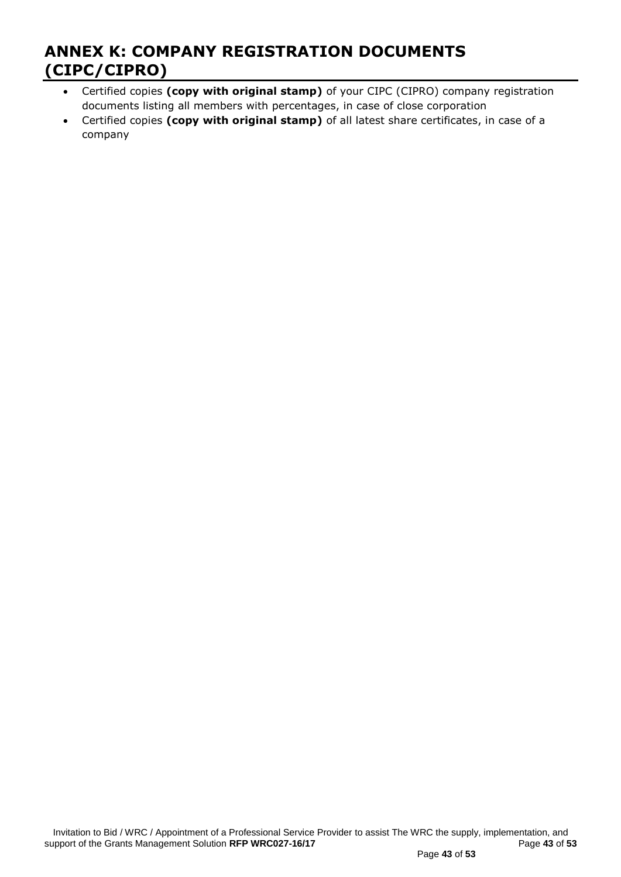# ANNEX K: COMPANY REGISTRATION DOCUMENTS (CIPC/CIPRO)

- Certified copies **(copy with original stamp)** of your CIPC (CIPRO) company registration documents listing all members with percentages, in case of close corporation
- Certified copies **(copy with original stamp)** of all latest share certificates, in case of a company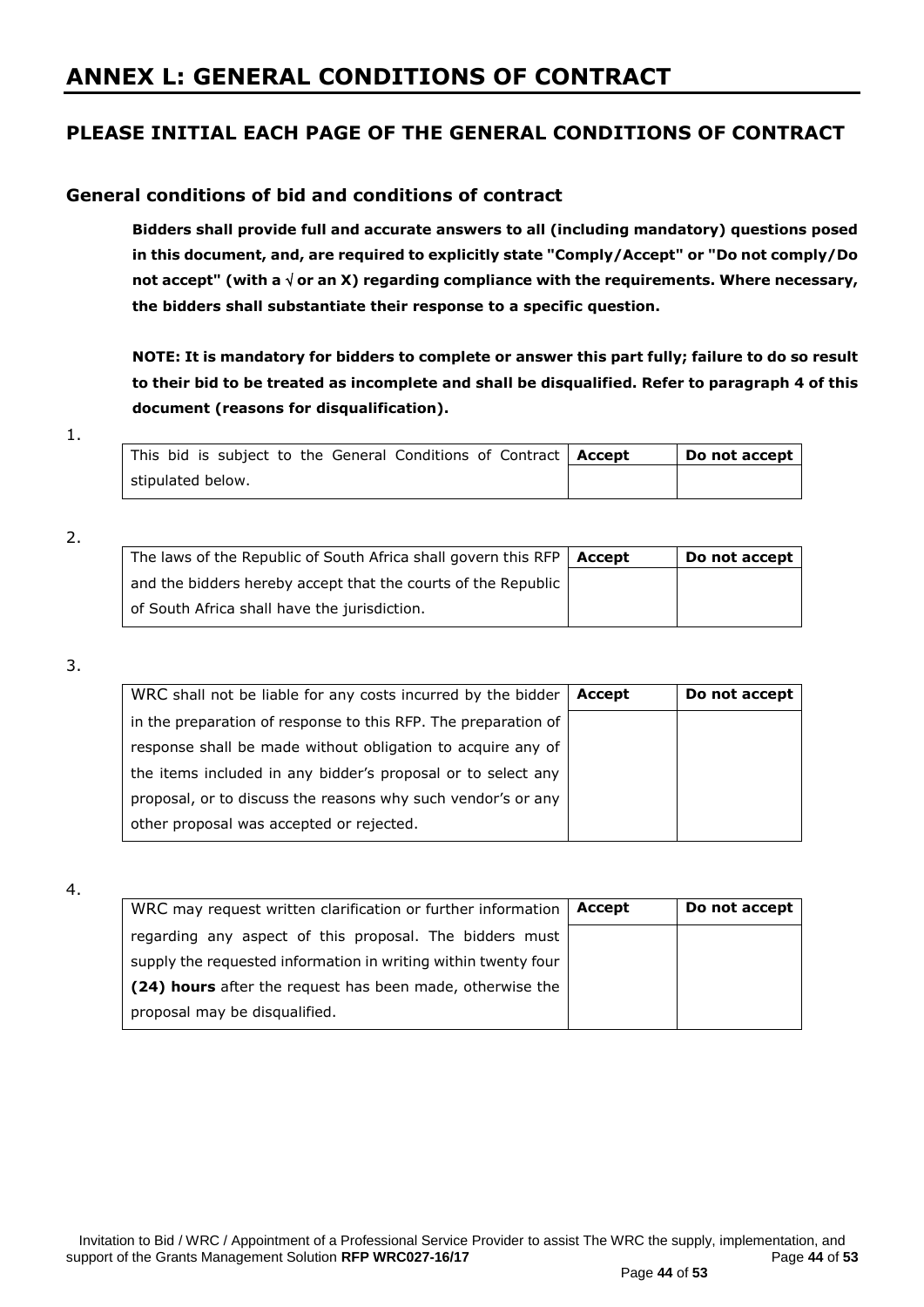# ANNEX L: GENERAL CONDITIONS OF CONTRACT

## PLEASE INITIAL EACH PAGE OF THE GENERAL CONDITIONS OF CONTRACT

### General conditions of bid and conditions of contract

**Bidders shall provide full and accurate answers to all (including mandatory) questions posed in this document, and, are required to explicitly state "Comply/Accept" or "Do not comply/Do not accept" (with a √ or an X) regarding compliance with the requirements. Where necessary, the bidders shall substantiate their response to a specific question.**

**NOTE: It is mandatory for bidders to complete or answer this part fully; failure to do so result to their bid to be treated as incomplete and shall be disqualified. Refer to paragraph 4 of this document (reasons for disqualification).**

1.

| This bid is subject to the General Conditions of Contract stipulated below. | **Accept** | **Do not accept** |
|---|---|---|
| | | |

2.

| The laws of the Republic of South Africa shall govern this RFP and the bidders hereby accept that the courts of the Republic of South Africa shall have the jurisdiction. | **Accept** | **Do not accept** |
|---|---|---|
| | | |

3.

| WRC shall not be liable for any costs incurred by the bidder in the preparation of response to this RFP. The preparation of response shall be made without obligation to acquire any of the items included in any bidder's proposal or to select any proposal, or to discuss the reasons why such vendor's or any other proposal was accepted or rejected. | **Accept** | **Do not accept** |
|---|---|---|
| | | |

4.

| WRC may request written clarification or further information regarding any aspect of this proposal. The bidders must supply the requested information in writing within twenty four **(24) hours** after the request has been made, otherwise the proposal may be disqualified. | **Accept** | **Do not accept** |
|---|---|---|
| | | |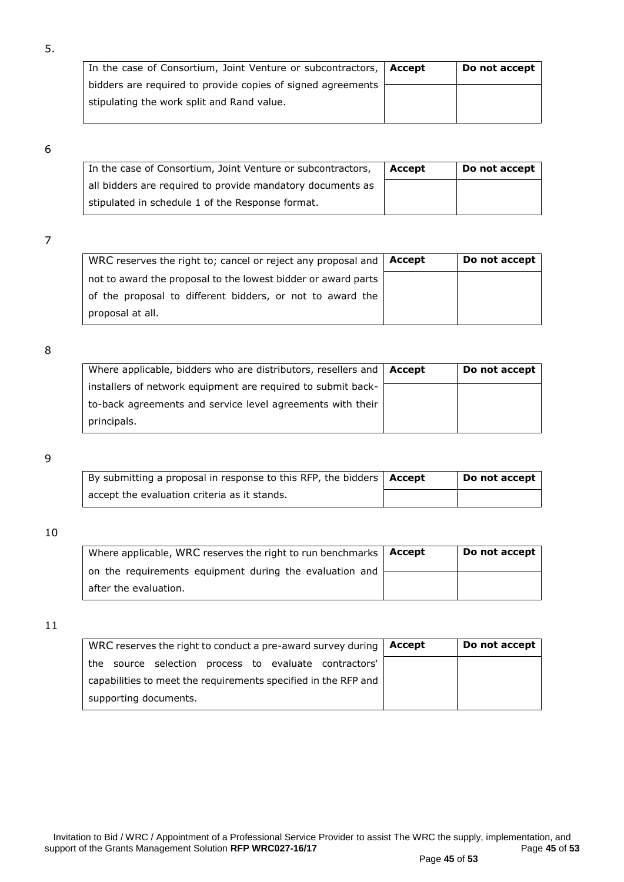5.

| In the case of Consortium, Joint Venture or subcontractors, bidders are required to provide copies of signed agreements stipulating the work split and Rand value. | Accept | Do not accept |
|---|---|---|
| | | |

6

| In the case of Consortium, Joint Venture or subcontractors, all bidders are required to provide mandatory documents as stipulated in schedule 1 of the Response format. | Accept | Do not accept |
|---|---|---|
| | | |

7

| WRC reserves the right to; cancel or reject any proposal and not to award the proposal to the lowest bidder or award parts of the proposal to different bidders, or not to award the proposal at all. | Accept | Do not accept |
|---|---|---|
| | | |

8

| Where applicable, bidders who are distributors, resellers and installers of network equipment are required to submit back-to-back agreements and service level agreements with their principals. | Accept | Do not accept |
|---|---|---|
| | | |

9

| By submitting a proposal in response to this RFP, the bidders accept the evaluation criteria as it stands. | Accept | Do not accept |
|---|---|---|
| | | |

10

| Where applicable, WRC reserves the right to run benchmarks on the requirements equipment during the evaluation and after the evaluation. | Accept | Do not accept |
|---|---|---|
| | | |

11

| WRC reserves the right to conduct a pre-award survey during the source selection process to evaluate contractors' capabilities to meet the requirements specified in the RFP and supporting documents. | Accept | Do not accept |
|---|---|---|
| | | |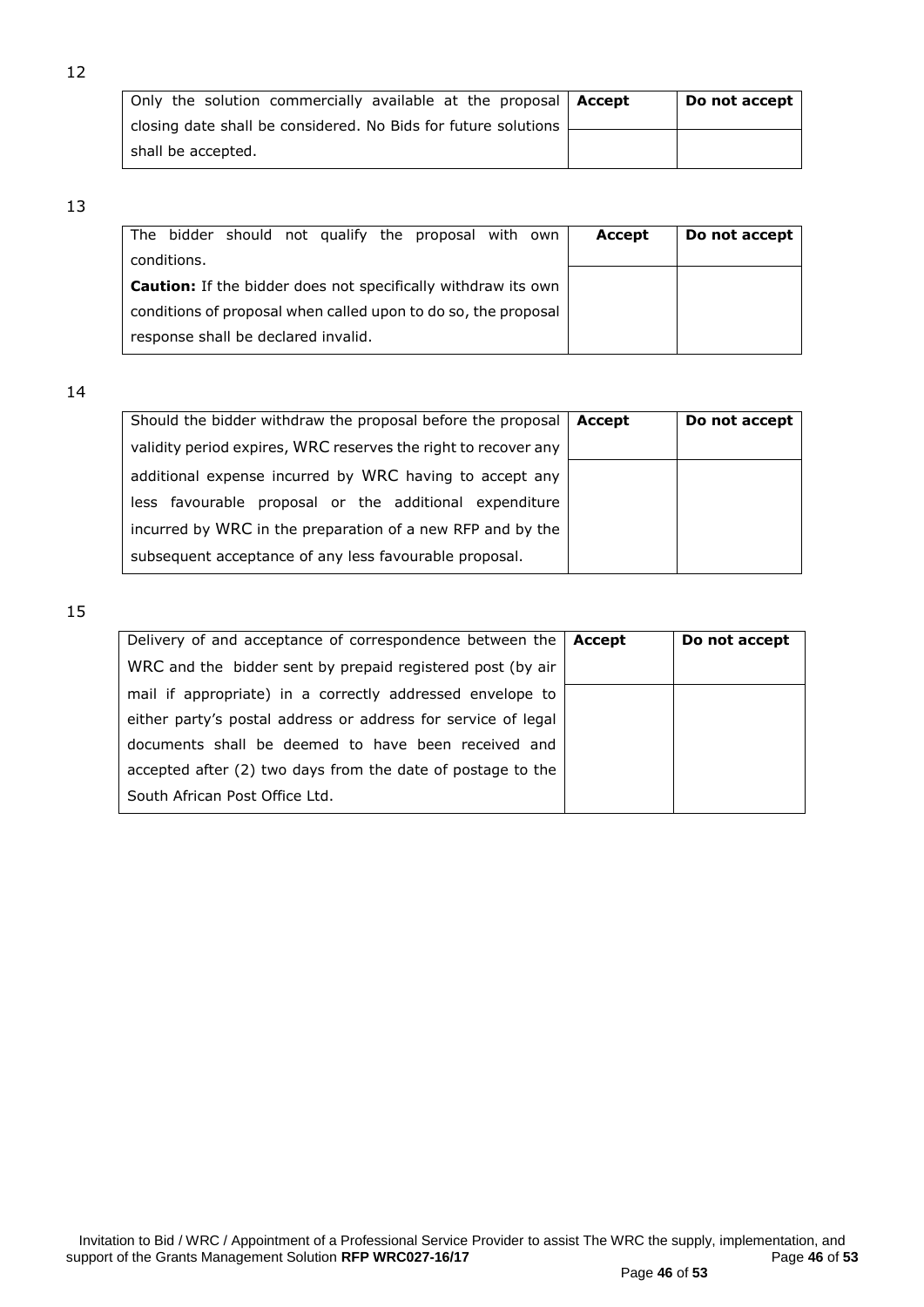12

| Only the solution commercially available at the proposal closing date shall be considered. No Bids for future solutions shall be accepted. | **Accept** | **Do not accept** |
|---|---|---|
| | | |

13

| The bidder should not qualify the proposal with own conditions. **Caution:** If the bidder does not specifically withdraw its own conditions of proposal when called upon to do so, the proposal response shall be declared invalid. | **Accept** | **Do not accept** |
|---|---|---|
| | | |

14

| Should the bidder withdraw the proposal before the proposal validity period expires, WRC reserves the right to recover any additional expense incurred by WRC having to accept any less favourable proposal or the additional expenditure incurred by WRC in the preparation of a new RFP and by the subsequent acceptance of any less favourable proposal. | **Accept** | **Do not accept** |
|---|---|---|
| | | |

15

| Delivery of and acceptance of correspondence between the WRC and the bidder sent by prepaid registered post (by air mail if appropriate) in a correctly addressed envelope to either party's postal address or address for service of legal documents shall be deemed to have been received and accepted after (2) two days from the date of postage to the South African Post Office Ltd. | **Accept** | **Do not accept** |
|---|---|---|
| | | |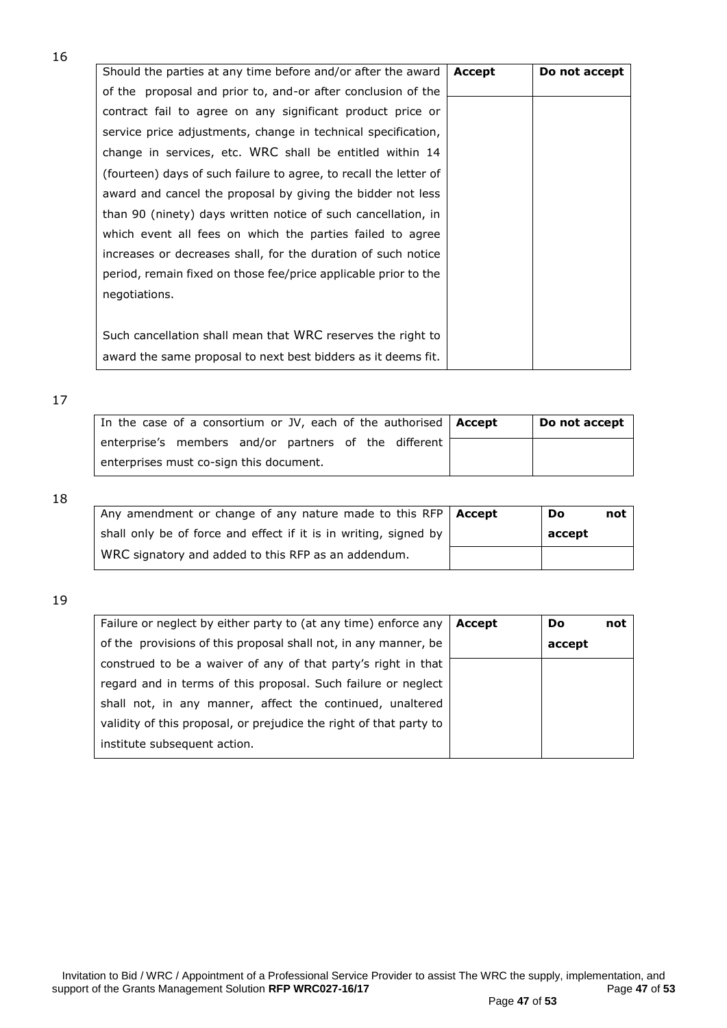16

| Should the parties at any time before and/or after the award of the proposal and prior to, and-or after conclusion of the contract fail to agree on any significant product price or service price adjustments, change in technical specification, change in services, etc. WRC shall be entitled within 14 (fourteen) days of such failure to agree, to recall the letter of award and cancel the proposal by giving the bidder not less than 90 (ninety) days written notice of such cancellation, in which event all fees on which the parties failed to agree increases or decreases shall, for the duration of such notice period, remain fixed on those fee/price applicable prior to the negotiations.<br><br>Such cancellation shall mean that WRC reserves the right to award the same proposal to next best bidders as it deems fit. | **Accept** | **Do not accept** |
|---|---|---|
| | | |

17

| In the case of a consortium or JV, each of the authorised enterprise's members and/or partners of the different enterprises must co-sign this document. | **Accept** | **Do not accept** |
|---|---|---|
| | | |

18

| Any amendment or change of any nature made to this RFP shall only be of force and effect if it is in writing, signed by WRC signatory and added to this RFP as an addendum. | **Accept** | **Do not accept** |
|---|---|---|
| | | |

19

| Failure or neglect by either party to (at any time) enforce any of the provisions of this proposal shall not, in any manner, be construed to be a waiver of any of that party's right in that regard and in terms of this proposal. Such failure or neglect shall not, in any manner, affect the continued, unaltered validity of this proposal, or prejudice the right of that party to institute subsequent action. | **Accept** | **Do not accept** |
|---|---|---|
| | | |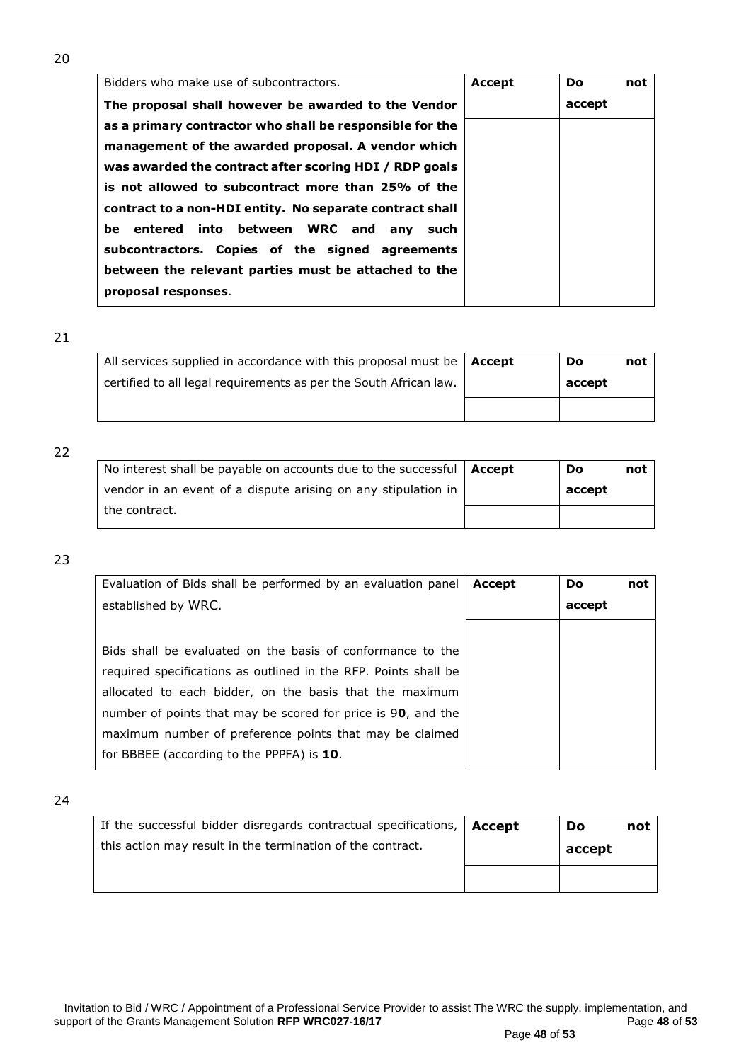20

| Bidders who make use of subcontractors. **The proposal shall however be awarded to the Vendor as a primary contractor who shall be responsible for the management of the awarded proposal. A vendor which was awarded the contract after scoring HDI / RDP goals is not allowed to subcontract more than 25% of the contract to a non-HDI entity. No separate contract shall be entered into between WRC and any such subcontractors. Copies of the signed agreements between the relevant parties must be attached to the proposal responses**. | **Accept** | **Do not accept** |
|---|---|---|
| | | |

21

| All services supplied in accordance with this proposal must be certified to all legal requirements as per the South African law. | **Accept** | **Do not accept** |
|---|---|---|
| | | |

22

| No interest shall be payable on accounts due to the successful vendor in an event of a dispute arising on any stipulation in the contract. | **Accept** | **Do not accept** |
|---|---|---|
| | | |

23

| Evaluation of Bids shall be performed by an evaluation panel established by WRC.<br><br>Bids shall be evaluated on the basis of conformance to the required specifications as outlined in the RFP. Points shall be allocated to each bidder, on the basis that the maximum number of points that may be scored for price is 9**0**, and the maximum number of preference points that may be claimed for BBBEE (according to the PPPFA) is **10**. | **Accept** | **Do not accept** |
|---|---|---|
| | | |

24

| If the successful bidder disregards contractual specifications, this action may result in the termination of the contract. | **Accept** | **Do not accept** |
|---|---|---|
| | | |

Invitation to Bid / WRC / Appointment of a Professional Service Provider to assist The WRC the supply, implementation, and support of the Grants Management Solution **RFP WRC027-16/17**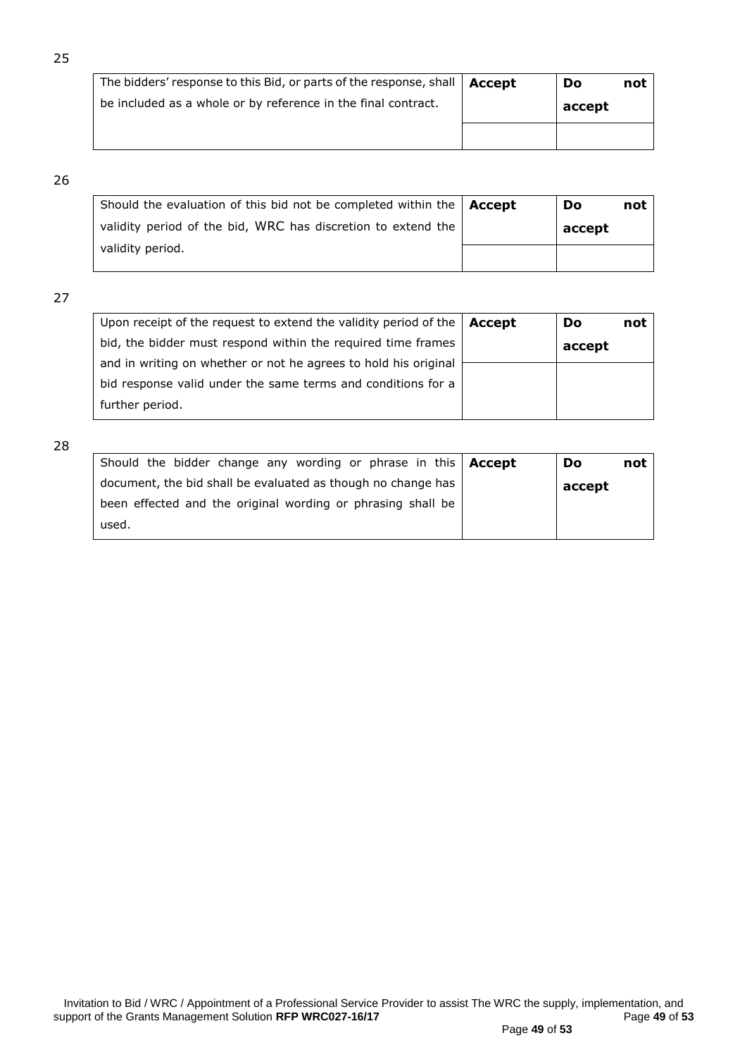25

| The bidders' response to this Bid, or parts of the response, shall be included as a whole or by reference in the final contract. | **Accept** | **Do not accept** |
|---|---|---|
| | | |

26

| Should the evaluation of this bid not be completed within the validity period of the bid, WRC has discretion to extend the validity period. | **Accept** | **Do not accept** |
|---|---|---|
| | | |

27

| Upon receipt of the request to extend the validity period of the bid, the bidder must respond within the required time frames and in writing on whether or not he agrees to hold his original bid response valid under the same terms and conditions for a further period. | **Accept** | **Do not accept** |
|---|---|---|
| | | |

28

| Should the bidder change any wording or phrase in this document, the bid shall be evaluated as though no change has been effected and the original wording or phrasing shall be used. | **Accept** | **Do not accept** |
|---|---|---|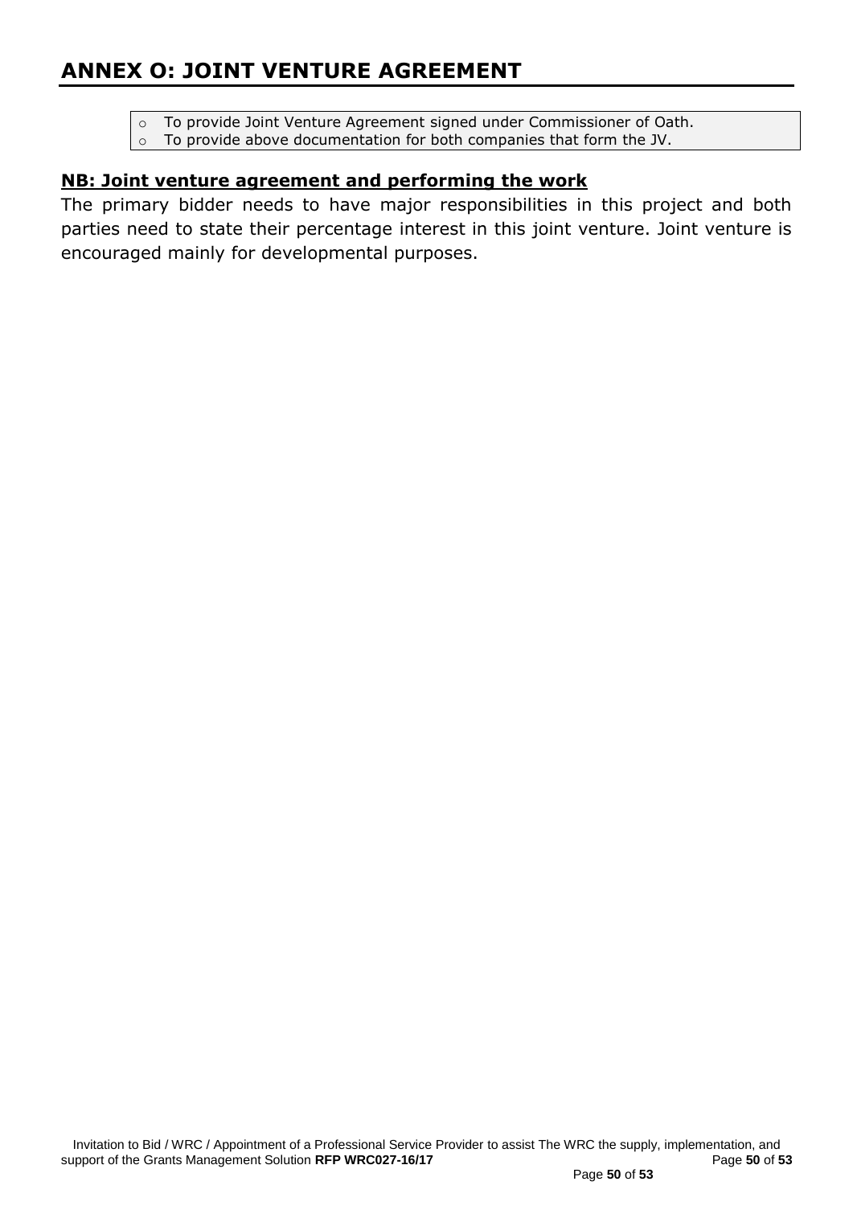# ANNEX O: JOINT VENTURE AGREEMENT

- To provide Joint Venture Agreement signed under Commissioner of Oath.
- To provide above documentation for both companies that form the JV.

**NB: Joint venture agreement and performing the work**

The primary bidder needs to have major responsibilities in this project and both parties need to state their percentage interest in this joint venture. Joint venture is encouraged mainly for developmental purposes.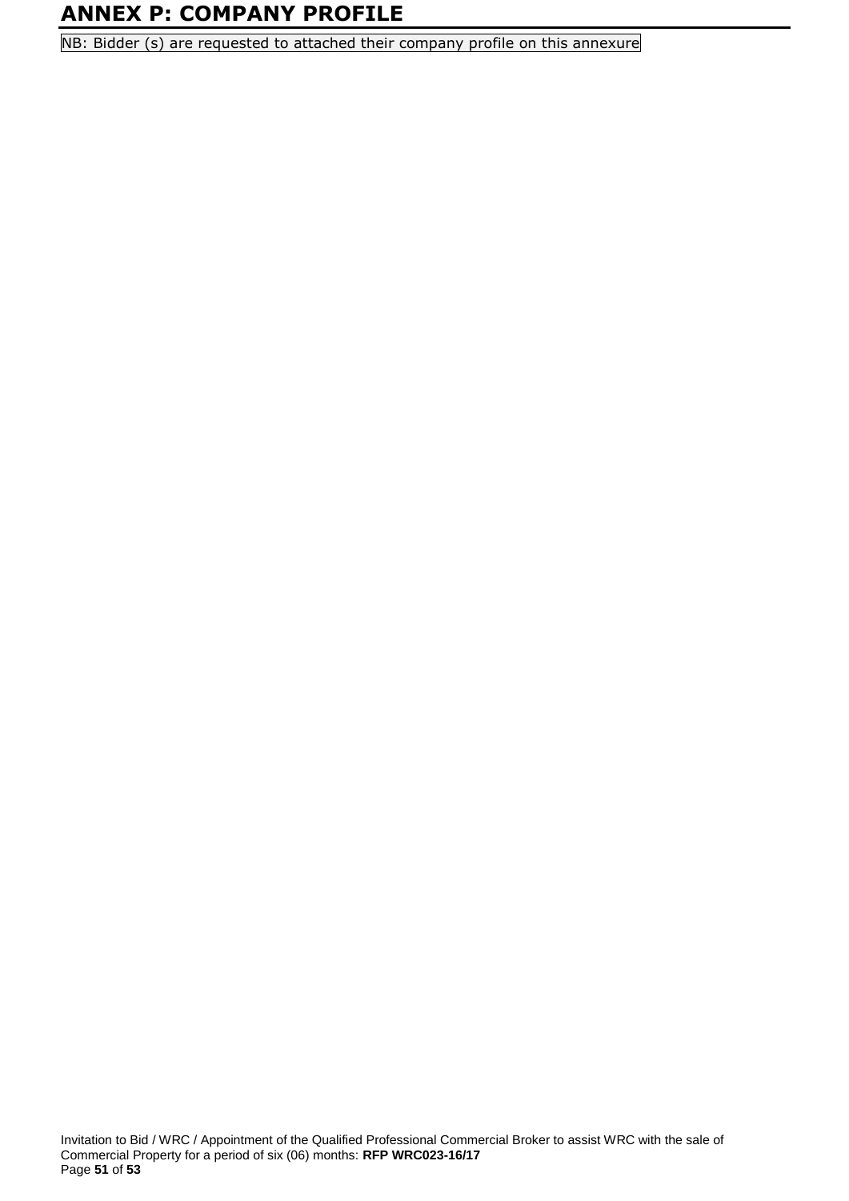# ANNEX P: COMPANY PROFILE

NB: Bidder (s) are requested to attached their company profile on this annexure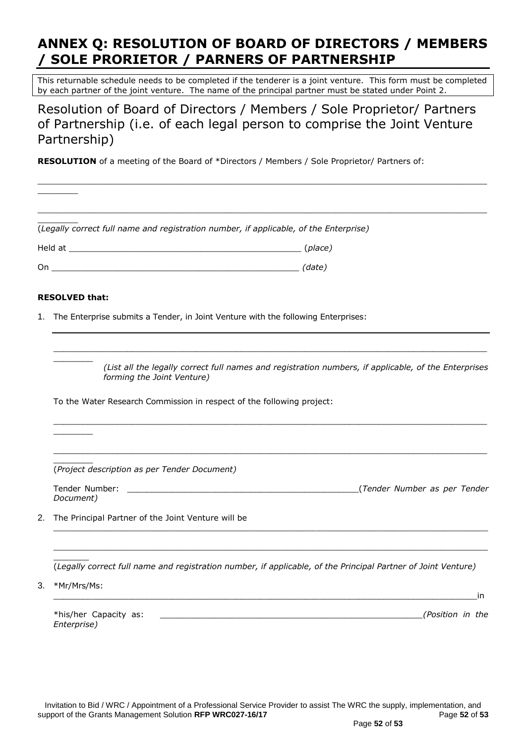# ANNEX Q: RESOLUTION OF BOARD OF DIRECTORS / MEMBERS / SOLE PRORIETOR / PARNERS OF PARTNERSHIP

| This returnable schedule needs to be completed if the tenderer is a joint venture. This form must be completed by each partner of the joint venture. The name of the principal partner must be stated under Point 2. |
|---|

## Resolution of Board of Directors / Members / Sole Proprietor/ Partners of Partnership (i.e. of each legal person to comprise the Joint Venture Partnership)

**RESOLUTION** of a meeting of the Board of *Directors / Members / Sole Proprietor/ Partners of:

________________________________________________________________________________________________

________________________________________________________________________________________________

(*Legally correct full name and registration number, if applicable, of the Enterprise*)

Held at _______________________________________________ (*place*)

On ________________________________________________ *(date)*

**RESOLVED that:**

1. The Enterprise submits a Tender, in Joint Venture with the following Enterprises:

   ________________________________________________________________________________________________

   ________________________________________________________________________________________________

   *(List all the legally correct full names and registration numbers, if applicable, of the Enterprises forming the Joint Venture)*

   To the Water Research Commission in respect of the following project:

   ________________________________________________________________________________________________

   ________________________________________________________________________________________________

   (*Project description as per Tender Document)*

   Tender Number: _______________________________________________(*Tender Number as per Tender Document)*

2. The Principal Partner of the Joint Venture will be

   ________________________________________________________________________________________________

   ________________________________________________________________________________________________

   (*Legally correct full name and registration number, if applicable, of the Principal Partner of Joint Venture)*

3. *Mr/Mrs/Ms:

   ________________________________________________________________________________________in

   *his/her Capacity as: _____________________________________________________*(Position in the Enterprise)*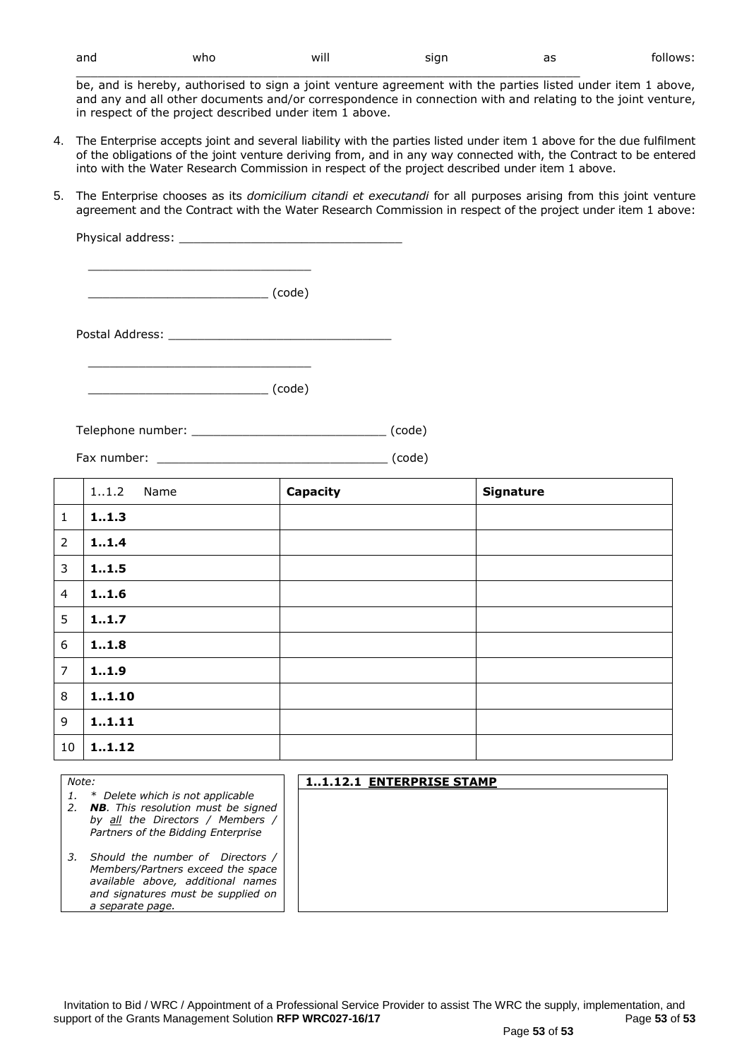and who will sign as follows: ______________________________________________________________________

be, and is hereby, authorised to sign a joint venture agreement with the parties listed under item 1 above, and any and all other documents and/or correspondence in connection with and relating to the joint venture, in respect of the project described under item 1 above.

4. The Enterprise accepts joint and several liability with the parties listed under item 1 above for the due fulfilment of the obligations of the joint venture deriving from, and in any way connected with, the Contract to be entered into with the Water Research Commission in respect of the project described under item 1 above.

5. The Enterprise chooses as its *domicilium citandi et executandi* for all purposes arising from this joint venture agreement and the Contract with the Water Research Commission in respect of the project under item 1 above:

   Physical address: ______________________________

   ______________________________

   ________________________ (code)

   Postal Address: ______________________________

   ______________________________

   ________________________ (code)

   Telephone number: __________________________ (code)

   Fax number: ______________________________ (code)

| | 1..1.2 Name | Capacity | Signature |
|---|---|---|---|
| 1 | **1..1.3** | | |
| 2 | **1..1.4** | | |
| 3 | **1..1.5** | | |
| 4 | **1..1.6** | | |
| 5 | **1..1.7** | | |
| 6 | **1..1.8** | | |
| 7 | **1..1.9** | | |
| 8 | **1..1.10** | | |
| 9 | **1..1.11** | | |
| 10 | **1..1.12** | | |

*Note:*
1. *\* Delete which is not applicable*
2. ***NB**. This resolution must be signed by all the Directors / Members / Partners of the Bidding Enterprise*
3. *Should the number of Directors / Members/Partners exceed the space available above, additional names and signatures must be supplied on a separate page.*

**1..1.12.1 ENTERPRISE STAMP**

Invitation to Bid / WRC / Appointment of a Professional Service Provider to assist The WRC the supply, implementation, and support of the Grants Management Solution **RFP WRC027-16/17**